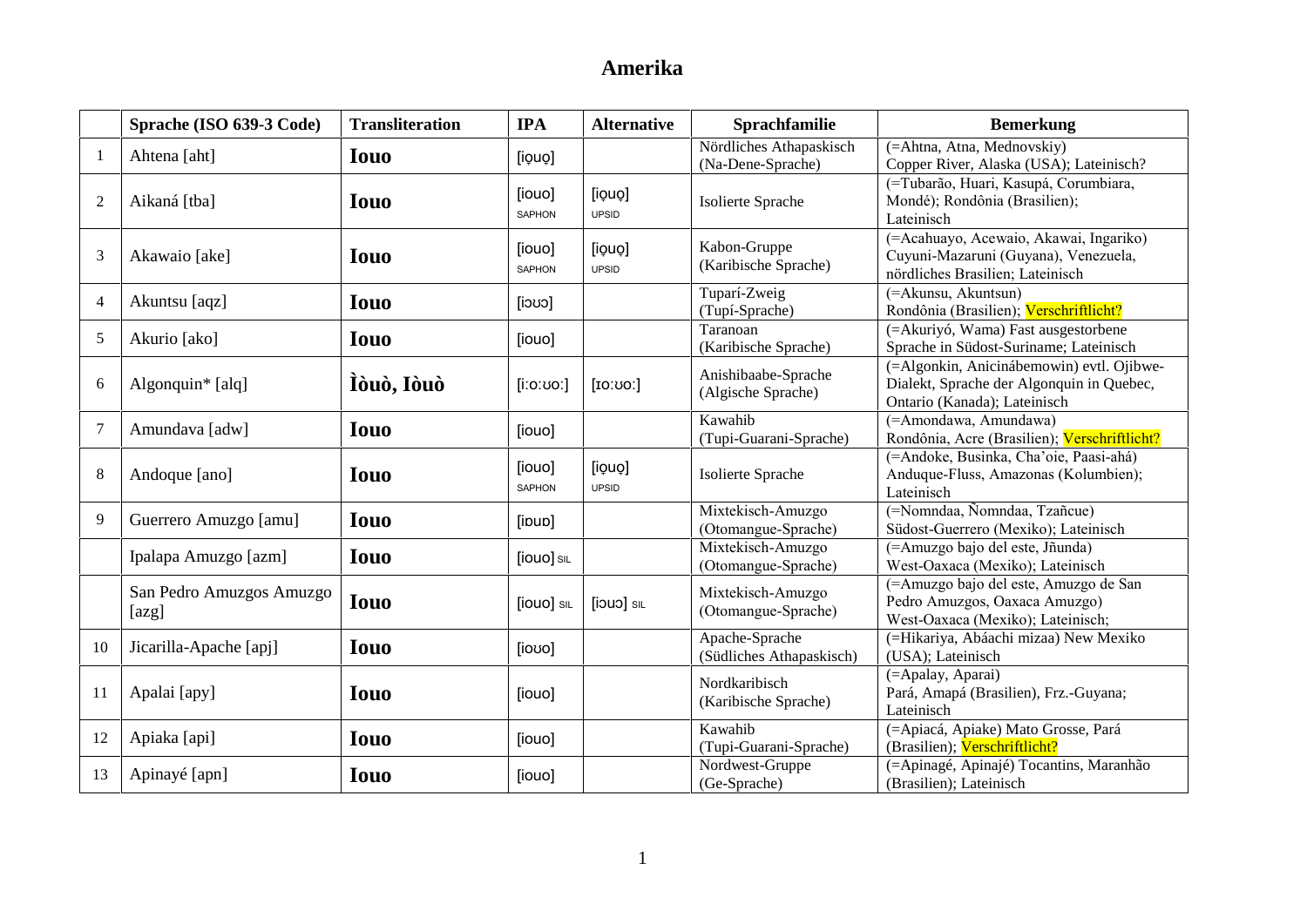# Amerika

| | Sprache (ISO 639-3 Code) | Transliteration | IPA | Alternative | Sprachfamilie | Bemerkung |
|---|---|---|---|---|---|---|
| 1 | Ahtena [aht] | **Iouo** | [io̥uo̥] | | Nördliches Athapaskisch (Na-Dene-Sprache) | (=Ahtna, Atna, Mednovskiy) Copper River, Alaska (USA); Lateinisch? |
| 2 | Aikaná [tba] | **Iouo** | [iouo] SAPHON | [io̥uo̥] UPSID | Isolierte Sprache | (=Tubarão, Huari, Kasupá, Corumbiara, Mondé); Rondônia (Brasilien); Lateinisch |
| 3 | Akawaio [ake] | **Iouo** | [iouo] SAPHON | [io̥uo̥] UPSID | Kabon-Gruppe (Karibische Sprache) | (=Acahuayo, Acewaio, Akawai, Ingariko) Cuyuni-Mazaruni (Guyana), Venezuela, nördliches Brasilien; Lateinisch |
| 4 | Akuntsu [aqz] | **Iouo** | [iɔʊɔ] | | Tuparí-Zweig (Tupí-Sprache) | (=Akunsu, Akuntsun) Rondônia (Brasilien); Verschriftlicht? |
| 5 | Akurio [ako] | **Iouo** | [iouo] | | Taranoan (Karibische Sprache) | (=Akuriyó, Wama) Fast ausgestorbene Sprache in Südost-Suriname; Lateinisch |
| 6 | Algonquin* [alq] | **Ìòuò, Iòuò** | [iːoːʊoː] | [ɪoːʊoː] | Anishibaabe-Sprache (Algische Sprache) | (=Algonkin, Anicinábemowin) evtl. Ojibwe-Dialekt, Sprache der Algonquin in Quebec, Ontario (Kanada); Lateinisch |
| 7 | Amundava [adw] | **Iouo** | [iouo] | | Kawahib (Tupi-Guarani-Sprache) | (=Amondawa, Amundawa) Rondônia, Acre (Brasilien); Verschriftlicht? |
| 8 | Andoque [ano] | **Iouo** | [iouo] SAPHON | [io̥uo̥] UPSID | Isolierte Sprache | (=Andoke, Businka, Cha'oie, Paasi-ahá) Anduque-Fluss, Amazonas (Kolumbien); Lateinisch |
| 9 | Guerrero Amuzgo [amu] | **Iouo** | [iɒuɒ] | | Mixtekisch-Amuzgo (Otomangue-Sprache) | (=Nomndaa, Ñomndaa, Tzañcue) Südost-Guerrero (Mexiko); Lateinisch |
| | Ipalapa Amuzgo [azm] | **Iouo** | [iouo] SIL | | Mixtekisch-Amuzgo (Otomangue-Sprache) | (=Amuzgo bajo del este, Jñunda) West-Oaxaca (Mexiko); Lateinisch |
| | San Pedro Amuzgos Amuzgo [azg] | **Iouo** | [iouo] SIL | [iɔuɔ] SIL | Mixtekisch-Amuzgo (Otomangue-Sprache) | (=Amuzgo bajo del este, Amuzgo de San Pedro Amuzgos, Oaxaca Amuzgo) West-Oaxaca (Mexiko); Lateinisch; |
| 10 | Jicarilla-Apache [apj] | **Iouo** | [ioʊo] | | Apache-Sprache (Südliches Athapaskisch) | (=Hikariya, Abáachi mizaa) New Mexiko (USA); Lateinisch |
| 11 | Apalai [apy] | **Iouo** | [iouo] | | Nordkaribisch (Karibische Sprache) | (=Apalay, Aparai) Pará, Amapá (Brasilien), Frz.-Guyana; Lateinisch |
| 12 | Apiaka [api] | **Iouo** | [iouo] | | Kawahib (Tupi-Guarani-Sprache) | (=Apiacá, Apiake) Mato Grosse, Pará (Brasilien); Verschriftlicht? |
| 13 | Apinayé [apn] | **Iouo** | [iouo] | | Nordwest-Gruppe (Ge-Sprache) | (=Apinagé, Apinajé) Tocantins, Maranhão (Brasilien); Lateinisch |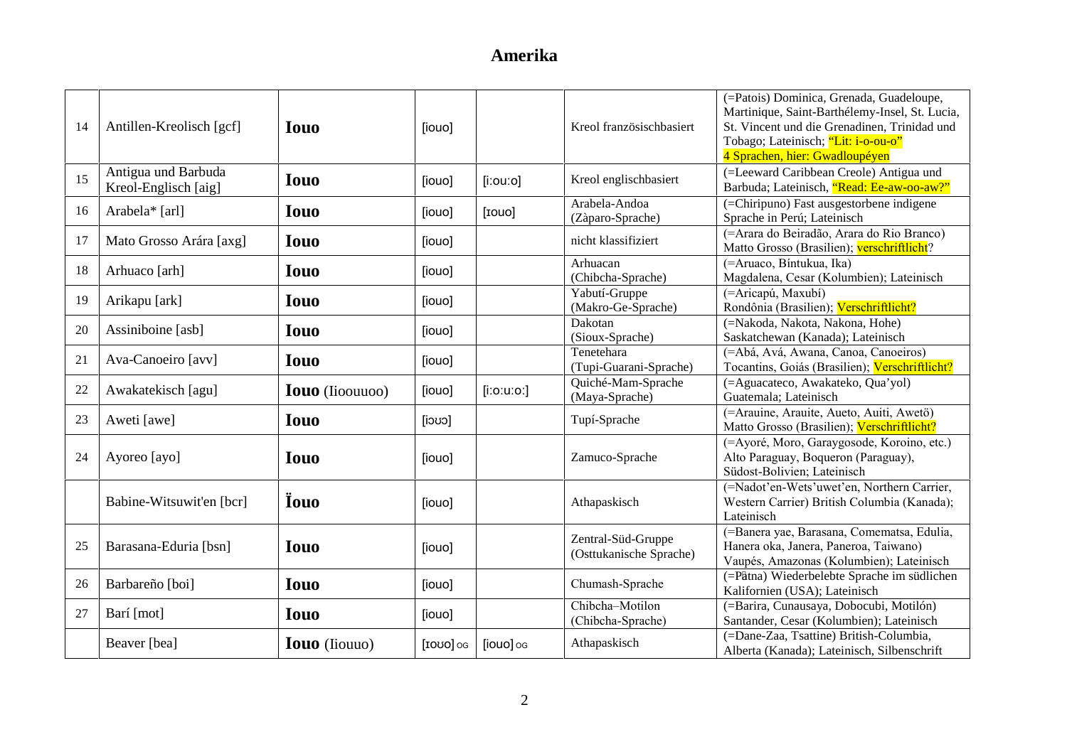# Amerika

| | | | | | | |
|---|---|---|---|---|---|---|
| 14 | Antillen-Kreolisch [gcf] | **Iouo** | [iouo] | | Kreol französischbasiert | (=Patois) Dominica, Grenada, Guadeloupe, Martinique, Saint-Barthélemy-Insel, St. Lucia, St. Vincent und die Grenadinen, Trinidad und Tobago; Lateinisch; “Lit: i-o-ou-o” 4 Sprachen, hier: Gwadloupéyen |
| 15 | Antigua und Barbuda Kreol-Englisch [aig] | **Iouo** | [iouo] | [i:ou:o] | Kreol englischbasiert | (=Leeward Caribbean Creole) Antigua und Barbuda; Lateinisch, “Read: Ee-aw-oo-aw?” |
| 16 | Arabela* [arl] | **Iouo** | [iouo] | [ɪouo] | Arabela-Andoa (Zàparo-Sprache) | (=Chiripuno) Fast ausgestorbene indigene Sprache in Perú; Lateinisch |
| 17 | Mato Grosso Arára [axg] | **Iouo** | [iouo] | | nicht klassifiziert | (=Arara do Beiradão, Arara do Rio Branco) Matto Grosso (Brasilien); verschriftlicht? |
| 18 | Arhuaco [arh] | **Iouo** | [iouo] | | Arhuacan (Chibcha-Sprache) | (=Aruaco, Bíntukua, Ika) Magdalena, Cesar (Kolumbien); Lateinisch |
| 19 | Arikapu [ark] | **Iouo** | [iouo] | | Yabutí-Gruppe (Makro-Ge-Sprache) | (=Aricapú, Maxubí) Rondônia (Brasilien); Verschriftlicht? |
| 20 | Assiniboine [asb] | **Iouo** | [iouo] | | Dakotan (Sioux-Sprache) | (=Nakoda, Nakota, Nakona, Hohe) Saskatchewan (Kanada); Lateinisch |
| 21 | Ava-Canoeiro [avv] | **Iouo** | [iouo] | | Tenetehara (Tupi-Guarani-Sprache) | (=Abá, Avá, Awana, Canoa, Canoeiros) Tocantins, Goiás (Brasilien); Verschriftlicht? |
| 22 | Awakatekisch [agu] | **Iouo** (Iioouuoo) | [iouo] | [i:o:u:o:] | Quiché-Mam-Sprache (Maya-Sprache) | (=Aguacateco, Awakateko, Qua'yol) Guatemala; Lateinisch |
| 23 | Aweti [awe] | **Iouo** | [iɔʊɔ] | | Tupí-Sprache | (=Arauine, Arauite, Aueto, Auiti, Awetö) Matto Grosso (Brasilien); Verschriftlicht? |
| 24 | Ayoreo [ayo] | **Iouo** | [iouo] | | Zamuco-Sprache | (=Ayoré, Moro, Garaygosode, Koroino, etc.) Alto Paraguay, Boqueron (Paraguay), Südost-Bolivien; Lateinisch |
| | Babine-Witsuwit'en [bcr] | **Ïouo** | [iouo] | | Athapaskisch | (=Nadot'en-Wets'uwet'en, Northern Carrier, Western Carrier) British Columbia (Kanada); Lateinisch |
| 25 | Barasana-Eduria [bsn] | **Iouo** | [iouo] | | Zentral-Süd-Gruppe (Osttukanische Sprache) | (=Banera yae, Barasana, Comematsa, Edulia, Hanera oka, Janera, Paneroa, Taiwano) Vaupés, Amazonas (Kolumbien); Lateinisch |
| 26 | Barbareño [boi] | **Iouo** | [iouo] | | Chumash-Sprache | (=Pȃtna) Wiederbelebte Sprache im südlichen Kalifornien (USA); Lateinisch |
| 27 | Barí [mot] | **Iouo** | [iouo] | | Chibcha–Motilon (Chibcha-Sprache) | (=Barira, Cunausaya, Dobocubi, Motilón) Santander, Cesar (Kolumbien); Lateinisch |
| | Beaver [bea] | **Iouo** (Iiouuo) | [ɪoʊo] OG | [iouo] OG | Athapaskisch | (=Dane-Zaa, Tsattine) British-Columbia, Alberta (Kanada); Lateinisch, Silbenschrift |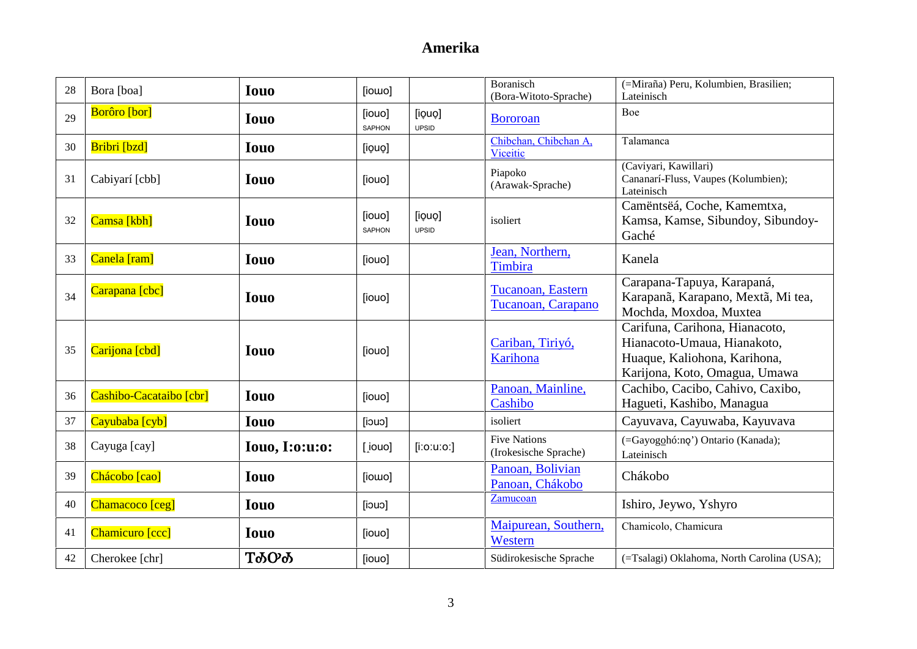# Amerika

| | | | | | | |
|---|---|---|---|---|---|---|
| 28 | Bora [boa] | **Iouo** | [iowo] | | Boranisch (Bora-Witoto-Sprache) | (=Miraña) Peru, Kolumbien, Brasilien; Lateinisch |
| 29 | Borôro [bor] | **Iouo** | [iouo] SAPHON | [iọuọ] UPSID | Bororoan | Boe |
| 30 | Bribri [bzd] | **Iouo** | [iọuọ] | | Chibchan, Chibchan A, Viceitic | Talamanca |
| 31 | Cabiyarí [cbb] | **Iouo** | [iouo] | | Piapoko (Arawak-Sprache) | (Caviyari, Kawillari) Cananarí-Fluss, Vaupes (Kolumbien); Lateinisch |
| 32 | Camsa [kbh] | **Iouo** | [iouo] SAPHON | [iọuọ] UPSID | isoliert | Camëntsëá, Coche, Kamemtxa, Kamsa, Kamse, Sibundoy, Sibundoy-Gaché |
| 33 | Canela [ram] | **Iouo** | [iouo] | | Jean, Northern, Timbira | Kanela |
| 34 | Carapana [cbc] | **Iouo** | [iouo] | | Tucanoan, Eastern Tucanoan, Carapano | Carapana-Tapuya, Karapaná, Karapanã, Karapano, Mextã, Mi tea, Mochda, Moxdoa, Muxtea |
| 35 | Carijona [cbd] | **Iouo** | [iouo] | | Cariban, Tiriyó, Karihona | Carifuna, Carihona, Hianacoto, Hianacoto-Umaua, Hianakoto, Huaque, Kaliohona, Karihona, Karijona, Koto, Omagua, Umawa |
| 36 | Cashibo-Cacataibo [cbr] | **Iouo** | [iouo] | | Panoan, Mainline, Cashibo | Cachibo, Cacibo, Cahivo, Caxibo, Hagueti, Kashibo, Managua |
| 37 | Cayubaba [cyb] | **Iouo** | [iɔuɔ] | | isoliert | Cayuvava, Cayuwaba, Kayuvava |
| 38 | Cayuga [cay] | **Iouo, I:o:u:o:** | [ ̥iouo] | [i:o:u:o:] | Five Nations (Irokesische Sprache) | (=Gayogohó:nǫ’) Ontario (Kanada); Lateinisch |
| 39 | Chácobo [cao] | **Iouo** | [iowo] | | Panoan, Bolivian Panoan, Chákobo | Chákobo |
| 40 | Chamacoco [ceg] | **Iouo** | [iɔuɔ] | | Zamucoan | Ishiro, Jeywo, Yshyro |
| 41 | Chamicuro [ccc] | **Iouo** | [iouo] | | Maipurean, Southern, Western | Chamicolo, Chamicura |
| 42 | Cherokee [chr] | **ᎢᎣᎤᎣ** | [iouo] | | Südirokesische Sprache | (=Tsalagi) Oklahoma, North Carolina (USA); |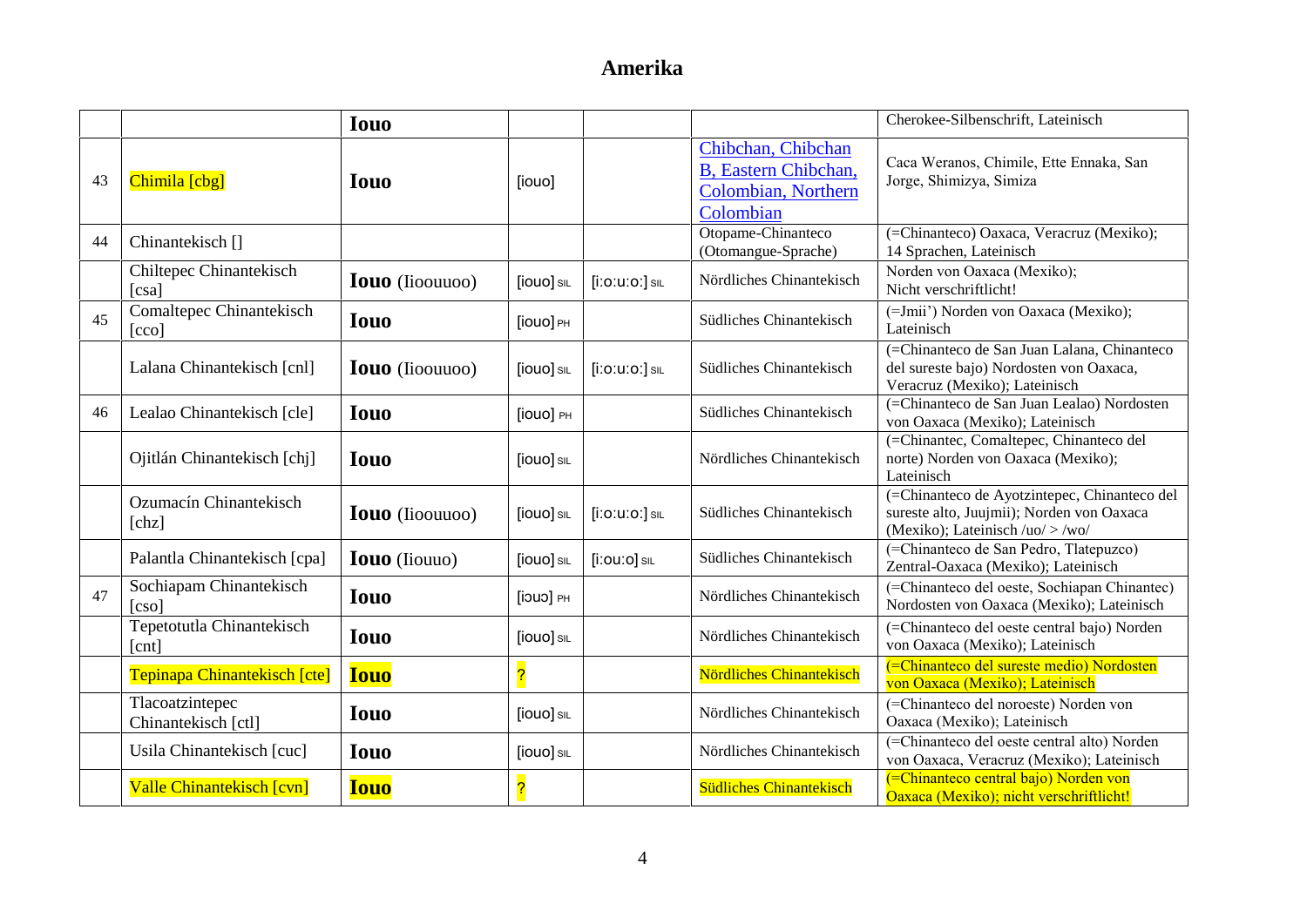# Amerika

| | | | | | | |
|---|---|---|---|---|---|---|
| | | **Iouo** | | | | Cherokee-Silbenschrift, Lateinisch |
| 43 | Chimila [cbg] | **Iouo** | [iouo] | | Chibchan, Chibchan B, Eastern Chibchan, Colombian, Northern Colombian | Caca Weranos, Chimile, Ette Ennaka, San Jorge, Shimizya, Simiza |
| 44 | Chinantekisch [] | | | | Otopame-Chinanteco (Otomangue-Sprache) | (=Chinanteco) Oaxaca, Veracruz (Mexiko); 14 Sprachen, Lateinisch |
| | Chiltepec Chinantekisch [csa] | **Iouo** (Iioouuoo) | [iouo] SIL | [i:o:u:o:] SIL | Nördliches Chinantekisch | Norden von Oaxaca (Mexiko); Nicht verschriftlicht! |
| 45 | Comaltepec Chinantekisch [cco] | **Iouo** | [iouo] PH | | Südliches Chinantekisch | (=Jmii') Norden von Oaxaca (Mexiko); Lateinisch |
| | Lalana Chinantekisch [cnl] | **Iouo** (Iioouuoo) | [iouo] SIL | [i:o:u:o:] SIL | Südliches Chinantekisch | (=Chinanteco de San Juan Lalana, Chinanteco del sureste bajo) Nordosten von Oaxaca, Veracruz (Mexiko); Lateinisch |
| 46 | Lealao Chinantekisch [cle] | **Iouo** | [iouo] PH | | Südliches Chinantekisch | (=Chinanteco de San Juan Lealao) Nordosten von Oaxaca (Mexiko); Lateinisch |
| | Ojitlán Chinantekisch [chj] | **Iouo** | [iouo] SIL | | Nördliches Chinantekisch | (=Chinantec, Comaltepec, Chinanteco del norte) Norden von Oaxaca (Mexiko); Lateinisch |
| | Ozumacín Chinantekisch [chz] | **Iouo** (Iioouuoo) | [iouo] SIL | [i:o:u:o:] SIL | Südliches Chinantekisch | (=Chinanteco de Ayotzintepec, Chinanteco del sureste alto, Juujmii); Norden von Oaxaca (Mexiko); Lateinisch /uo/ > /wo/ |
| | Palantla Chinantekisch [cpa] | **Iouo** (Iiouuo) | [iouo] SIL | [i:ou:o] SIL | Südliches Chinantekisch | (=Chinanteco de San Pedro, Tlatepuzco) Zentral-Oaxaca (Mexiko); Lateinisch |
| 47 | Sochiapam Chinantekisch [cso] | **Iouo** | [iɔuɔ] PH | | Nördliches Chinantekisch | (=Chinanteco del oeste, Sochiapan Chinantec) Nordosten von Oaxaca (Mexiko); Lateinisch |
| | Tepetotutla Chinantekisch [cnt] | **Iouo** | [iouo] SIL | | Nördliches Chinantekisch | (=Chinanteco del oeste central bajo) Norden von Oaxaca (Mexiko); Lateinisch |
| | Tepinapa Chinantekisch [cte] | **Iouo** | ? | | Nördliches Chinantekisch | (=Chinanteco del sureste medio) Nordosten von Oaxaca (Mexiko); Lateinisch |
| | Tlacoatzintepec Chinantekisch [ctl] | **Iouo** | [iouo] SIL | | Nördliches Chinantekisch | (=Chinanteco del noroeste) Norden von Oaxaca (Mexiko); Lateinisch |
| | Usila Chinantekisch [cuc] | **Iouo** | [iouo] SIL | | Nördliches Chinantekisch | (=Chinanteco del oeste central alto) Norden von Oaxaca, Veracruz (Mexiko); Lateinisch |
| | Valle Chinantekisch [cvn] | **Iouo** | ? | | Südliches Chinantekisch | (=Chinanteco central bajo) Norden von Oaxaca (Mexiko); nicht verschriftlicht! |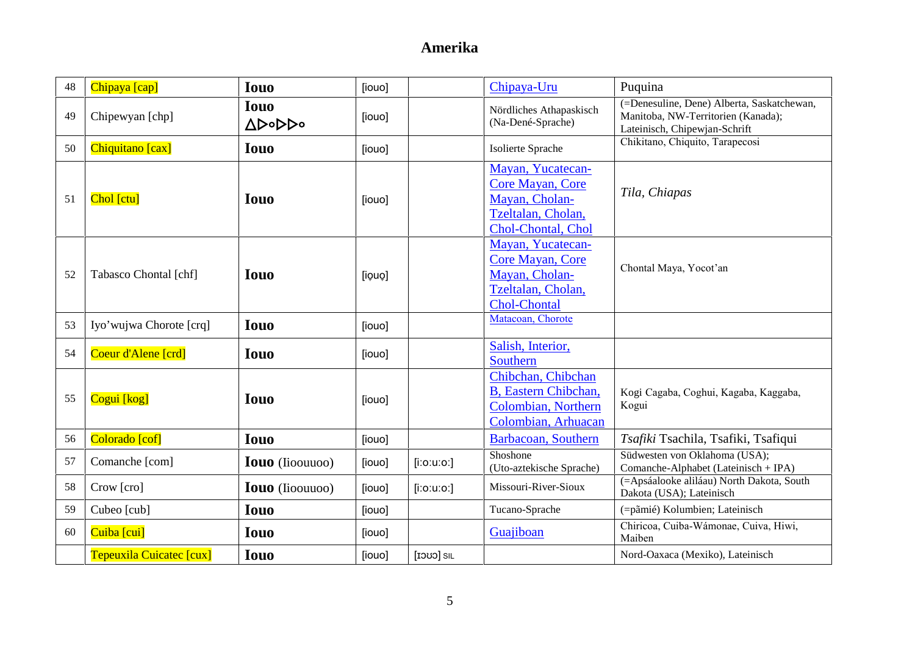# Amerika

| | | | | | | |
|---|---|---|---|---|---|---|
| 48 | Chipaya [cap] | **Iouo** | [iouo] | | Chipaya-Uru | Puquina |
| 49 | Chipewyan [chp] | **Iouo** ᐃᐅᐤᐅᐤ | [iouo] | | Nördliches Athapaskisch (Na-Dené-Sprache) | (=Denesuline, Dene) Alberta, Saskatchewan, Manitoba, NW-Territorien (Kanada); Lateinisch, Chipewjan-Schrift |
| 50 | Chiquitano [cax] | **Iouo** | [iouo] | | Isolierte Sprache | Chikitano, Chiquito, Tarapecosi |
| 51 | Chol [ctu] | **Iouo** | [iouo] | | Mayan, Yucatecan-Core Mayan, Core Mayan, Cholan-Tzeltalan, Cholan, Chol-Chontal, Chol | *Tila, Chiapas* |
| 52 | Tabasco Chontal [chf] | **Iouo** | [iọuọ] | | Mayan, Yucatecan-Core Mayan, Core Mayan, Cholan-Tzeltalan, Cholan, Chol-Chontal | Chontal Maya, Yocot'an |
| 53 | Iyo'wujwa Chorote [crq] | **Iouo** | [iouo] | | Matacoan, Chorote | |
| 54 | Coeur d'Alene [crd] | **Iouo** | [iouo] | | Salish, Interior, Southern | |
| 55 | Cogui [kog] | **Iouo** | [iouo] | | Chibchan, Chibchan B, Eastern Chibchan, Colombian, Northern Colombian, Arhuacan | Kogi Cagaba, Coghui, Kagaba, Kaggaba, Kogui |
| 56 | Colorado [cof] | **Iouo** | [iouo] | | Barbacoan, Southern | *Tsafiki* Tsachila, Tsafiki, Tsafiqui |
| 57 | Comanche [com] | **Iouo** (Iioouuoo) | [iouo] | [i:o:u:o:] | Shoshone (Uto-aztekische Sprache) | Südwesten von Oklahoma (USA); Comanche-Alphabet (Lateinisch + IPA) |
| 58 | Crow [cro] | **Iouo** (Iioouuoo) | [iouo] | [i:o:u:o:] | Missouri-River-Sioux | (=Apsáalooke aliláau) North Dakota, South Dakota (USA); Lateinisch |
| 59 | Cubeo [cub] | **Iouo** | [iouo] | | Tucano-Sprache | (=pãmié) Kolumbien; Lateinisch |
| 60 | Cuiba [cui] | **Iouo** | [iouo] | | Guajiboan | Chiricoa, Cuiba-Wámonae, Cuiva, Hiwi, Maiben |
| | Tepeuxila Cuicatec [cux] | **Iouo** | [iouo] | [ɪɔʊɔ] SIL | | Nord-Oaxaca (Mexiko), Lateinisch |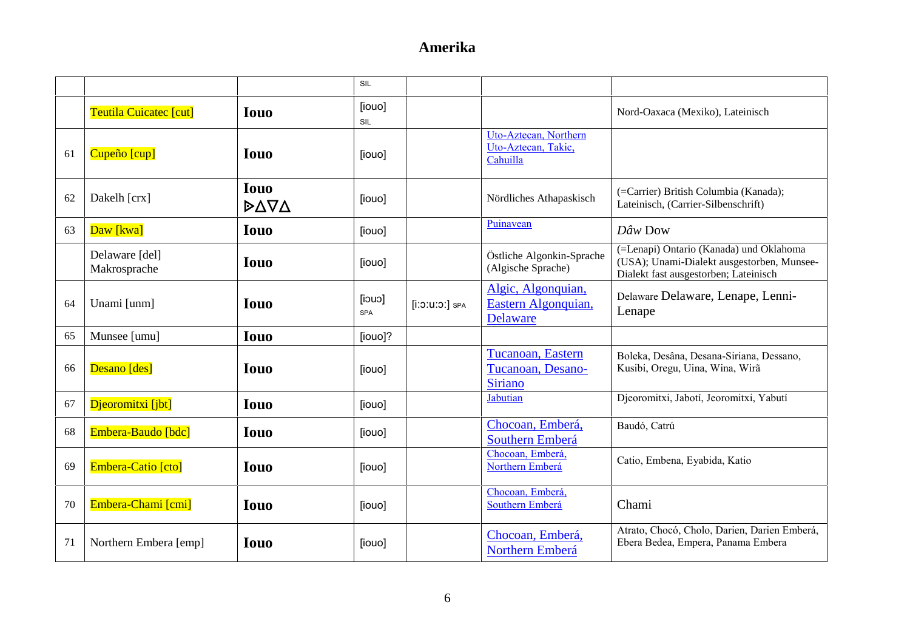# Amerika

| | | | SIL | | | |
|---|---|---|---|---|---|---|
| | Teutila Cuicatec [cut] | **Iouo** | [iouo] SIL | | | Nord-Oaxaca (Mexiko), Lateinisch |
| 61 | Cupeño [cup] | **Iouo** | [iouo] | | Uto-Aztecan, Northern Uto-Aztecan, Takic, Cahuilla | |
| 62 | Dakelh [crx] | **Iouo** ᐅᐃᐁᐃ | [iouo] | | Nördliches Athapaskisch | (=Carrier) British Columbia (Kanada); Lateinisch, (Carrier-Silbenschrift) |
| 63 | Daw [kwa] | **Iouo** | [iouo] | | Puinavean | *Dâw* Dow |
| | Delaware [del] Makrosprache | **Iouo** | [iouo] | | Östliche Algonkin-Sprache (Algische Sprache) | (=Lenapi) Ontario (Kanada) und Oklahoma (USA); Unami-Dialekt ausgestorben, Munsee-Dialekt fast ausgestorben; Lateinisch |
| 64 | Unami [unm] | **Iouo** | [iouɔ] SPA | [iːɔːuːɔː] SPA | Algic, Algonquian, Eastern Algonquian, Delaware | Delaware Delaware, Lenape, Lenni-Lenape |
| 65 | Munsee [umu] | **Iouo** | [iouo]? | | | |
| 66 | Desano [des] | **Iouo** | [iouo] | | Tucanoan, Eastern Tucanoan, Desano-Siriano | Boleka, Desâna, Desana-Siriana, Dessano, Kusibi, Oregu, Uina, Wina, Wirã |
| 67 | Djeoromitxi [jbt] | **Iouo** | [iouo] | | Jabutian | Djeoromitxi, Jabotí, Jeoromitxi, Yabutí |
| 68 | Embera-Baudo [bdc] | **Iouo** | [iouo] | | Chocoan, Emberá, Southern Emberá | Baudó, Catrú |
| 69 | Embera-Catio [cto] | **Iouo** | [iouo] | | Chocoan, Emberá, Northern Emberá | Catio, Embena, Eyabida, Katio |
| 70 | Embera-Chami [cmi] | **Iouo** | [iouo] | | Chocoan, Emberá, Southern Emberá | Chami |
| 71 | Northern Embera [emp] | **Iouo** | [iouo] | | Chocoan, Emberá, Northern Emberá | Atrato, Chocó, Cholo, Darien, Darien Emberá, Ebera Bedea, Empera, Panama Embera |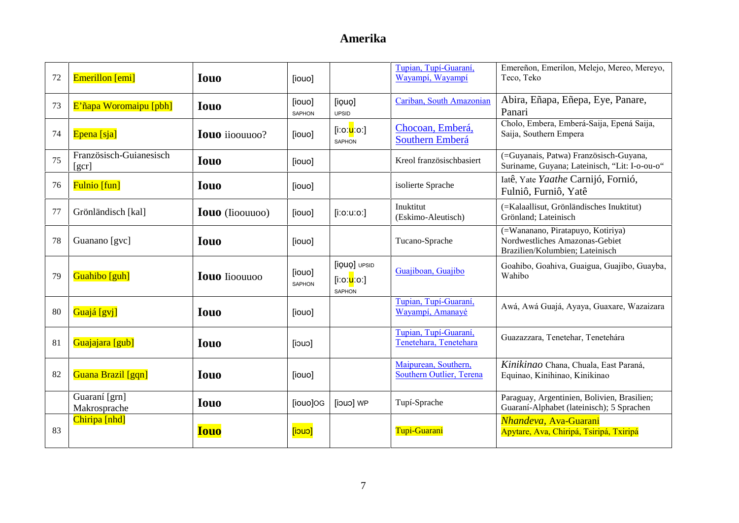# Amerika

| | | | | | | |
|---|---|---|---|---|---|---|
| 72 | Emerillon [emi] | **Iouo** | [iouo] | | Tupian, Tupí-Guaraní, Wayampí, Wayampí | Emereñon, Emerilon, Melejo, Mereo, Mereyo, Teco, Teko |
| 73 | E'ñapa Woromaipu [pbh] | **Iouo** | [iouo] SAPHON | [iọuọ] UPSID | Cariban, South Amazonian | Abira, Eñapa, Eñepa, Eye, Panare, Panari |
| 74 | Epena [sja] | **Iouo** iioouuoo? | [iouo] | [iːoːuːoː] SAPHON | Chocoan, Emberá, Southern Emberá | Cholo, Embera, Emberá-Saija, Epená Saija, Saija, Southern Empera |
| 75 | Französisch-Guianesisch [gcr] | **Iouo** | [iouo] | | Kreol französischbasiert | (=Guyanais, Patwa) Französisch-Guyana, Suriname, Guyana; Lateinisch, "Lit: I-o-ou-o" |
| 76 | Fulnio [fun] | **Iouo** | [iouo] | | isolierte Sprache | Iatê, Yate *Yaathe* Carnijó, Fornió, Fulniô, Furniô, Yatê |
| 77 | Grönländisch [kal] | **Iouo** (Iioouuoo) | [iouo] | [iːoːuːoː] | Inuktitut (Eskimo-Aleutisch) | (=Kalaallisut, Grönländisches Inuktitut) Grönland; Lateinisch |
| 78 | Guanano [gvc] | **Iouo** | [iouo] | | Tucano-Sprache | (=Wananano, Piratapuyo, Kotiriya) Nordwestliches Amazonas-Gebiet Brazilien/Kolumbien; Lateinisch |
| 79 | Guahibo [guh] | **Iouo** Iioouuoo | [iouo] SAPHON | [iọuọ] UPSID [iːoːuːoː] SAPHON | Guajiboan, Guajibo | Goahibo, Goahiva, Guaigua, Guajibo, Guayba, Wahibo |
| 80 | Guajá [gvj] | **Iouo** | [iouo] | | Tupian, Tupí-Guaraní, Wayampí, Amanayé | Awá, Awá Guajá, Ayaya, Guaxare, Wazaizara |
| 81 | Guajajara [gub] | **Iouo** | [iɔuɔ] | | Tupian, Tupí-Guaraní, Tenetehara, Tenetehara | Guazazzara, Tenetehar, Tenetehára |
| 82 | Guana Brazil [gqn] | **Iouo** | [iouo] | | Maipurean, Southern, Southern Outlier, Terena | *Kinikinao* Chana, Chuala, East Paraná, Equinao, Kinihinao, Kinikinao |
| | Guaraní [grn] Makrosprache | **Iouo** | [iouo]OG | [iɔuɔ] WP | Tupí-Sprache | Paraguay, Argentinien, Bolivien, Brasilien; Guaraní-Alphabet (lateinisch); 5 Sprachen |
| 83 | Chiripa [nhd] | **Iouo** | [iɔuɔ] | | Tupi-Guarani | *Nhandeva*, Ava-Guarani Apytare, Ava, Chiripá, Tsiripá, Txiripá |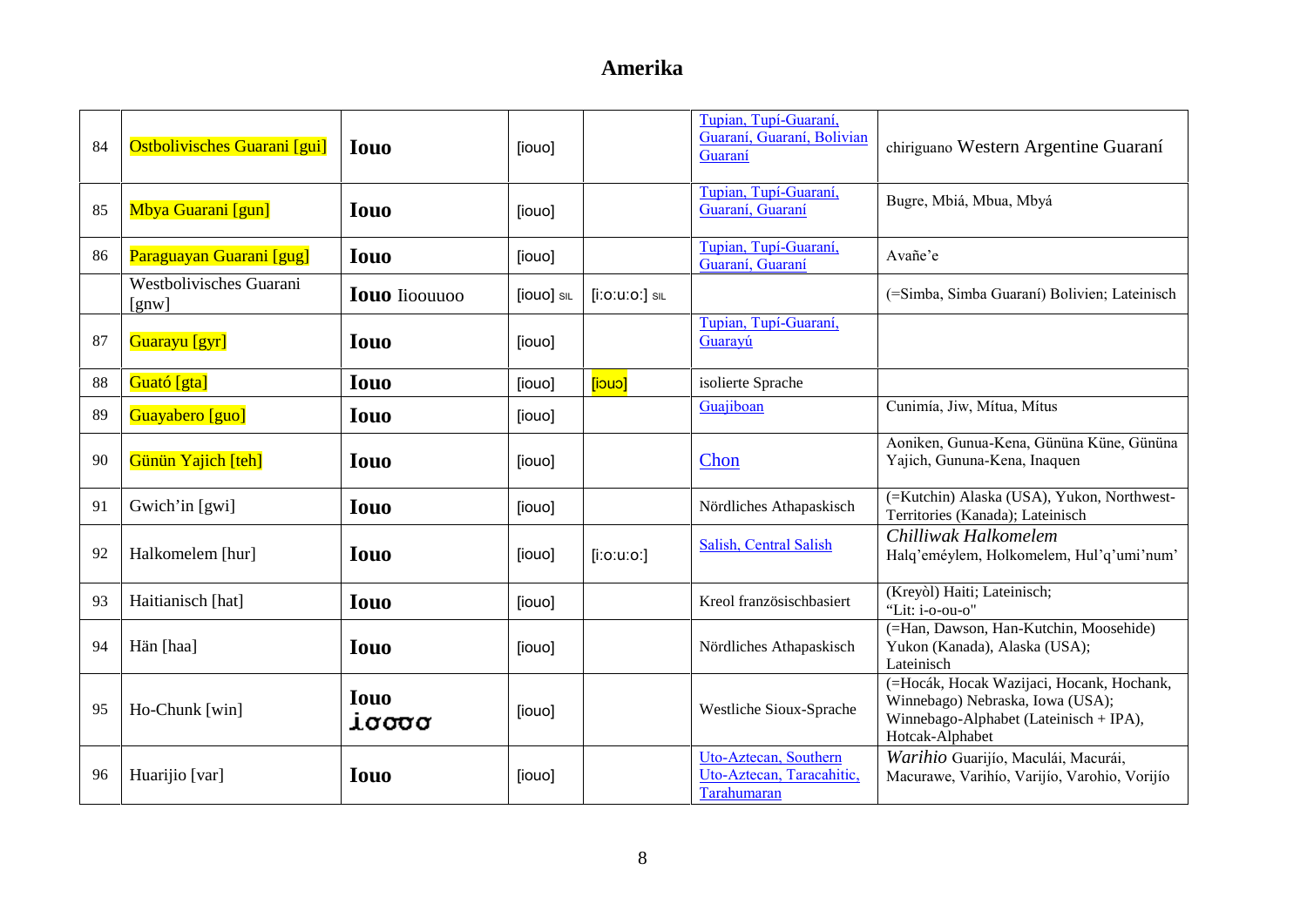# Amerika

| | | | | | | |
|---|---|---|---|---|---|---|
| 84 | Ostbolivisches Guarani [gui] | **Iouo** | [iouo] | | Tupian, Tupí-Guaraní, Guaraní, Guaraní, Bolivian Guaraní | chiriguano Western Argentine Guaraní |
| 85 | Mbya Guarani [gun] | **Iouo** | [iouo] | | Tupian, Tupí-Guaraní, Guaraní, Guaraní | Bugre, Mbiá, Mbua, Mbyá |
| 86 | Paraguayan Guarani [gug] | **Iouo** | [iouo] | | Tupian, Tupí-Guaraní, Guaraní, Guaraní | Avañe'e |
| | Westbolivisches Guarani [gnw] | **Iouo** Iioouuoo | [iouo] SIL | [i:o:u:o:] SIL | | (=Simba, Simba Guaraní) Bolivien; Lateinisch |
| 87 | Guarayu [gyr] | **Iouo** | [iouo] | | Tupian, Tupí-Guaraní, Guarayú | |
| 88 | Guató [gta] | **Iouo** | [iouo] | [iɔuɔ] | isolierte Sprache | |
| 89 | Guayabero [guo] | **Iouo** | [iouo] | | Guajiboan | Cunimía, Jiw, Mítua, Mítus |
| 90 | Günün Yajich [teh] | **Iouo** | [iouo] | | Chon | Aoniken, Gunua-Kena, Gününa Küne, Gününa Yajich, Gununa-Kena, Inaquen |
| 91 | Gwich'in [gwi] | **Iouo** | [iouo] | | Nördliches Athapaskisch | (=Kutchin) Alaska (USA), Yukon, Northwest-Territories (Kanada); Lateinisch |
| 92 | Halkomelem [hur] | **Iouo** | [iouo] | [i:o:u:o:] | Salish, Central Salish | *Chilliwak Halkomelem* Halq'eméylem, Holkomelem, Hul'q'umi'num' |
| 93 | Haitianisch [hat] | **Iouo** | [iouo] | | Kreol französischbasiert | (Kreyòl) Haiti; Lateinisch; "Lit: i-o-ou-o" |
| 94 | Hän [haa] | **Iouo** | [iouo] | | Nördliches Athapaskisch | (=Han, Dawson, Han-Kutchin, Moosehide) Yukon (Kanada), Alaska (USA); Lateinisch |
| 95 | Ho-Chunk [win] | **Iouo** ꞁσσσσ | [iouo] | | Westliche Sioux-Sprache | (=Hocák, Hocak Wazijaci, Hocank, Hochank, Winnebago) Nebraska, Iowa (USA); Winnebago-Alphabet (Lateinisch + IPA), Hotcak-Alphabet |
| 96 | Huarijio [var] | **Iouo** | [iouo] | | Uto-Aztecan, Southern Uto-Aztecan, Taracahitic, Tarahumaran | *Warihio* Guarijío, Maculái, Macurái, Macurawe, Varihío, Varijío, Varohio, Vorijío |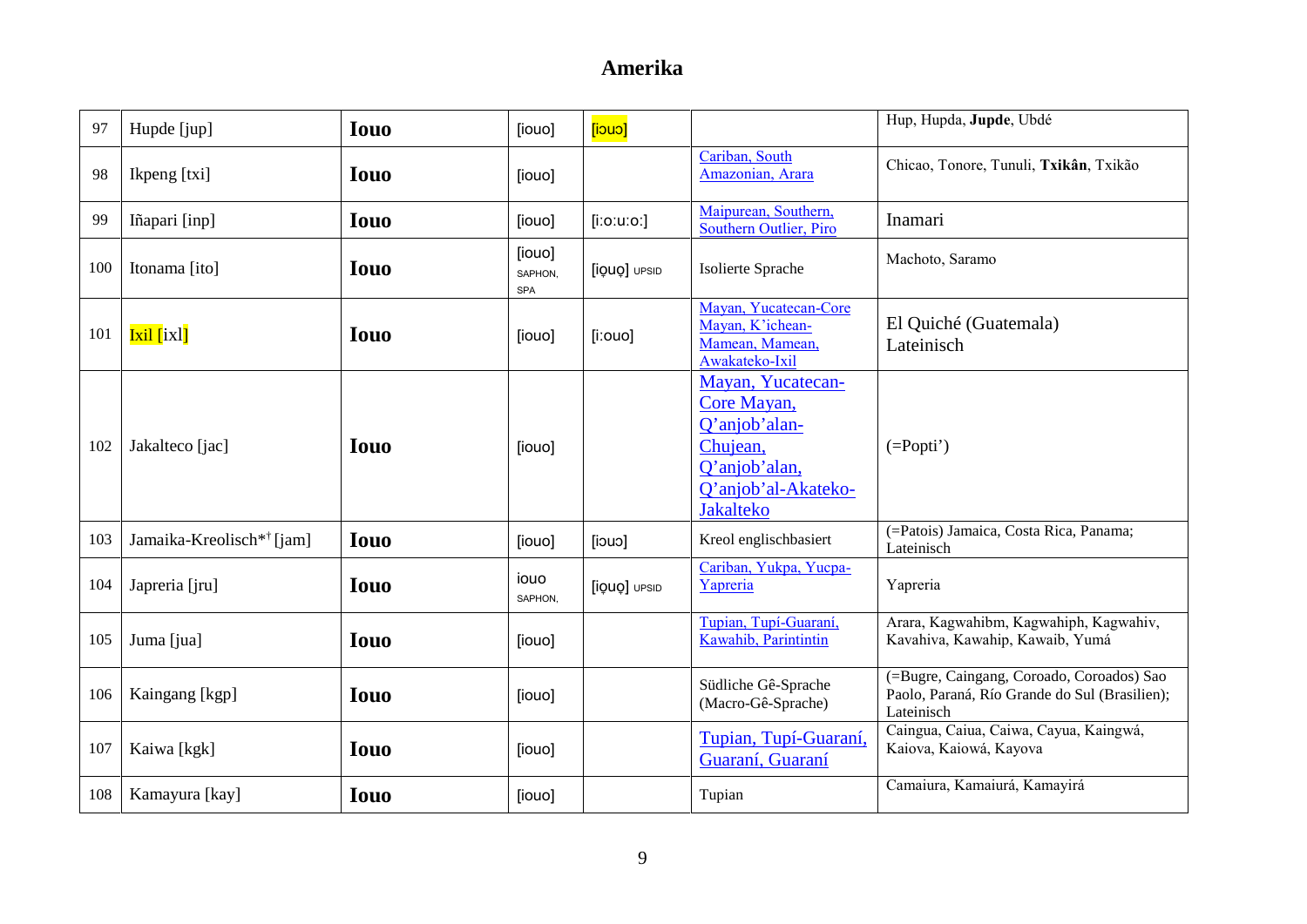# Amerika

| | | | | | | |
|---|---|---|---|---|---|---|
| 97 | Hupde [jup] | **Iouo** | [iouo] | [iɔuɔ] | | Hup, Hupda, **Jupde**, Ubdé |
| 98 | Ikpeng [txi] | **Iouo** | [iouo] | | Cariban, South Amazonian, Arara | Chicao, Tonore, Tunuli, **Txikân**, Txikão |
| 99 | Iñapari [inp] | **Iouo** | [iouo] | [i:o:u:o:] | Maipurean, Southern, Southern Outlier, Piro | Inamari |
| 100 | Itonama [ito] | **Iouo** | [iouo] SAPHON, SPA | [ịọụọ] UPSID | Isolierte Sprache | Machoto, Saramo |
| 101 | Ixil [ixl] | **Iouo** | [iouo] | [i:ouo] | Mayan, Yucatecan-Core Mayan, K'ichean-Mamean, Mamean, Awakateko-Ixil | El Quiché (Guatemala) Lateinisch |
| 102 | Jakalteco [jac] | **Iouo** | [iouo] | | Mayan, Yucatecan-Core Mayan, Q'anjob'alan-Chujean, Q'anjob'alan, Q'anjob'al-Akateko-Jakalteko | (=Popti') |
| 103 | Jamaika-Kreolisch*[†] [jam] | **Iouo** | [iouo] | [iɔuɔ] | Kreol englischbasiert | (=Patois) Jamaica, Costa Rica, Panama; Lateinisch |
| 104 | Japreria [jru] | **Iouo** | iouo SAPHON, | [ịọụọ] UPSID | Cariban, Yukpa, Yucpa-Yapreria | Yapreria |
| 105 | Juma [jua] | **Iouo** | [iouo] | | Tupian, Tupí-Guaraní, Kawahib, Parintintin | Arara, Kagwahibm, Kagwahiph, Kagwahiv, Kavahiva, Kawahip, Kawaib, Yumá |
| 106 | Kaingang [kgp] | **Iouo** | [iouo] | | Südliche Gê-Sprache (Macro-Gê-Sprache) | (=Bugre, Caingang, Coroado, Coroados) Sao Paolo, Paraná, Río Grande do Sul (Brasilien); Lateinisch |
| 107 | Kaiwa [kgk] | **Iouo** | [iouo] | | Tupian, Tupí-Guaraní, Guaraní, Guaraní | Caingua, Caiua, Caiwa, Cayua, Kaingwá, Kaiova, Kaiowá, Kayova |
| 108 | Kamayura [kay] | **Iouo** | [iouo] | | Tupian | Camaiura, Kamaiurá, Kamayirá |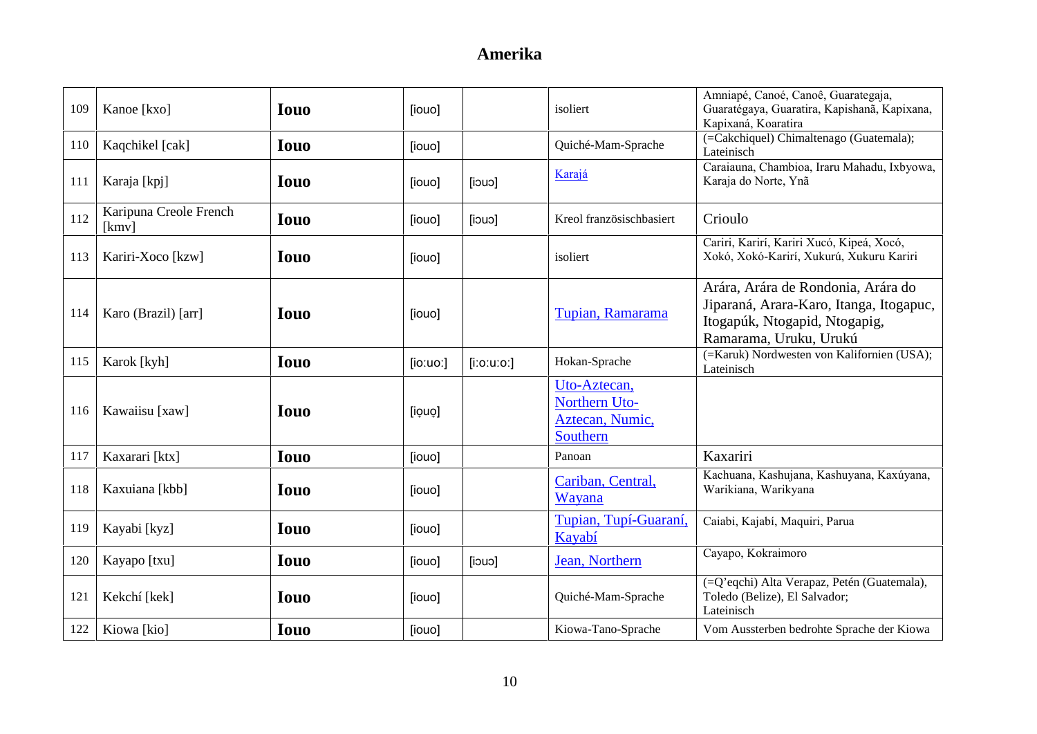# Amerika

| | | | | | | |
|---|---|---|---|---|---|---|
| 109 | Kanoe [kxo] | **Iouo** | [iouo] | | isoliert | Amniapé, Canoé, Canoê, Guarategaja, Guaratégaya, Guaratira, Kapishanã, Kapixana, Kapixaná, Koaratira |
| 110 | Kaqchikel [cak] | **Iouo** | [iouo] | | Quiché-Mam-Sprache | (=Cakchiquel) Chimaltenago (Guatemala); Lateinisch |
| 111 | Karaja [kpj] | **Iouo** | [iouo] | [iɔuɔ] | Karajá | Caraiauna, Chambioa, Iraru Mahadu, Ixbyowa, Karaja do Norte, Ynã |
| 112 | Karipuna Creole French [kmv] | **Iouo** | [iouo] | [iɔuɔ] | Kreol französischbasiert | Crioulo |
| 113 | Kariri-Xoco [kzw] | **Iouo** | [iouo] | | isoliert | Cariri, Karirí, Kariri Xucó, Kipeá, Xocó, Xokó, Xokó-Karirí, Xukurú, Xukuru Kariri |
| 114 | Karo (Brazil) [arr] | **Iouo** | [iouo] | | Tupian, Ramarama | Arára, Arára de Rondonia, Arára do Jiparaná, Arara-Karo, Itanga, Itogapuc, Itogapúk, Ntogapid, Ntogapig, Ramarama, Uruku, Urukú |
| 115 | Karok [kyh] | **Iouo** | [ioːuoː] | [iːoːuːoː] | Hokan-Sprache | (=Karuk) Nordwesten von Kalifornien (USA); Lateinisch |
| 116 | Kawaiisu [xaw] | **Iouo** | [io̥uo̥] | | Uto-Aztecan, Northern Uto-Aztecan, Numic, Southern | |
| 117 | Kaxarari [ktx] | **Iouo** | [iouo] | | Panoan | Kaxariri |
| 118 | Kaxuiana [kbb] | **Iouo** | [iouo] | | Cariban, Central, Wayana | Kachuana, Kashujana, Kashuyana, Kaxúyana, Warikiana, Warikyana |
| 119 | Kayabi [kyz] | **Iouo** | [iouo] | | Tupian, Tupí-Guaraní, Kayabí | Caiabi, Kajabí, Maquiri, Parua |
| 120 | Kayapo [txu] | **Iouo** | [iouo] | [iɔuɔ] | Jean, Northern | Cayapo, Kokraimoro |
| 121 | Kekchí [kek] | **Iouo** | [iouo] | | Quiché-Mam-Sprache | (=Q'eqchi) Alta Verapaz, Petén (Guatemala), Toledo (Belize), El Salvador; Lateinisch |
| 122 | Kiowa [kio] | **Iouo** | [iouo] | | Kiowa-Tano-Sprache | Vom Aussterben bedrohte Sprache der Kiowa |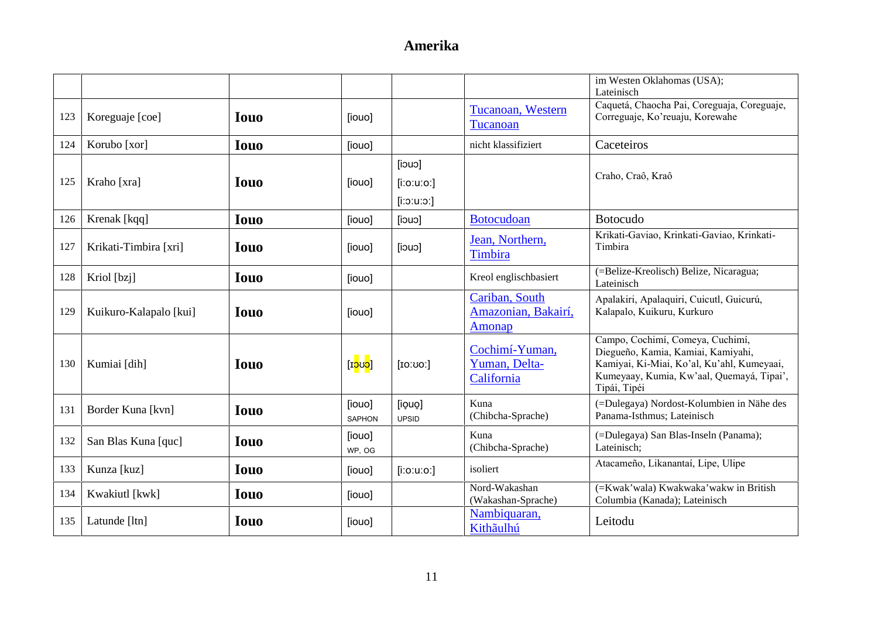# Amerika

| | | | | | | |
|---|---|---|---|---|---|---|
| | | | | | | im Westen Oklahomas (USA); Lateinisch |
| 123 | Koreguaje [coe] | **Iouo** | [iouo] | | Tucanoan, Western Tucanoan | Caquetá, Chaocha Pai, Coreguaja, Coreguaje, Correguaje, Ko'reuaju, Korewahe |
| 124 | Korubo [xor] | **Iouo** | [iouo] | | nicht klassifiziert | Caceteiros |
| 125 | Kraho [xra] | **Iouo** | [iouo] | [iɔuɔ] [i:o:u:o:] [i:ɔ:u:ɔ:] | | Craho, Craô, Kraô |
| 126 | Krenak [kqq] | **Iouo** | [iouo] | [iɔuɔ] | Botocudoan | Botocudo |
| 127 | Krikati-Timbira [xri] | **Iouo** | [iouo] | [iɔuɔ] | Jean, Northern, Timbira | Krikati-Gaviao, Krinkati-Gaviao, Krinkati-Timbira |
| 128 | Kriol [bzj] | **Iouo** | [iouo] | | Kreol englischbasiert | (=Belize-Kreolisch) Belize, Nicaragua; Lateinisch |
| 129 | Kuikuro-Kalapalo [kui] | **Iouo** | [iouo] | | Cariban, South Amazonian, Bakairí, Amonap | Apalakiri, Apalaquiri, Cuicutl, Guicurú, Kalapalo, Kuikuru, Kurkuro |
| 130 | Kumiai [dih] | **Iouo** | [ɪoʊo] | [ɪo:ʊo:] | Cochimí-Yuman, Yuman, Delta-California | Campo, Cochimí, Comeya, Cuchimí, Diegueño, Kamia, Kamiai, Kamiyahi, Kamiyai, Ki-Miai, Ko'al, Ku'ahl, Kumeyaai, Kumeyaay, Kumia, Kw'aal, Quemayá, Tipai', Tipái, Tipéi |
| 131 | Border Kuna [kvn] | **Iouo** | [iouo] SAPHON | [iọuọ] UPSID | Kuna (Chibcha-Sprache) | (=Dulegaya) Nordost-Kolumbien in Nähe des Panama-Isthmus; Lateinisch |
| 132 | San Blas Kuna [quc] | **Iouo** | [iouo] WP, OG | | Kuna (Chibcha-Sprache) | (=Dulegaya) San Blas-Inseln (Panama); Lateinisch; |
| 133 | Kunza [kuz] | **Iouo** | [iouo] | [i:o:u:o:] | isoliert | Atacameño, Likanantaí, Lipe, Ulipe |
| 134 | Kwakiutl [kwk] | **Iouo** | [iouo] | | Nord-Wakashan (Wakashan-Sprache) | (=Kwak'wala) Kwakwaka'wakw in British Columbia (Kanada); Lateinisch |
| 135 | Latunde [ltn] | **Iouo** | [iouo] | | Nambiquaran, Kithãulhú | Leitodu |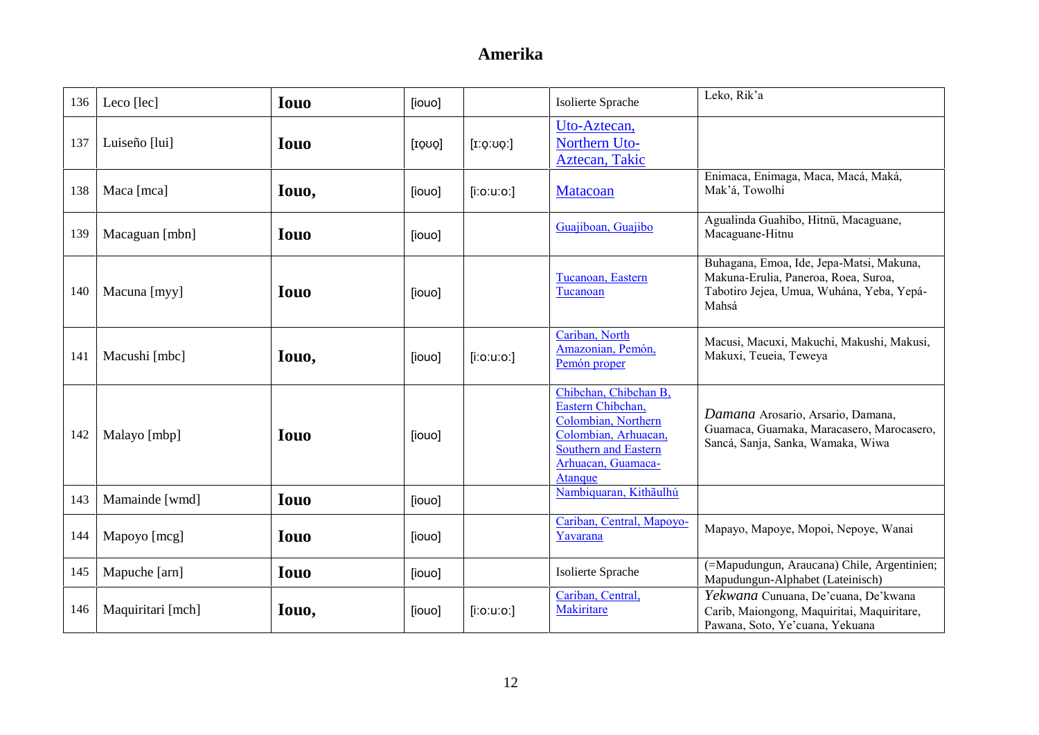# Amerika

| | | | | | | |
|---|---|---|---|---|---|---|
| 136 | Leco [lec] | **Iouo** | [iouo] | | Isolierte Sprache | Leko, Rik'a |
| 137 | Luiseño [lui] | **Iouo** | [ɪo̞ʊo̞] | [ɪ:o̞:ʊo̞:] | Uto-Aztecan, Northern Uto-Aztecan, Takic | |
| 138 | Maca [mca] | **Iouo,** | [iouo] | [i:o:u:o:] | Matacoan | Enimaca, Enimaga, Maca, Macá, Maká, Mak'á, Towolhi |
| 139 | Macaguan [mbn] | **Iouo** | [iouo] | | Guajiboan, Guajibo | Agualinda Guahibo, Hitnü, Macaguane, Macaguane-Hitnu |
| 140 | Macuna [myy] | **Iouo** | [iouo] | | Tucanoan, Eastern Tucanoan | Buhagana, Emoa, Ide, Jepa-Matsi, Makuna, Makuna-Erulia, Paneroa, Roea, Suroa, Tabotiro Jejea, Umua, Wuhána, Yeba, Yepá-Mahsá |
| 141 | Macushi [mbc] | **Iouo,** | [iouo] | [i:o:u:o:] | Cariban, North Amazonian, Pemón, Pemón proper | Macusi, Macuxi, Makuchi, Makushi, Makusi, Makuxi, Teueia, Teweya |
| 142 | Malayo [mbp] | **Iouo** | [iouo] | | Chibchan, Chibchan B, Eastern Chibchan, Colombian, Northern Colombian, Arhuacan, Southern and Eastern Arhuacan, Guamaca-Atanque | *Damana* Arosario, Arsario, Damana, Guamaca, Guamaka, Maracasero, Marocasero, Sancá, Sanja, Sanka, Wamaka, Wiwa |
| 143 | Mamainde [wmd] | **Iouo** | [iouo] | | Nambiquaran, Kithãulhú | |
| 144 | Mapoyo [mcg] | **Iouo** | [iouo] | | Cariban, Central, Mapoyo-Yavarana | Mapayo, Mapoye, Mopoi, Nepoye, Wanai |
| 145 | Mapuche [arn] | **Iouo** | [iouo] | | Isolierte Sprache | (=Mapudungun, Araucana) Chile, Argentinien; Mapudungun-Alphabet (Lateinisch) |
| 146 | Maquiritari [mch] | **Iouo,** | [iouo] | [i:o:u:o:] | Cariban, Central, Makiritare | *Yekwana* Cunuana, De'cuana, De'kwana Carib, Maiongong, Maquiritai, Maquiritare, Pawana, Soto, Ye'cuana, Yekuana |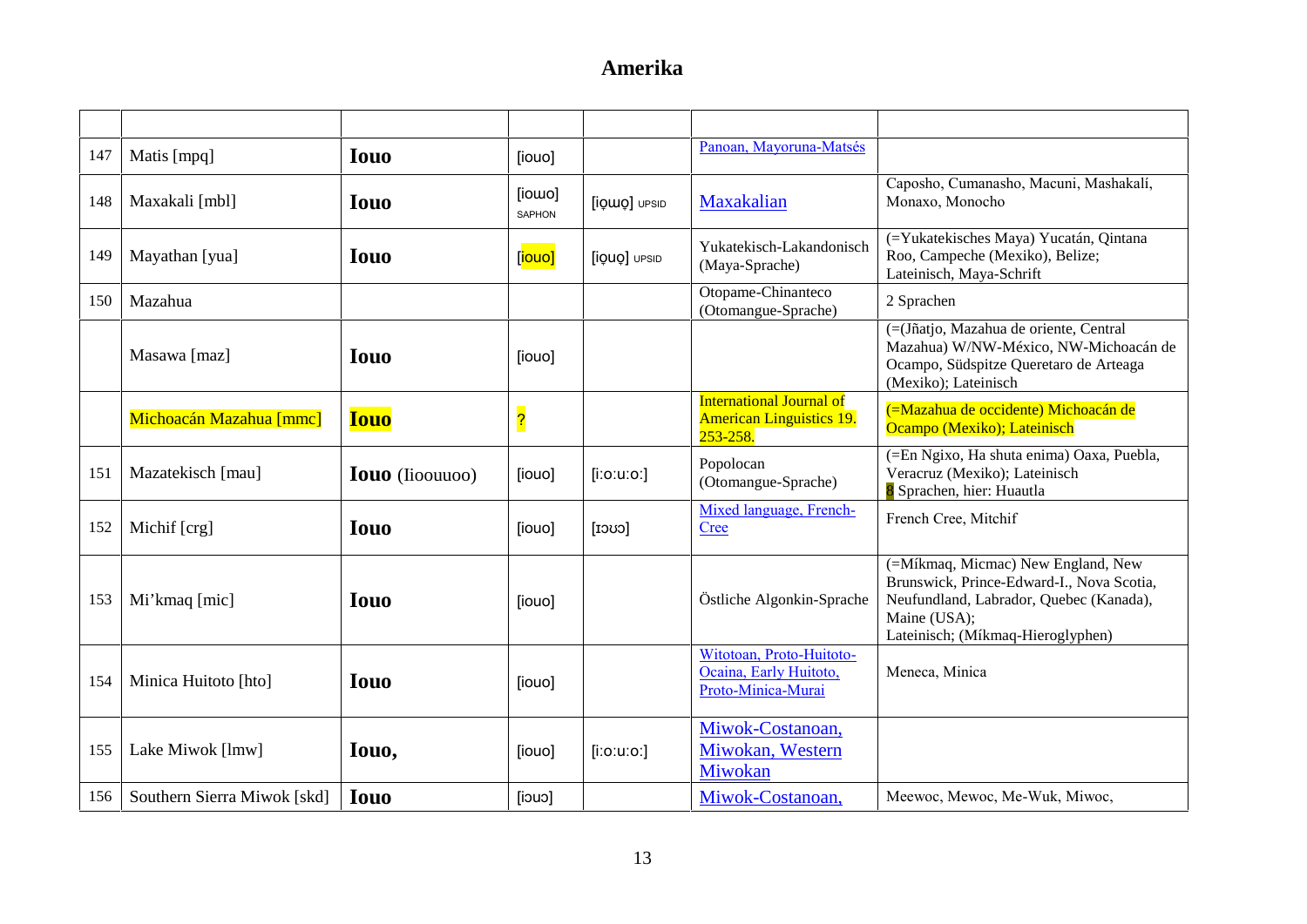# Amerika

| | | | | | | |
|---|---|---|---|---|---|---|
| 147 | Matis [mpq] | **Iouo** | [iouo] | | Panoan, Mayoruna-Matsés | |
| 148 | Maxakali [mbl] | **Iouo** | [iowo] SAPHON | [iọɯọ] UPSID | Maxakalian | Caposho, Cumanasho, Macuni, Mashakalí, Monaxo, Monocho |
| 149 | Mayathan [yua] | **Iouo** | [iouo] | [iọuọ] UPSID | Yukatekisch-Lakandonisch (Maya-Sprache) | (=Yukatekisches Maya) Yucatán, Qintana Roo, Campeche (Mexiko), Belize; Lateinisch, Maya-Schrift |
| 150 | Mazahua | | | | Otopame-Chinanteco (Otomangue-Sprache) | 2 Sprachen |
| | Masawa [maz] | **Iouo** | [iouo] | | | (=(Jñatjo, Mazahua de oriente, Central Mazahua) W/NW-México, NW-Michoacán de Ocampo, Südspitze Queretaro de Arteaga (Mexiko); Lateinisch |
| | Michoacán Mazahua [mmc] | **Iouo** | ? | | International Journal of American Linguistics 19. 253-258. | (=Mazahua de occidente) Michoacán de Ocampo (Mexiko); Lateinisch |
| 151 | Mazatekisch [mau] | **Iouo** (Iioouuoo) | [iouo] | [iːoːuːoː] | Popolocan (Otomangue-Sprache) | (=En Ngixo, Ha shuta enima) Oaxa, Puebla, Veracruz (Mexiko); Lateinisch 8 Sprachen, hier: Huautla |
| 152 | Michif [crg] | **Iouo** | [iouo] | [ɪɔʊɔ] | Mixed language, French-Cree | French Cree, Mitchif |
| 153 | Mi'kmaq [mic] | **Iouo** | [iouo] | | Östliche Algonkin-Sprache | (=Míkmaq, Micmac) New England, New Brunswick, Prince-Edward-I., Nova Scotia, Neufundland, Labrador, Quebec (Kanada), Maine (USA); Lateinisch; (Míkmaq-Hieroglyphen) |
| 154 | Minica Huitoto [hto] | **Iouo** | [iouo] | | Witotoan, Proto-Huitoto-Ocaina, Early Huitoto, Proto-Minica-Murai | Meneca, Minica |
| 155 | Lake Miwok [lmw] | **Iouo,** | [iouo] | [iːoːuːoː] | Miwok-Costanoan, Miwokan, Western Miwokan | |
| 156 | Southern Sierra Miwok [skd] | **Iouo** | [iɔuɔ] | | Miwok-Costanoan, | Meewoc, Mewoc, Me-Wuk, Miwoc, |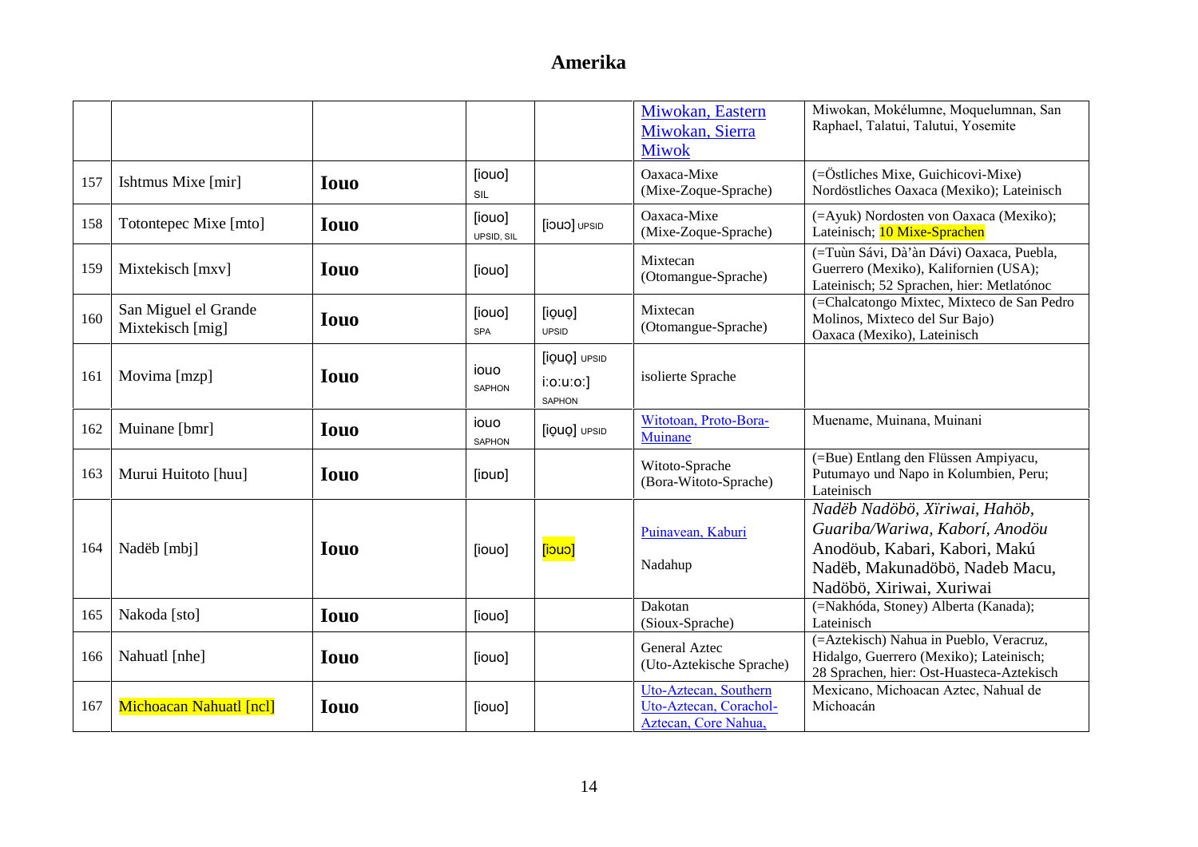# Amerika

| | | | | | | |
|---|---|---|---|---|---|---|
| | | | | | Miwokan, Eastern Miwokan, Sierra Miwok | Miwokan, Mokélumne, Moquelumnan, San Raphael, Talatui, Talutui, Yosemite |
| 157 | Ishtmus Mixe [mir] | **Iouo** | [iouo] SIL | | Oaxaca-Mixe (Mixe-Zoque-Sprache) | (=Östliches Mixe, Guichicovi-Mixe) Nordöstliches Oaxaca (Mexiko); Lateinisch |
| 158 | Totontepec Mixe [mto] | **Iouo** | [iouo] UPSID, SIL | [iɔuɔ] UPSID | Oaxaca-Mixe (Mixe-Zoque-Sprache) | (=Ayuk) Nordosten von Oaxaca (Mexiko); Lateinisch; 10 Mixe-Sprachen |
| 159 | Mixtekisch [mxv] | **Iouo** | [iouo] | | Mixtecan (Otomangue-Sprache) | (=Tuùn Sávi, Dà'àn Dávi) Oaxaca, Puebla, Guerrero (Mexiko), Kalifornien (USA); Lateinisch; 52 Sprachen, hier: Metlatónoc |
| 160 | San Miguel el Grande Mixtekisch [mig] | **Iouo** | [iouo] SPA | [iọuọ] UPSID | Mixtecan (Otomangue-Sprache) | (=Chalcatongo Mixtec, Mixteco de San Pedro Molinos, Mixteco del Sur Bajo) Oaxaca (Mexiko), Lateinisch |
| 161 | Movima [mzp] | **Iouo** | iouo SAPHON | [iọuọ] UPSID i:o:u:o:] SAPHON | isolierte Sprache | |
| 162 | Muinane [bmr] | **Iouo** | iouo SAPHON | [iọuọ] UPSID | Witotoan, Proto-Bora-Muinane | Muename, Muinana, Muinani |
| 163 | Murui Huitoto [huu] | **Iouo** | [iɒuɒ] | | Witoto-Sprache (Bora-Witoto-Sprache) | (=Bue) Entlang den Flüssen Ampiyacu, Putumayo und Napo in Kolumbien, Peru; Lateinisch |
| 164 | Nadëb [mbj] | **Iouo** | [iouo] | [iɔuɔ] | Puinavean, Kaburi<br><br>Nadahup | *Nadëb Nadöbö, Xïriwai, Hahöb, Guariba/Wariwa, Kaborí, Anodöu* Anodöub, Kabari, Kabori, Makú Nadëb, Makunadöbö, Nadeb Macu, Nadöbö, Xiriwai, Xuriwai |
| 165 | Nakoda [sto] | **Iouo** | [iouo] | | Dakotan (Sioux-Sprache) | (=Nakhóda, Stoney) Alberta (Kanada); Lateinisch |
| 166 | Nahuatl [nhe] | **Iouo** | [iouo] | | General Aztec (Uto-Aztekische Sprache) | (=Aztekisch) Nahua in Pueblo, Veracruz, Hidalgo, Guerrero (Mexiko); Lateinisch; 28 Sprachen, hier: Ost-Huasteca-Aztekisch |
| 167 | Michoacan Nahuatl [ncl] | **Iouo** | [iouo] | | Uto-Aztecan, Southern Uto-Aztecan, Corachol-Aztecan, Core Nahua, | Mexicano, Michoacan Aztec, Nahual de Michoacán |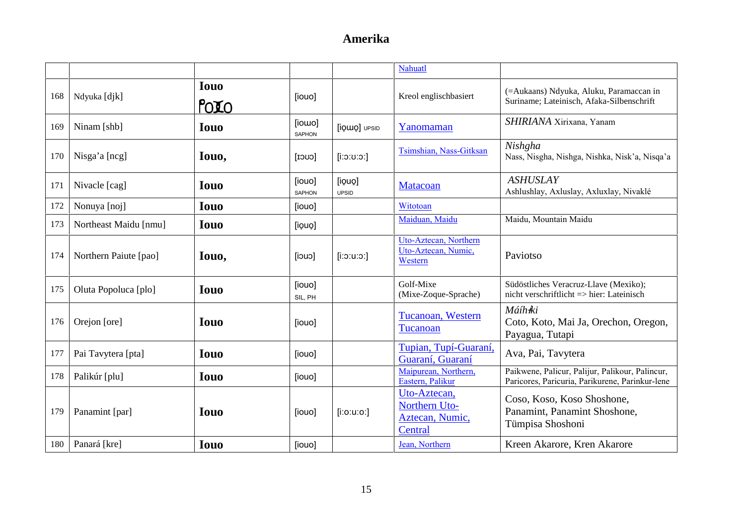# Amerika

| | | | | | | |
|---|---|---|---|---|---|---|
| | | | | | Nahuatl | |
| 168 | Ndyuka [djk] | **Iouo** POIO | [iouo] | | Kreol englischbasiert | (=Aukaans) Ndyuka, Aluku, Paramaccan in Suriname; Lateinisch, Afaka-Silbenschrift |
| 169 | Ninam [shb] | **Iouo** | [iowo] SAPHON | [iọwọ] UPSID | Yanomaman | *SHIRIANA* Xirixana, Yanam |
| 170 | Nisga'a [ncg] | **Iouo,** | [ɪɔʊɔ] | [i:ɔ:ʊ:ɔ:] | Tsimshian, Nass-Gitksan | *Nishgha* Nass, Nisgha, Nishga, Nishka, Nisk'a, Nisqa'a |
| 171 | Nivacle [cag] | **Iouo** | [iouo] SAPHON | [iọuọ] UPSID | Matacoan | *ASHUSLAY* Ashlushlay, Axluslay, Axluxlay, Nivaklé |
| 172 | Nonuya [noj] | **Iouo** | [iouo] | | Witotoan | |
| 173 | Northeast Maidu [nmu] | **Iouo** | [iọuọ] | | Maiduan, Maidu | Maidu, Mountain Maidu |
| 174 | Northern Paiute [pao] | **Iouo,** | [iɔuɔ] | [i:ɔ:u:ɔ:] | Uto-Aztecan, Northern Uto-Aztecan, Numic, Western | Paviotso |
| 175 | Oluta Popoluca [plo] | **Iouo** | [iouo] SIL, PH | | Golf-Mixe (Mixe-Zoque-Sprache) | Südöstliches Veracruz-Llave (Mexiko); nicht verschriftlicht => hier: Lateinisch |
| 176 | Orejon [ore] | **Iouo** | [iouo] | | Tucanoan, Western Tucanoan | *Máíhɨ̃ki* Coto, Koto, Mai Ja, Orechon, Oregon, Payagua, Tutapi |
| 177 | Pai Tavytera [pta] | **Iouo** | [iouo] | | Tupian, Tupí-Guaraní, Guaraní, Guaraní | Ava, Pai, Tavytera |
| 178 | Palikúr [plu] | **Iouo** | [iouo] | | Maipurean, Northern, Eastern, Palikur | Paikwene, Palicur, Palijur, Palikour, Palincur, Paricores, Paricuria, Parikurene, Parinkur-lene |
| 179 | Panamint [par] | **Iouo** | [iouo] | [i:o:u:o:] | Uto-Aztecan, Northern Uto-Aztecan, Numic, Central | Coso, Koso, Koso Shoshone, Panamint, Panamint Shoshone, Tümpisa Shoshoni |
| 180 | Panará [kre] | **Iouo** | [iouo] | | Jean, Northern | Kreen Akarore, Kren Akarore |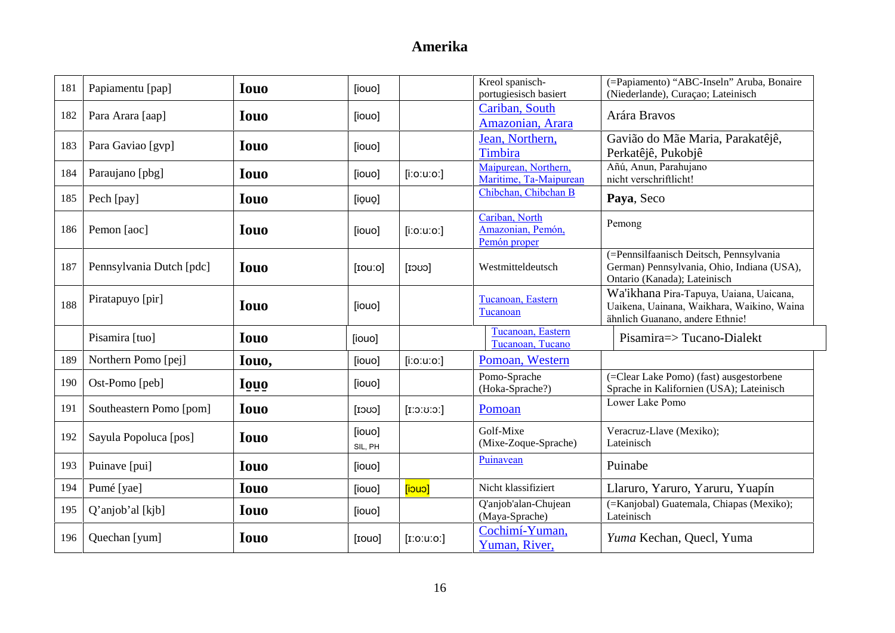# Amerika

| | | | | | | |
|---|---|---|---|---|---|---|
| 181 | Papiamentu [pap] | **Iouo** | [iouo] | | Kreol spanisch-portugiesisch basiert | (=Papiamento) "ABC-Inseln" Aruba, Bonaire (Niederlande), Curaçao; Lateinisch |
| 182 | Para Arara [aap] | **Iouo** | [iouo] | | Cariban, South Amazonian, Arara | Arára Bravos |
| 183 | Para Gaviao [gvp] | **Iouo** | [iouo] | | Jean, Northern, Timbira | Gavião do Mãe Maria, Parakatêjê, Perkatêjê, Pukobjê |
| 184 | Paraujano [pbg] | **Iouo** | [iouo] | [i:o:u:o:] | Maipurean, Northern, Maritime, Ta-Maipurean | Añú, Anun, Parahujano nicht verschriftlicht! |
| 185 | Pech [pay] | **Iouo** | [iọuọ] | | Chibchan, Chibchan B | **Paya**, Seco |
| 186 | Pemon [aoc] | **Iouo** | [iouo] | [i:o:u:o:] | Cariban, North Amazonian, Pemón, Pemón proper | Pemong |
| 187 | Pennsylvania Dutch [pdc] | **Iouo** | [ɪou:o] | [ɪɔʊɔ] | Westmitteldeutsch | (=Pennsilfaanisch Deitsch, Pennsylvania German) Pennsylvania, Ohio, Indiana (USA), Ontario (Kanada); Lateinisch |
| 188 | Piratapuyo [pir] | **Iouo** | [iouo] | | Tucanoan, Eastern Tucanoan | Wa'ikhana Pira-Tapuya, Uaiana, Uaicana, Uaikena, Uainana, Waikhara, Waikino, Waina ähnlich Guanano, andere Ethnie! |
| | Pisamira [tuo] | **Iouo** | [iouo] | | Tucanoan, Eastern Tucanoan, Tucano | Pisamira=> Tucano-Dialekt |
| 189 | Northern Pomo [pej] | **Iouo,** | [iouo] | [i:o:u:o:] | Pomoan, Western | |
| 190 | Ost-Pomo [peb] | **Io̱u̱o̱** | [iouo] | | Pomo-Sprache (Hoka-Sprache?) | (=Clear Lake Pomo) (fast) ausgestorbene Sprache in Kalifornien (USA); Lateinisch |
| 191 | Southeastern Pomo [pom] | **Iouo** | [ɪɔʊɔ] | [ɪ:ɔ:ʊ:ɔ:] | Pomoan | Lower Lake Pomo |
| 192 | Sayula Popoluca [pos] | **Iouo** | [iouo] SIL, PH | | Golf-Mixe (Mixe-Zoque-Sprache) | Veracruz-Llave (Mexiko); Lateinisch |
| 193 | Puinave [pui] | **Iouo** | [iouo] | | Puinavean | Puinabe |
| 194 | Pumé [yae] | **Iouo** | [iouo] | [iɔuɔ] | Nicht klassifiziert | Llaruro, Yaruro, Yaruru, Yuapín |
| 195 | Q'anjob'al [kjb] | **Iouo** | [iouo] | | Q'anjob'alan-Chujean (Maya-Sprache) | (=Kanjobal) Guatemala, Chiapas (Mexiko); Lateinisch |
| 196 | Quechan [yum] | **Iouo** | [ɪouo] | [ɪ:o:u:o:] | Cochimí-Yuman, Yuman, River, | *Yuma* Kechan, Quecl, Yuma |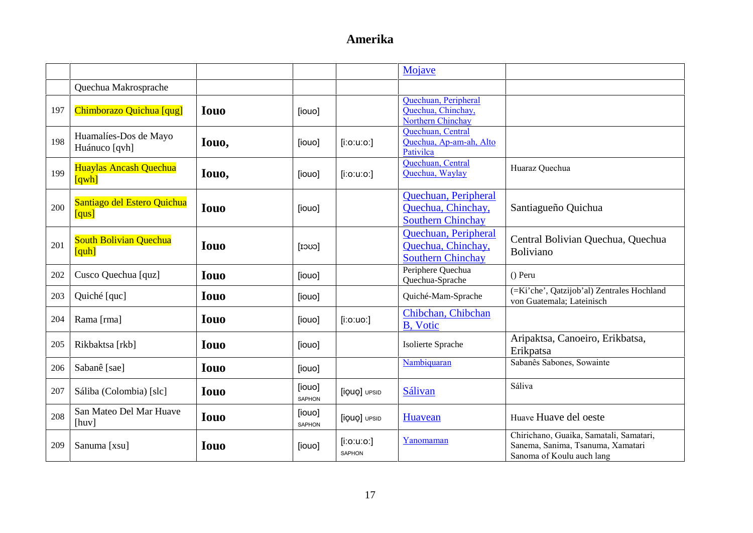# Amerika

| | | | | | | |
|---|---|---|---|---|---|---|
| | | | | | Mojave | |
| | Quechua Makrosprache | | | | | |
| 197 | Chimborazo Quichua [qug] | **Iouo** | [iouo] | | Quechuan, Peripheral Quechua, Chinchay, Northern Chinchay | |
| 198 | Huamalíes-Dos de Mayo Huánuco [qvh] | **Iouo,** | [iouo] | [iːoːuːoː] | Quechuan, Central Quechua, Ap-am-ah, Alto Pativilca | |
| 199 | Huaylas Ancash Quechua [qwh] | **Iouo,** | [iouo] | [iːoːuːoː] | Quechuan, Central Quechua, Waylay | Huaraz Quechua |
| 200 | Santiago del Estero Quichua [qus] | **Iouo** | [iouo] | | Quechuan, Peripheral Quechua, Chinchay, Southern Chinchay | Santiagueño Quichua |
| 201 | South Bolivian Quechua [quh] | **Iouo** | [ɪɔʊɔ] | | Quechuan, Peripheral Quechua, Chinchay, Southern Chinchay | Central Bolivian Quechua, Quechua Boliviano |
| 202 | Cusco Quechua [quz] | **Iouo** | [iouo] | | Periphere Quechua Quechua-Sprache | () Peru |
| 203 | Quiché [quc] | **Iouo** | [iouo] | | Quiché-Mam-Sprache | (=Ki'che', Qatzijob'al) Zentrales Hochland von Guatemala; Lateinisch |
| 204 | Rama [rma] | **Iouo** | [iouo] | [iːoːuoː] | Chibchan, Chibchan B, Votic | |
| 205 | Rikbaktsa [rkb] | **Iouo** | [iouo] | | Isolierte Sprache | Aripaktsa, Canoeiro, Erikbatsa, Erikpatsa |
| 206 | Sabanê [sae] | **Iouo** | [iouo] | | Nambiquaran | Sabanês Sabones, Sowainte |
| 207 | Sáliba (Colombia) [slc] | **Iouo** | [iouo] SAPHON | [iọuọ] UPSID | Sálivan | Sáliva |
| 208 | San Mateo Del Mar Huave [huv] | **Iouo** | [iouo] SAPHON | [iọuọ] UPSID | Huavean | Huave Huave del oeste |
| 209 | Sanuma [xsu] | **Iouo** | [iouo] | [iːoːuːoː] SAPHON | Yanomaman | Chirichano, Guaika, Samatali, Samatari, Sanema, Sanima, Tsanuma, Xamatari Sanoma of Koulu auch lang |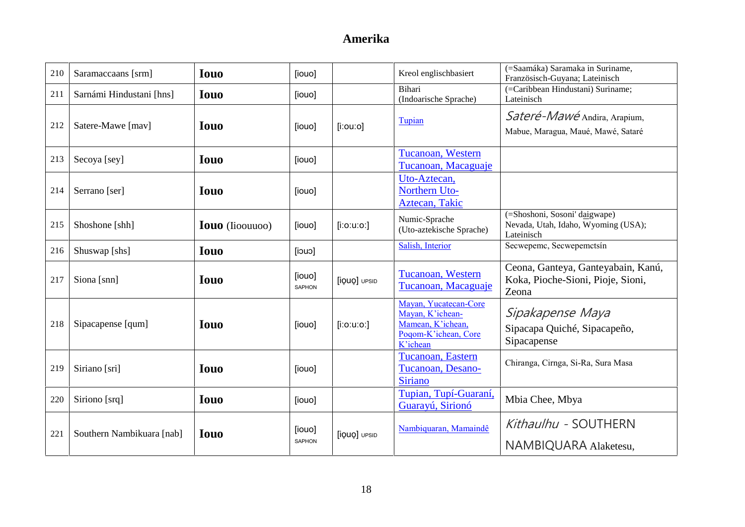# Amerika

| | | | | | | |
|---|---|---|---|---|---|---|
| 210 | Saramaccaans [srm] | **Iouo** | [iouo] | | Kreol englischbasiert | (=Saamáka) Saramaka in Suriname, Französisch-Guyana; Lateinisch |
| 211 | Sarnámi Hindustani [hns] | **Iouo** | [iouo] | | Bihari (Indoarische Sprache) | (=Caribbean Hindustani) Suriname; Lateinisch |
| 212 | Satere-Mawe [mav] | **Iouo** | [iouo] | [iːouːo] | Tupian | *Sateré-Mawé* Andira, Arapium, Mabue, Maragua, Maué, Mawé, Sataré |
| 213 | Secoya [sey] | **Iouo** | [iouo] | | Tucanoan, Western Tucanoan, Macaguaje | |
| 214 | Serrano [ser] | **Iouo** | [iouo] | | Uto-Aztecan, Northern Uto-Aztecan, Takic | |
| 215 | Shoshone [shh] | **Iouo** (Iioouuoo) | [iouo] | [iːoːuːoː] | Numic-Sprache (Uto-aztekische Sprache) | (=Shoshoni, Sosoni' daigwape) Nevada, Utah, Idaho, Wyoming (USA); Lateinisch |
| 216 | Shuswap [shs] | **Iouo** | [iɔuɔ] | | Salish, Interior | Secwepemc, Secwepemctsín |
| 217 | Siona [snn] | **Iouo** | [iouo] SAPHON | [iọuọ] UPSID | Tucanoan, Western Tucanoan, Macaguaje | Ceona, Ganteya, Ganteyabain, Kanú, Koka, Pioche-Sioni, Pioje, Sioni, Zeona |
| 218 | Sipacapense [qum] | **Iouo** | [iouo] | [iːoːuːoː] | Mayan, Yucatecan-Core Mayan, K'ichean-Mamean, K'ichean, Poqom-K'ichean, Core K'ichean | *Sipakapense Maya* Sipacapa Quiché, Sipacapeño, Sipacapense |
| 219 | Siriano [sri] | **Iouo** | [iouo] | | Tucanoan, Eastern Tucanoan, Desano-Siriano | Chiranga, Cirnga, Si-Ra, Sura Masa |
| 220 | Siriono [srq] | **Iouo** | [iouo] | | Tupian, Tupí-Guaraní, Guarayú, Sirionó | Mbia Chee, Mbya |
| 221 | Southern Nambikuara [nab] | **Iouo** | [iouo] SAPHON | [iọuọ] UPSID | Nambiquaran, Mamaindê | *Kithaulhu* - SOUTHERN NAMBIQUARA Alaketesu, |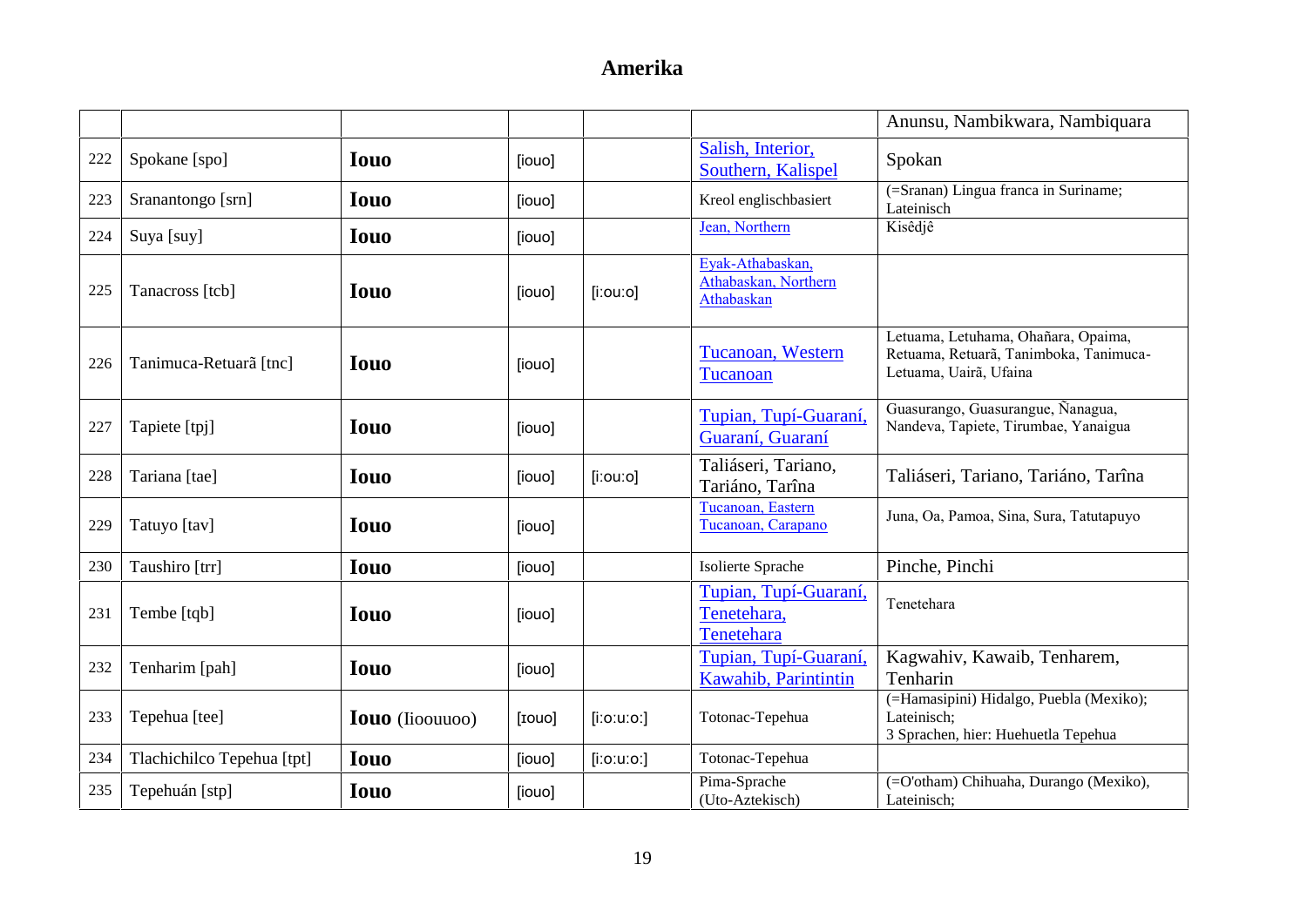# Amerika

| | | | | | | |
|---|---|---|---|---|---|---|
| | | | | | | Anunsu, Nambikwara, Nambiquara |
| 222 | Spokane [spo] | **Iouo** | [iouo] | | Salish, Interior, Southern, Kalispel | Spokan |
| 223 | Sranantongo [srn] | **Iouo** | [iouo] | | Kreol englischbasiert | (=Sranan) Lingua franca in Suriname; Lateinisch |
| 224 | Suya [suy] | **Iouo** | [iouo] | | Jean, Northern | Kisêdjê |
| 225 | Tanacross [tcb] | **Iouo** | [iouo] | [i:ou:o] | Eyak-Athabaskan, Athabaskan, Northern Athabaskan | |
| 226 | Tanimuca-Retuarã [tnc] | **Iouo** | [iouo] | | Tucanoan, Western Tucanoan | Letuama, Letuhama, Ohañara, Opaima, Retuama, Retuarã, Tanimboka, Tanimuca-Letuama, Uairã, Ufaina |
| 227 | Tapiete [tpj] | **Iouo** | [iouo] | | Tupian, Tupí-Guaraní, Guaraní, Guaraní | Guasurango, Guasurangue, Ñanagua, Nandeva, Tapiete, Tirumbae, Yanaigua |
| 228 | Tariana [tae] | **Iouo** | [iouo] | [i:ou:o] | Taliáseri, Tariano, Tariáno, Tarîna | Taliáseri, Tariano, Tariáno, Tarîna |
| 229 | Tatuyo [tav] | **Iouo** | [iouo] | | Tucanoan, Eastern Tucanoan, Carapano | Juna, Oa, Pamoa, Sina, Sura, Tatutapuyo |
| 230 | Taushiro [trr] | **Iouo** | [iouo] | | Isolierte Sprache | Pinche, Pinchi |
| 231 | Tembe [tqb] | **Iouo** | [iouo] | | Tupian, Tupí-Guaraní, Tenetehara, Tenetehara | Tenetehara |
| 232 | Tenharim [pah] | **Iouo** | [iouo] | | Tupian, Tupí-Guaraní, Kawahib, Parintintin | Kagwahiv, Kawaib, Tenharem, Tenharin |
| 233 | Tepehua [tee] | **Iouo** (Iioouuoo) | [ɪouo] | [i:o:u:o:] | Totonac-Tepehua | (=Hamasipini) Hidalgo, Puebla (Mexiko); Lateinisch; 3 Sprachen, hier: Huehuetla Tepehua |
| 234 | Tlachichilco Tepehua [tpt] | **Iouo** | [iouo] | [i:o:u:o:] | Totonac-Tepehua | |
| 235 | Tepehuán [stp] | **Iouo** | [iouo] | | Pima-Sprache (Uto-Aztekisch) | (=O'otham) Chihuaha, Durango (Mexiko), Lateinisch; |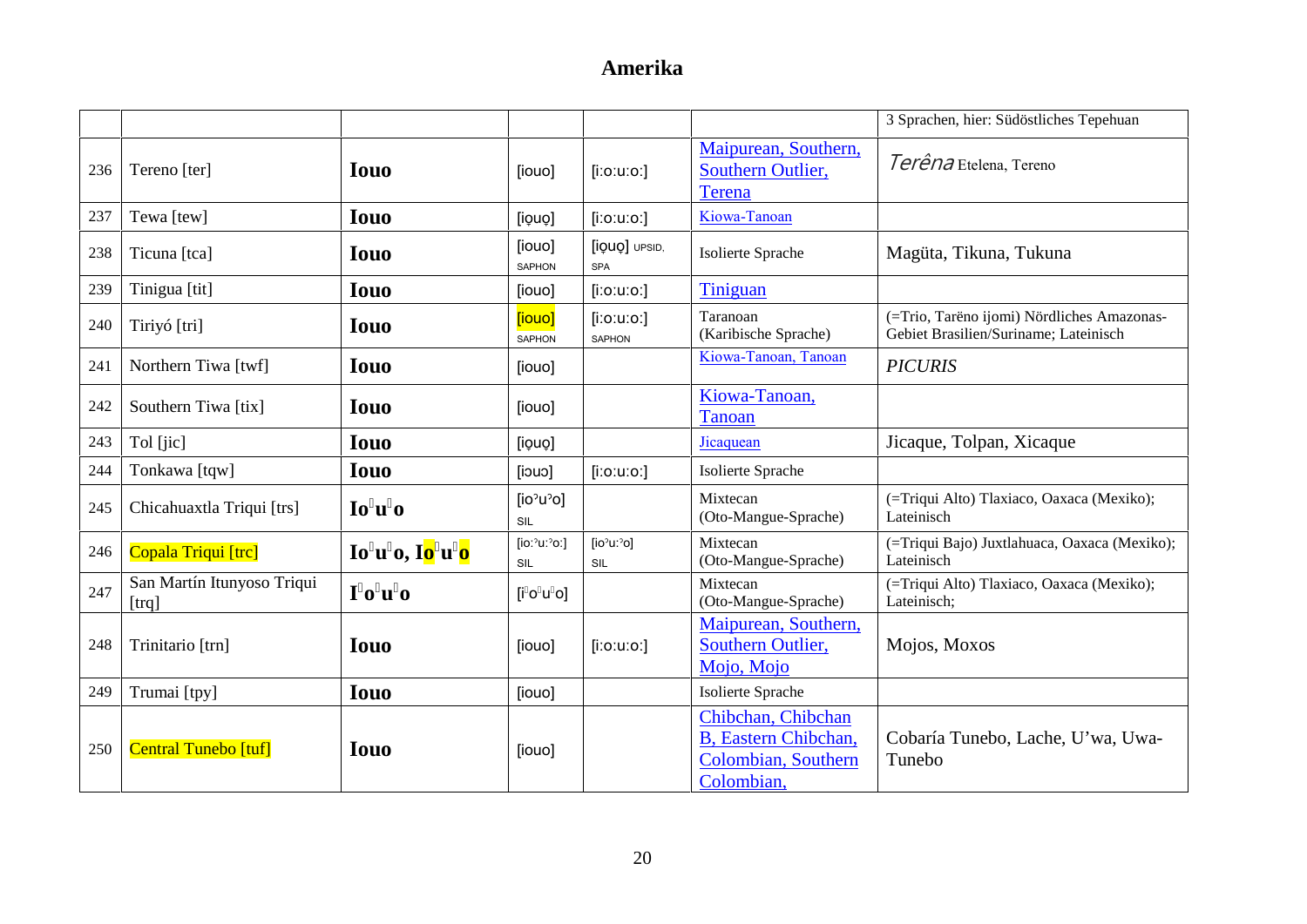# Amerika

| | | | | | | |
|---|---|---|---|---|---|---|
| | | | | | | 3 Sprachen, hier: Südöstliches Tepehuan |
| 236 | Tereno [ter] | **Iouo** | [iouo] | [iːoːuːoː] | Maipurean, Southern, Southern Outlier, Terena | *Terêna* Etelena, Tereno |
| 237 | Tewa [tew] | **Iouo** | [io̜uo̜] | [iːoːuːoː] | Kiowa-Tanoan | |
| 238 | Ticuna [tca] | **Iouo** | [iouo] SAPHON | [io̜uo̜] UPSID, SPA | Isolierte Sprache | Magüta, Tikuna, Tukuna |
| 239 | Tinigua [tit] | **Iouo** | [iouo] | [iːoːuːoː] | Tiniguan | |
| 240 | Tiriyó [tri] | **Iouo** | [iouo] SAPHON | [iːoːuːoː] SAPHON | Taranoan (Karibische Sprache) | (=Trio, Tarëno ijomi) Nördliches Amazonas-Gebiet Brasilien/Suriname; Lateinisch |
| 241 | Northern Tiwa [twf] | **Iouo** | [iouo] | | Kiowa-Tanoan, Tanoan | *PICURIS* |
| 242 | Southern Tiwa [tix] | **Iouo** | [iouo] | | Kiowa-Tanoan, Tanoan | |
| 243 | Tol [jic] | **Iouo** | [io̜uo̜] | | Jicaquean | Jicaque, Tolpan, Xicaque |
| 244 | Tonkawa [tqw] | **Iouo** | [iouɔ] | [iːoːuːoː] | Isolierte Sprache | |
| 245 | Chicahuaxtla Triqui [trs] | **Iou o** | [ioˀuˀo] SIL | | Mixtecan (Oto-Mangue-Sprache) | (=Triqui Alto) Tlaxiaco, Oaxaca (Mexiko); Lateinisch |
| 246 | Copala Triqui [trc] | **Iou o, Iou o** | [ioːˀuːˀoː] SIL | [ioˀuːˀo] SIL | Mixtecan (Oto-Mangue-Sprache) | (=Triqui Bajo) Juxtlahuaca, Oaxaca (Mexiko); Lateinisch |
| 247 | San Martín Itunyoso Triqui [trq] | **I o u o** | [i o u o] | | Mixtecan (Oto-Mangue-Sprache) | (=Triqui Alto) Tlaxiaco, Oaxaca (Mexiko); Lateinisch; |
| 248 | Trinitario [trn] | **Iouo** | [iouo] | [iːoːuːoː] | Maipurean, Southern, Southern Outlier, Mojo, Mojo | Mojos, Moxos |
| 249 | Trumai [tpy] | **Iouo** | [iouo] | | Isolierte Sprache | |
| 250 | Central Tunebo [tuf] | **Iouo** | [iouo] | | Chibchan, Chibchan B, Eastern Chibchan, Colombian, Southern Colombian, | Cobaría Tunebo, Lache, U'wa, Uwa-Tunebo |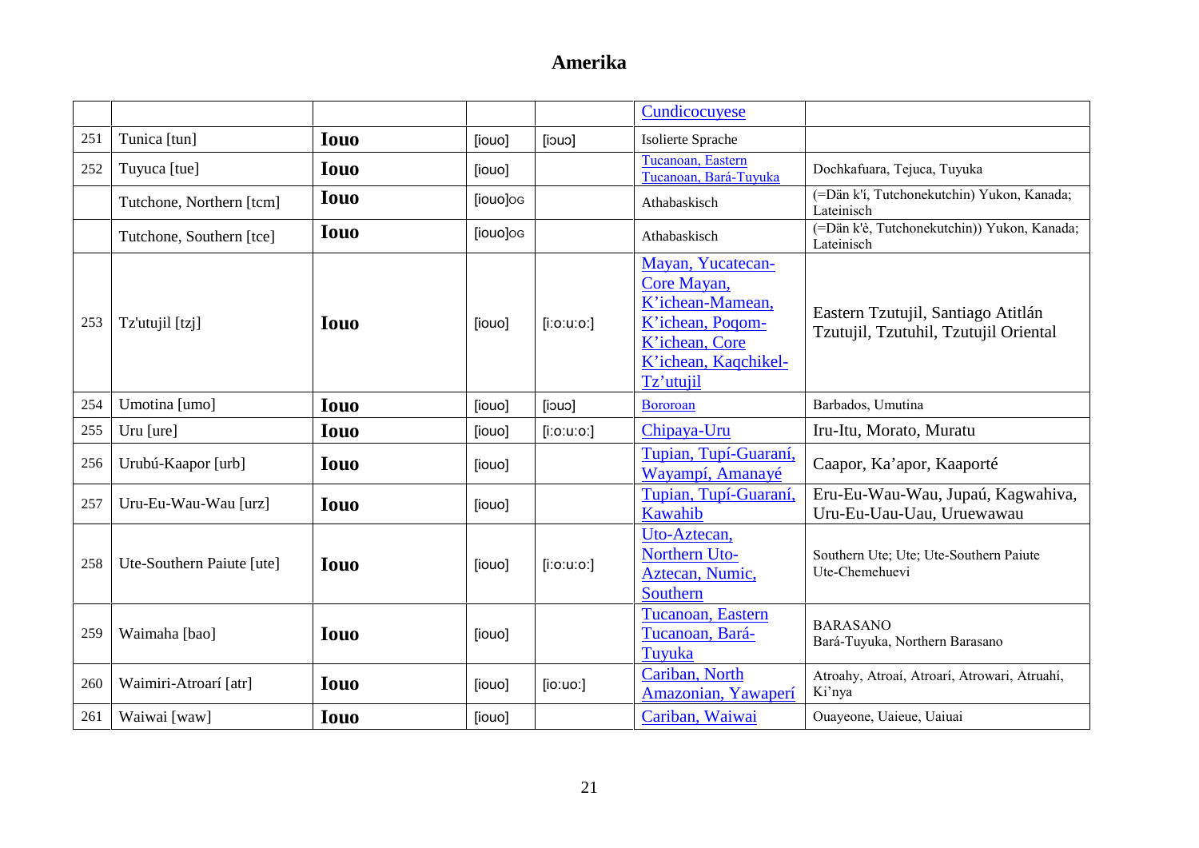# Amerika

| | | | | | | |
|---|---|---|---|---|---|---|
| | | | | | Cundicocuyese | |
| 251 | Tunica [tun] | **Iouo** | [iouo] | [iɔuɔ] | Isolierte Sprache | |
| 252 | Tuyuca [tue] | **Iouo** | [iouo] | | Tucanoan, Eastern Tucanoan, Bará-Tuyuka | Dochkafuara, Tejuca, Tuyuka |
| | Tutchone, Northern [tcm] | **Iouo** | [iouo]OG | | Athabaskisch | (=Dän k'í, Tutchonekutchin) Yukon, Kanada; Lateinisch |
| | Tutchone, Southern [tce] | **Iouo** | [iouo]OG | | Athabaskisch | (=Dän k'è, Tutchonekutchin)) Yukon, Kanada; Lateinisch |
| 253 | Tz'utujil [tzj] | **Iouo** | [iouo] | [i:o:u:o:] | Mayan, Yucatecan-Core Mayan, K'ichean-Mamean, K'ichean, Poqom-K'ichean, Core K'ichean, Kaqchikel-Tz'utujil | Eastern Tzutujil, Santiago Atitlán Tzutujil, Tzutuhil, Tzutujil Oriental |
| 254 | Umotina [umo] | **Iouo** | [iouo] | [iɔuɔ] | Bororoan | Barbados, Umutina |
| 255 | Uru [ure] | **Iouo** | [iouo] | [i:o:u:o:] | Chipaya-Uru | Iru-Itu, Morato, Muratu |
| 256 | Urubú-Kaapor [urb] | **Iouo** | [iouo] | | Tupian, Tupí-Guaraní, Wayampí, Amanayé | Caapor, Ka'apor, Kaaporté |
| 257 | Uru-Eu-Wau-Wau [urz] | **Iouo** | [iouo] | | Tupian, Tupí-Guaraní, Kawahib | Eru-Eu-Wau-Wau, Jupaú, Kagwahiva, Uru-Eu-Uau-Uau, Uruewawau |
| 258 | Ute-Southern Paiute [ute] | **Iouo** | [iouo] | [i:o:u:o:] | Uto-Aztecan, Northern Uto-Aztecan, Numic, Southern | Southern Ute; Ute; Ute-Southern Paiute Ute-Chemehuevi |
| 259 | Waimaha [bao] | **Iouo** | [iouo] | | Tucanoan, Eastern Tucanoan, Bará-Tuyuka | BARASANO Bará-Tuyuka, Northern Barasano |
| 260 | Waimiri-Atroarí [atr] | **Iouo** | [iouo] | [io:uo:] | Cariban, North Amazonian, Yawaperí | Atroahy, Atroaí, Atroarí, Atrowari, Atruahí, Ki'nya |
| 261 | Waiwai [waw] | **Iouo** | [iouo] | | Cariban, Waiwai | Ouayeone, Uaieue, Uaiuai |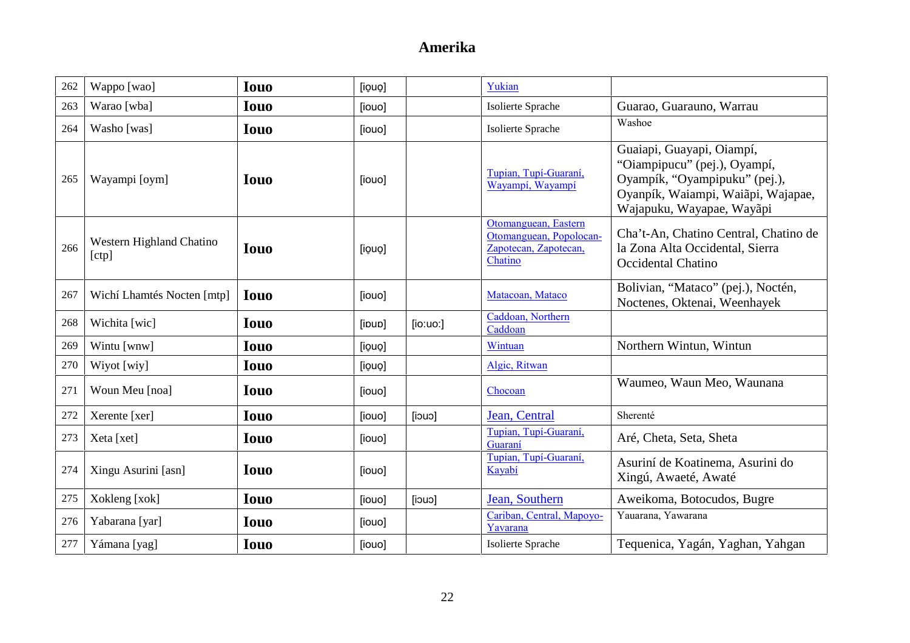# Amerika

| | | | | | | |
|---|---|---|---|---|---|---|
| 262 | Wappo [wao] | **Iouo** | [iọuọ] | | Yukian | |
| 263 | Warao [wba] | **Iouo** | [iouo] | | Isolierte Sprache | Guarao, Guarauno, Warrau |
| 264 | Washo [was] | **Iouo** | [iouo] | | Isolierte Sprache | Washoe |
| 265 | Wayampi [oym] | **Iouo** | [iouo] | | Tupian, Tupí-Guaraní, Wayampí, Wayampí | Guaiapi, Guayapi, Oiampí, “Oiampipucu” (pej.), Oyampí, Oyampík, “Oyampipuku” (pej.), Oyanpík, Waiampi, Waiãpi, Wajapae, Wajapuku, Wayapae, Wayãpi |
| 266 | Western Highland Chatino [ctp] | **Iouo** | [iọuọ] | | Otomanguean, Eastern Otomanguean, Popolocan-Zapotecan, Zapotecan, Chatino | Cha’t-An, Chatino Central, Chatino de la Zona Alta Occidental, Sierra Occidental Chatino |
| 267 | Wichí Lhamtés Nocten [mtp] | **Iouo** | [iouo] | | Matacoan, Mataco | Bolivian, “Mataco” (pej.), Noctén, Noctenes, Oktenai, Weenhayek |
| 268 | Wichita [wic] | **Iouo** | [iɒuɒ] | [ioːuoː] | Caddoan, Northern Caddoan | |
| 269 | Wintu [wnw] | **Iouo** | [iọuọ] | | Wintuan | Northern Wintun, Wintun |
| 270 | Wiyot [wiy] | **Iouo** | [iọuọ] | | Algic, Ritwan | |
| 271 | Woun Meu [noa] | **Iouo** | [iouo] | | Chocoan | Waumeo, Waun Meo, Waunana |
| 272 | Xerente [xer] | **Iouo** | [iouo] | [iɔuɔ] | Jean, Central | Sherenté |
| 273 | Xeta [xet] | **Iouo** | [iouo] | | Tupian, Tupí-Guaraní, Guaraní | Aré, Cheta, Seta, Sheta |
| 274 | Xingu Asurini [asn] | **Iouo** | [iouo] | | Tupian, Tupí-Guaraní, Kayabí | Asuriní de Koatinema, Asurini do Xingú, Awaeté, Awaté |
| 275 | Xokleng [xok] | **Iouo** | [iouo] | [iɔuɔ] | Jean, Southern | Aweikoma, Botocudos, Bugre |
| 276 | Yabarana [yar] | **Iouo** | [iouo] | | Cariban, Central, Mapoyo-Yavarana | Yauarana, Yawarana |
| 277 | Yámana [yag] | **Iouo** | [iouo] | | Isolierte Sprache | Tequenica, Yagán, Yaghan, Yahgan |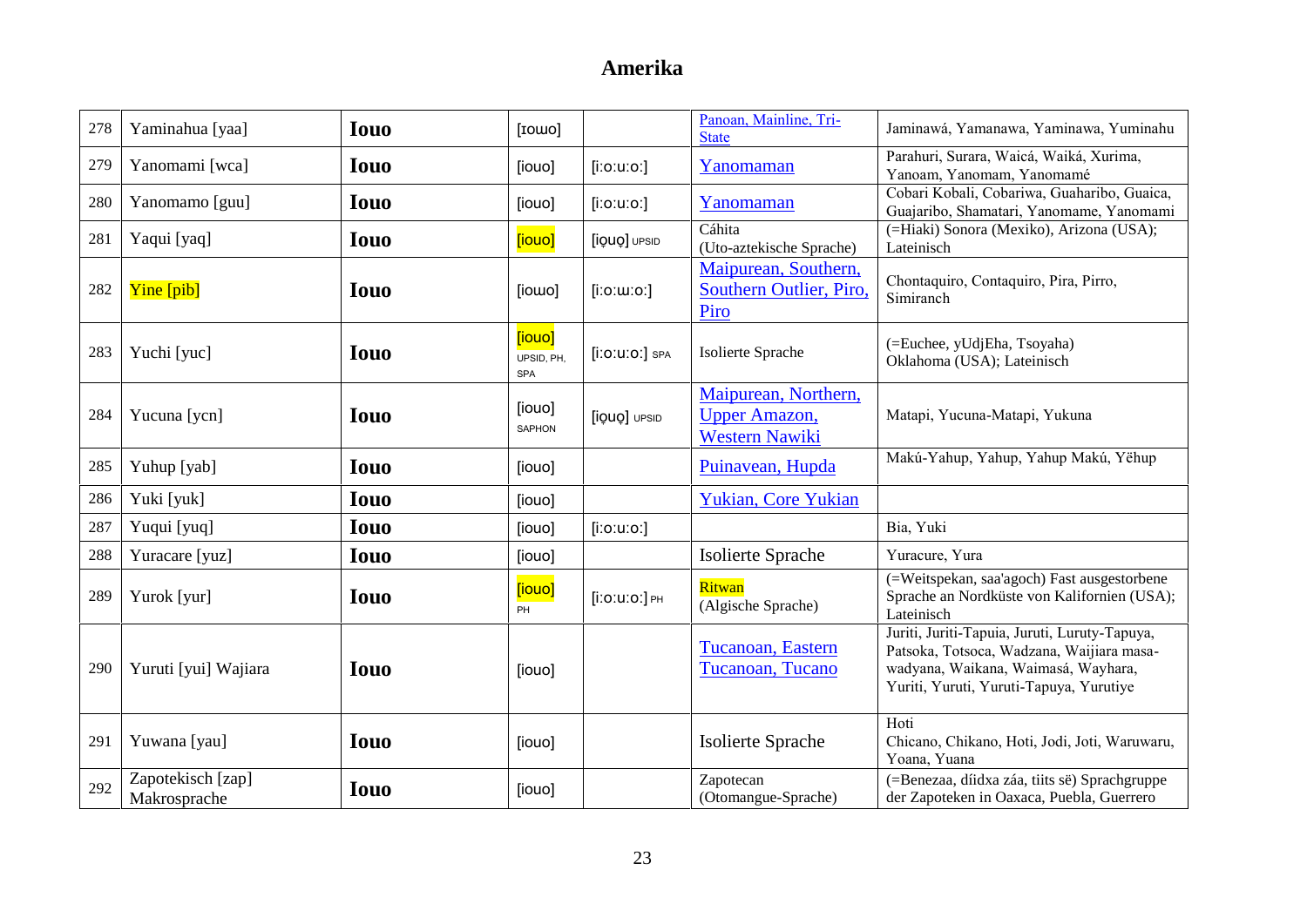# Amerika

| | | | | | | |
|---|---|---|---|---|---|---|
| 278 | Yaminahua [yaa] | **Iouo** | [ɪoɯo] | | Panoan, Mainline, Tri-State | Jaminawá, Yamanawa, Yaminawa, Yuminahu |
| 279 | Yanomami [wca] | **Iouo** | [iouo] | [iːoːuːoː] | Yanomaman | Parahuri, Surara, Waicá, Waiká, Xurima, Yanoam, Yanomam, Yanomamé |
| 280 | Yanomamo [guu] | **Iouo** | [iouo] | [iːoːuːoː] | Yanomaman | Cobari Kobali, Cobariwa, Guaharibo, Guaica, Guajaribo, Shamatari, Yanomame, Yanomami |
| 281 | Yaqui [yaq] | **Iouo** | [iouo] | [iọuọ] UPSID | Cáhita (Uto-aztekische Sprache) | (=Hiaki) Sonora (Mexiko), Arizona (USA); Lateinisch |
| 282 | Yine [pib] | **Iouo** | [ioɯo] | [iːoːɯːoː] | Maipurean, Southern, Southern Outlier, Piro, Piro | Chontaquiro, Contaquiro, Pira, Pirro, Simiranch |
| 283 | Yuchi [yuc] | **Iouo** | [iouo] UPSID, PH, SPA | [iːoːuːoː] SPA | Isolierte Sprache | (=Euchee, yUdjEha, Tsoyaha) Oklahoma (USA); Lateinisch |
| 284 | Yucuna [ycn] | **Iouo** | [iouo] SAPHON | [iọuọ] UPSID | Maipurean, Northern, Upper Amazon, Western Nawiki | Matapi, Yucuna-Matapi, Yukuna |
| 285 | Yuhup [yab] | **Iouo** | [iouo] | | Puinavean, Hupda | Makú-Yahup, Yahup, Yahup Makú, Yëhup |
| 286 | Yuki [yuk] | **Iouo** | [iouo] | | Yukian, Core Yukian | |
| 287 | Yuqui [yuq] | **Iouo** | [iouo] | [iːoːuːoː] | | Bia, Yuki |
| 288 | Yuracare [yuz] | **Iouo** | [iouo] | | Isolierte Sprache | Yuracure, Yura |
| 289 | Yurok [yur] | **Iouo** | [iouo] PH | [iːoːuːoː] PH | Ritwan (Algische Sprache) | (=Weitspekan, saa'agoch) Fast ausgestorbene Sprache an Nordküste von Kalifornien (USA); Lateinisch |
| 290 | Yuruti [yui] Wajiara | **Iouo** | [iouo] | | Tucanoan, Eastern Tucanoan, Tucano | Juriti, Juriti-Tapuia, Juruti, Luruty-Tapuya, Patsoka, Totsoca, Wadzana, Waijiara masa-wadyana, Waikana, Waimasá, Wayhara, Yuriti, Yuruti, Yuruti-Tapuya, Yurutiye |
| 291 | Yuwana [yau] | **Iouo** | [iouo] | | Isolierte Sprache | Hoti Chicano, Chikano, Hoti, Jodi, Joti, Waruwaru, Yoana, Yuana |
| 292 | Zapotekisch [zap] Makrosprache | **Iouo** | [iouo] | | Zapotecan (Otomangue-Sprache) | (=Benezaa, díidxa záa, tiits së) Sprachgruppe der Zapoteken in Oaxaca, Puebla, Guerrero |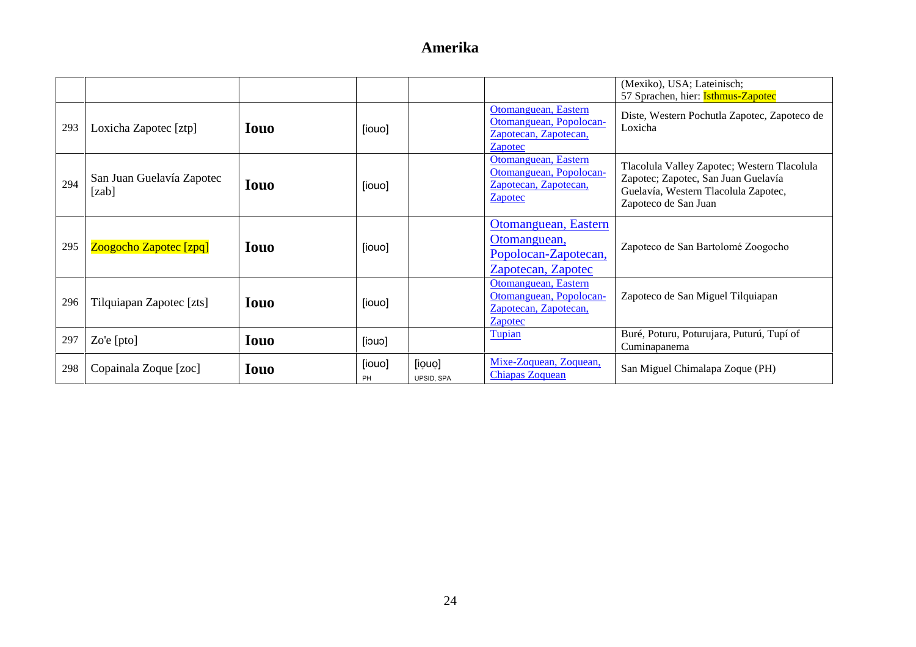# Amerika

| | | | | | | |
|---|---|---|---|---|---|---|
| | | | | | | (Mexiko), USA; Lateinisch; 57 Sprachen, hier: Isthmus-Zapotec |
| 293 | Loxicha Zapotec [ztp] | **Iouo** | [iouo] | | Otomanguean, Eastern Otomanguean, Popolocan-Zapotecan, Zapotecan, Zapotec | Diste, Western Pochutla Zapotec, Zapoteco de Loxicha |
| 294 | San Juan Guelavía Zapotec [zab] | **Iouo** | [iouo] | | Otomanguean, Eastern Otomanguean, Popolocan-Zapotecan, Zapotecan, Zapotec | Tlacolula Valley Zapotec; Western Tlacolula Zapotec; Zapotec, San Juan Guelavía Guelavía, Western Tlacolula Zapotec, Zapoteco de San Juan |
| 295 | Zoogocho Zapotec [zpq] | **Iouo** | [iouo] | | Otomanguean, Eastern Otomanguean, Popolocan-Zapotecan, Zapotecan, Zapotec | Zapoteco de San Bartolomé Zoogocho |
| 296 | Tilquiapan Zapotec [zts] | **Iouo** | [iouo] | | Otomanguean, Eastern Otomanguean, Popolocan-Zapotecan, Zapotecan, Zapotec | Zapoteco de San Miguel Tilquiapan |
| 297 | Zo'e [pto] | **Iouo** | [iɔuɔ] | | Tupian | Buré, Poturu, Poturujara, Puturú, Tupí of Cuminapanema |
| 298 | Copainala Zoque [zoc] | **Iouo** | [iouo] PH | [iọuọ] UPSID, SPA | Mixe-Zoquean, Zoquean, Chiapas Zoquean | San Miguel Chimalapa Zoque (PH) |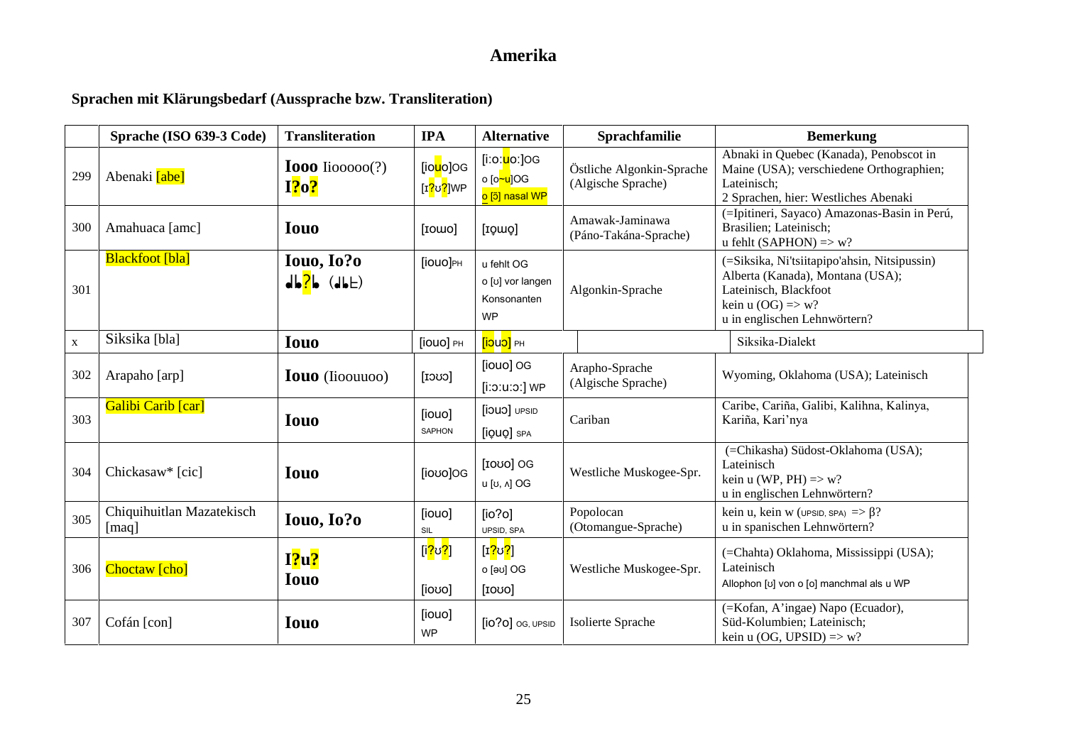# Amerika

## Sprachen mit Klärungsbedarf (Aussprache bzw. Transliteration)

| | Sprache (ISO 639-3 Code) | Transliteration | IPA | Alternative | Sprachfamilie | Bemerkung |
|---|---|---|---|---|---|---|
| 299 | Abenaki [abe] | **Iooo** Iiooooo(?) **I?o?** | [iouo]OG [ɪ?ʊ?]WP | [iːoːuoː]OG o [o~u]OG o [ɔ̃] nasal WP | Östliche Algonkin-Sprache (Algische Sprache) | Abnaki in Quebec (Kanada), Penobscot in Maine (USA); verschiedene Orthographien; Lateinisch; 2 Sprachen, hier: Westliches Abenaki |
| 300 | Amahuaca [amc] | **Iouo** | [ɪoɯo] | [ɪo̞ɯo̞] | Amawak-Jaminawa (Páno-Takána-Sprache) | (=Ipitineri, Sayaco) Amazonas-Basin in Perú, Brasilien; Lateinisch; u fehlt (SAPHON) => w? |
| 301 | Blackfoot [bla] | **Iouo, Io?o** ᒧᒪ?ᒪ (ᒧᒪᕂ) | [iouo]PH | u fehlt OG o [ʊ] vor langen Konsonanten WP | Algonkin-Sprache | (=Siksika, Ni'tsiitapipo'ahsin, Nitsipussin) Alberta (Kanada), Montana (USA); Lateinisch, Blackfoot kein u (OG) => w? u in englischen Lehnwörtern? |
| x | Siksika [bla] | **Iouo** | [iouo] PH | [iɔuɔ] PH | | Siksika-Dialekt |
| 302 | Arapaho [arp] | **Iouo** (Iioouuoo) | [ɪɔʊɔ] | [iouo] OG [iːɔːuːɔː] WP | Arapho-Sprache (Algische Sprache) | Wyoming, Oklahoma (USA); Lateinisch |
| 303 | Galibi Carib [car] | **Iouo** | [iouo] SAPHON | [iɔuɔ] UPSID [io̞uo̞] SPA | Cariban | Caribe, Cariña, Galibi, Kalihna, Kalinya, Kariña, Kari'nya |
| 304 | Chickasaw* [cic] | **Iouo** | [ioʊo]OG | [ɪoʊo] OG u [ʊ, ʌ] OG | Westliche Muskogee-Spr. | (=Chikasha) Südost-Oklahoma (USA); Lateinisch kein u (WP, PH) => w? u in englischen Lehnwörtern? |
| 305 | Chiquihuitlan Mazatekisch [maq] | **Iouo, Io?o** | [iouo] SIL | [io?o] UPSID, SPA | Popolocan (Otomangue-Sprache) | kein u, kein w (UPSID, SPA) => β? u in spanischen Lehnwörtern? |
| 306 | Choctaw [cho] | **I?u?** **Iouo** | [i?ʊ?] [ioʊo] | [ɪ?ʊ?] o [əʊ] OG [ɪoʊo] | Westliche Muskogee-Spr. | (=Chahta) Oklahoma, Mississippi (USA); Lateinisch Allophon [ʊ] von o [o] manchmal als u WP |
| 307 | Cofán [con] | **Iouo** | [iouo] WP | [io?o] OG, UPSID | Isolierte Sprache | (=Kofan, A'ingae) Napo (Ecuador), Süd-Kolumbien; Lateinisch; kein u (OG, UPSID) => w? |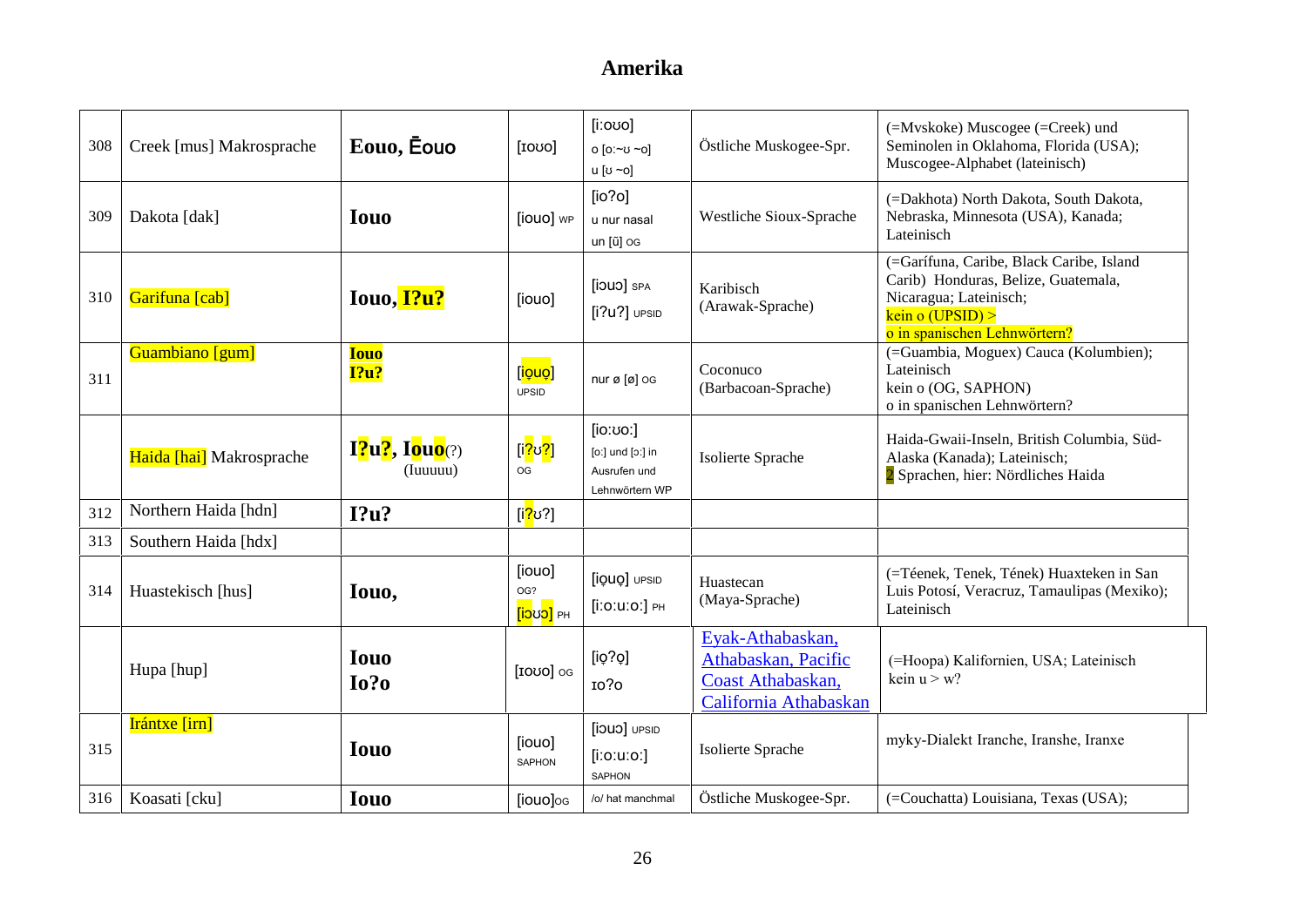# Amerika

| | | | | | | |
|---|---|---|---|---|---|---|
| 308 | Creek [mus] Makrosprache | **Eouo, Ēouo** | [ɪoʊo] | [i:oʊo] o [o:~ʊ ~o] u [ʊ ~o] | Östliche Muskogee-Spr. | (=Mvskoke) Muscogee (=Creek) und Seminolen in Oklahoma, Florida (USA); Muscogee-Alphabet (lateinisch) |
| 309 | Dakota [dak] | **Iouo** | [iouo] WP | [io?o] u nur nasal un [ũ] OG | Westliche Sioux-Sprache | (=Dakhota) North Dakota, South Dakota, Nebraska, Minnesota (USA), Kanada; Lateinisch |
| 310 | Garifuna [cab] | **Iouo, I?u?** | [iouo] | [iɔuɔ] SPA [i?u?] UPSID | Karibisch (Arawak-Sprache) | (=Garífuna, Caribe, Black Caribe, Island Carib) Honduras, Belize, Guatemala, Nicaragua; Lateinisch; kein o (UPSID) > o in spanischen Lehnwörtern? |
| 311 | Guambiano [gum] | **Iouo I?u?** | [iọuọ] UPSID | nur ø [ø] OG | Coconuco (Barbacoan-Sprache) | (=Guambia, Moguex) Cauca (Kolumbien); Lateinisch kein o (OG, SAPHON) o in spanischen Lehnwörtern? |
| | Haida [hai] Makrosprache | **I?u?, Iouo**(?) (Iuuuuu) | [i?ʊ?] OG | [io:ʊo:] [o:] und [ɔ:] in Ausrufen und Lehnwörtern WP | Isolierte Sprache | Haida-Gwaii-Inseln, British Columbia, Süd-Alaska (Kanada); Lateinisch; 2 Sprachen, hier: Nördliches Haida |
| 312 | Northern Haida [hdn] | **I?u?** | [i?ʊ?] | | | |
| 313 | Southern Haida [hdx] | | | | | |
| 314 | Huastekisch [hus] | **Iouo,** | [iouo] OG? [iɔʊɔ] PH | [iọuọ] UPSID [i:o:u:o:] PH | Huastecan (Maya-Sprache) | (=Téenek, Tenek, Tének) Huaxteken in San Luis Potosí, Veracruz, Tamaulipas (Mexiko); Lateinisch |
| | Hupa [hup] | **Iouo Io?o** | [ɪoʊo] OG | [iọ?ọ] ɪo?o | Eyak-Athabaskan, Athabaskan, Pacific Coast Athabaskan, California Athabaskan | (=Hoopa) Kalifornien, USA; Lateinisch kein u > w? |
| 315 | Irántxe [irn] | **Iouo** | [iouo] SAPHON | [iɔuɔ] UPSID [i:o:u:o:] SAPHON | Isolierte Sprache | myky-Dialekt Iranche, Iranshe, Iranxe |
| 316 | Koasati [cku] | **Iouo** | [iouo]OG | /o/ hat manchmal | Östliche Muskogee-Spr. | (=Couchatta) Louisiana, Texas (USA); |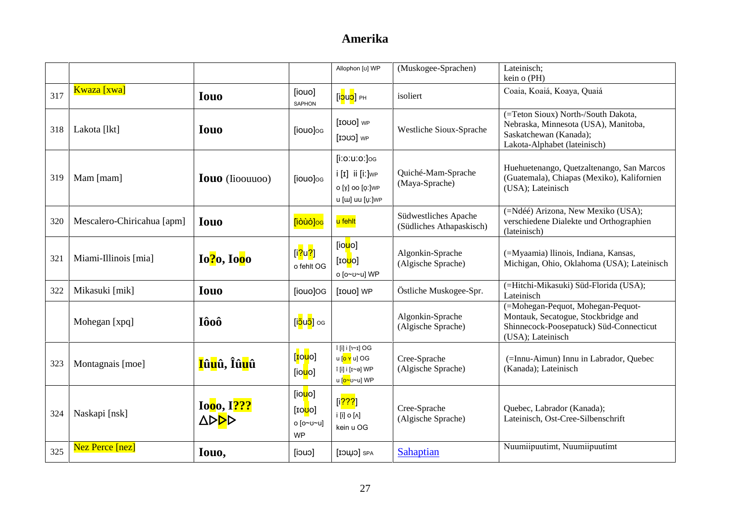# Amerika

| | | | | | | |
|---|---|---|---|---|---|---|
| | | | | Allophon [ʊ] WP | (Muskogee-Sprachen) | Lateinisch; kein o (PH) |
| 317 | Kwaza [xwa] | **Iouo** | [iouo] SAPHON | [iɔuɔ] PH | isoliert | Coaia, Koaiá, Koaya, Quaiá |
| 318 | Lakota [lkt] | **Iouo** | [iouo]OG | [ɪoʊo] WP [ɪɔʊɔ] WP | Westliche Sioux-Sprache | (=Teton Sioux) North-/South Dakota, Nebraska, Minnesota (USA), Manitoba, Saskatchewan (Kanada); Lakota-Alphabet (lateinisch) |
| 319 | Mam [mam] | **Iouo** (Iioouuoo) | [iouo]OG | [iːoːuːoː]OG i [ɪ] ii [iː]WP o [ɤ] oo [o̞ː]WP u [ɯ] uu [ṳː]WP | Quiché-Mam-Sprache (Maya-Sprache) | Huehuetenango, Quetzaltenango, San Marcos (Guatemala), Chiapas (Mexiko), Kalifornien (USA); Lateinisch |
| 320 | Mescalero-Chiricahua [apm] | **Iouo** | [iòùò]OG | u fehlt | Südwestliches Apache (Südliches Athapaskisch) | (=Ndéé) Arizona, New Mexiko (USA); verschiedene Dialekte und Orthographien (lateinisch) |
| 321 | Miami-Illinois [mia] | **Io?o, Iooo** | [i?u?] o fehlt OG | [iouo] [ɪoʊo] o [o~ʊ~u] WP | Algonkin-Sprache (Algische Sprache) | (=Myaamia) llinois, Indiana, Kansas, Michigan, Ohio, Oklahoma (USA); Lateinisch |
| 322 | Mikasuki [mik] | **Iouo** | [iouo]OG | [ɪouo] WP | Östliche Muskogee-Spr. | (=Hitchi-Mikasuki) Süd-Florida (USA); Lateinisch |
| | Mohegan [xpq] | **Iôoô** | [iɔ̃uɔ̃] OG | | Algonkin-Sprache (Algische Sprache) | (=Mohegan-Pequot, Mohegan-Pequot-Montauk, Secatogue, Stockbridge and Shinnecock-Poosepatuck) Süd-Connecticut (USA); Lateinisch |
| 323 | Montagnais [moe] | **Iûuû, Îûuû** | [ɪouo] [iouo] | î [i] i [ɿ~ɪ] OG u [o ɤ u] OG î [i] i [ɪ~ə] WP u [o~ʊ~u] WP | Cree-Sprache (Algische Sprache) | (=Innu-Aimun) Innu in Labrador, Quebec (Kanada); Lateinisch |
| 324 | Naskapi [nsk] | **Iooo, I???** ᐃᐅᐅᐅ | [iouo] [ɪoʊo] o [o~ʊ~u] WP | [i???] i [i] o [ʌ] kein u OG | Cree-Sprache (Algische Sprache) | Quebec, Labrador (Kanada); Lateinisch, Ost-Cree-Silbenschrift |
| 325 | Nez Perce [nez] | **Iouo,** | [iɔuɔ] | [ɪɔu̜ɔ] SPA | Sahaptian | Nuumiipuutimt, Nuumiipuutímt |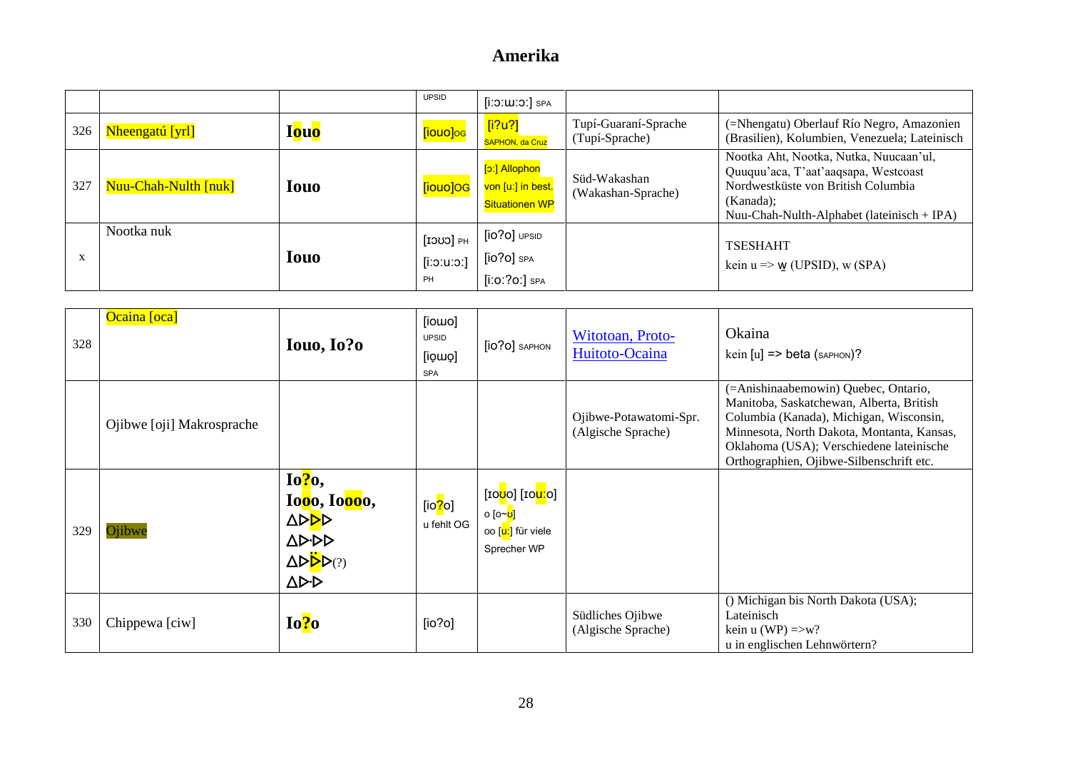# Amerika

| | | | | | | |
|---|---|---|---|---|---|---|
| | | | UPSID | [iːɔːɯːɔː] SPA | | |
| 326 | Nheengatú [yrl] | **Iouo** | [iouo]OG | [iʔuʔ] SAPHON, da Cruz | Tupí-Guaraní-Sprache (Tupí-Sprache) | (=Nhengatu) Oberlauf Río Negro, Amazonien (Brasilien), Kolumbien, Venezuela; Lateinisch |
| 327 | Nuu-Chah-Nulth [nuk] | **Iouo** | [iouo]OG | [ɔ:] Allophon von [u:] in best. Situationen WP | Süd-Wakashan (Wakashan-Sprache) | Nootka Aht, Nootka, Nutka, Nuucaan'ul, Ququuu'aca, T'aat'aaqsapa, Westcoast Nordwestküste von British Columbia (Kanada); Nuu-Chah-Nulth-Alphabet (lateinisch + IPA) |
| x | Nootka nuk | **Iouo** | [ɪɔʊɔ] PH [i:ɔ:u:ɔ:] PH | [ioʔo] UPSID [ioʔo] SPA [i:o:ʔo:] SPA | | TSESHAHT kein u => w̱ (UPSID), w (SPA) |
| 328 | Ocaina [oca] | **Iouo, Io?o** | [ioɯo] UPSID [io̞ɯo̞] SPA | [ioʔo] SAPHON | Witotoan, Proto-Huitoto-Ocaina | Okaina kein [u] => beta (SAPHON)? |
| | Ojibwe [oji] Makrosprache | | | | Ojibwe-Potawatomi-Spr. (Algische Sprache) | (=Anishinaabemowin) Quebec, Ontario, Manitoba, Saskatchewan, Alberta, British Columbia (Kanada), Michigan, Wisconsin, Minnesota, North Dakota, Montanta, Kansas, Oklahoma (USA); Verschiedene lateinische Orthographien, Ojibwe-Silbenschrift etc. |
| 329 | Ojibwe | **Io?o, Iooo, Ioooo,** ᐃᐅᐅᐅ ᐃᐅᐧᐅᐅ ᐃᐅᐅ̈ᐅ(?) ᐃᐅᐧᐅ | [ioʔo] u fehlt OG | [ɪoʊo] [ɪou:o] o [o~ʊ] oo [u:] für viele Sprecher WP | | |
| 330 | Chippewa [ciw] | **Io?o** | [ioʔo] | | Südliches Ojibwe (Algische Sprache) | () Michigan bis North Dakota (USA); Lateinisch kein u (WP) =>w? u in englischen Lehnwörtern? |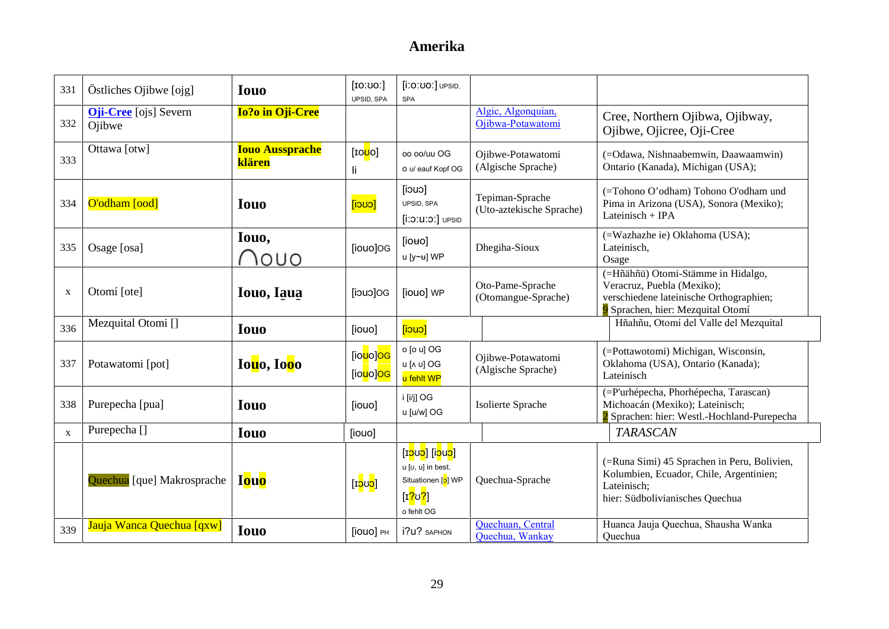# Amerika

| | | | | | | |
|---|---|---|---|---|---|---|
| 331 | Östliches Ojibwe [ojg] | **Iouo** | [ɪoːʊoː] UPSID, SPA | [iːoːʊoː] UPSID, SPA | | |
| 332 | **Oji-Cree** [ojs] Severn Ojibwe | **Io?o in Oji-Cree** | | | Algic, Algonquian, Ojibwa-Potawatomi | Cree, Northern Ojibwa, Ojibway, Ojibwe, Ojicree, Oji-Cree |
| 333 | Ottawa [otw] | **Iouo Aussprache klären** | [ɪoʊo] li | oo oo/uu OG o ʊ/ eauf Kopf OG | Ojibwe-Potawatomi (Algische Sprache) | (=Odawa, Nishnaabemwin, Daawaamwin) Ontario (Kanada), Michigan (USA); |
| 334 | O'odham [ood] | **Iouo** | [iɔuɔ] | [iɔuɔ] UPSID, SPA [iːɔːuːɔː] UPSID | Tepiman-Sprache (Uto-aztekische Sprache) | (=Tohono O'odham) Tohono O'odham und Pima in Arizona (USA), Sonora (Mexiko); Lateinisch + IPA |
| 335 | Osage [osa] | **Iouo**, ᑎOUO | [iouo]OG | [ioʉo] u [y~ʉ] WP | Dhegiha-Sioux | (=Wazhazhe ie) Oklahoma (USA); Lateinisch, Osage |
| x | Otomí [ote] | **Iouo, Iaua** | [iɔuɔ]OG | [iouo] WP | Oto-Pame-Sprache (Otomangue-Sprache) | (=Hñähñü) Otomi-Stämme in Hidalgo, Veracruz, Puebla (Mexiko); verschiedene lateinische Orthographien; 9 Sprachen, hier: Mezquital Otomí |
| 336 | Mezquital Otomi [] | **Iouo** | [iouo] | [iɔuɔ] | | Hñahñu, Otomí del Valle del Mezquital |
| 337 | Potawatomi [pot] | **Iouo, Iooo** | [ioʊo]OG [iouo]OG | o [o u] OG u [ʌ ʊ] OG u fehlt WP | Ojibwe-Potawatomi (Algische Sprache) | (=Pottawotomi) Michigan, Wisconsin, Oklahoma (USA), Ontario (Kanada); Lateinisch |
| 338 | Purepecha [pua] | **Iouo** | [iouo] | i [i/j] OG u [u/w] OG | Isolierte Sprache | (=P'urhépecha, Phorhépecha, Tarascan) Michoacán (Mexiko); Lateinisch; 2 Sprachen: Westl.-Hochland-Purepecha |
| x | Purepecha [] | **Iouo** | [iouo] | | | *TARASCAN* |
| | Quechua [que] Makrosprache | **Iouo** | [ɪɔʊɔ] | [ɪɔʊɔ] [iɔuɔ] u [ʊ, u] in best. Situationen [ɔ] WP [ɪ?ʊ?] o fehlt OG | Quechua-Sprache | (=Runa Simi) 45 Sprachen in Peru, Bolivien, Kolumbien, Ecuador, Chile, Argentinien; Lateinisch; hier: Südbolivianisches Quechua |
| 339 | Jauja Wanca Quechua [qxw] | **Iouo** | [iouo] PH | i?u? SAPHON | Quechuan, Central Quechua, Wankay | Huanca Jauja Quechua, Shausha Wanka Quechua |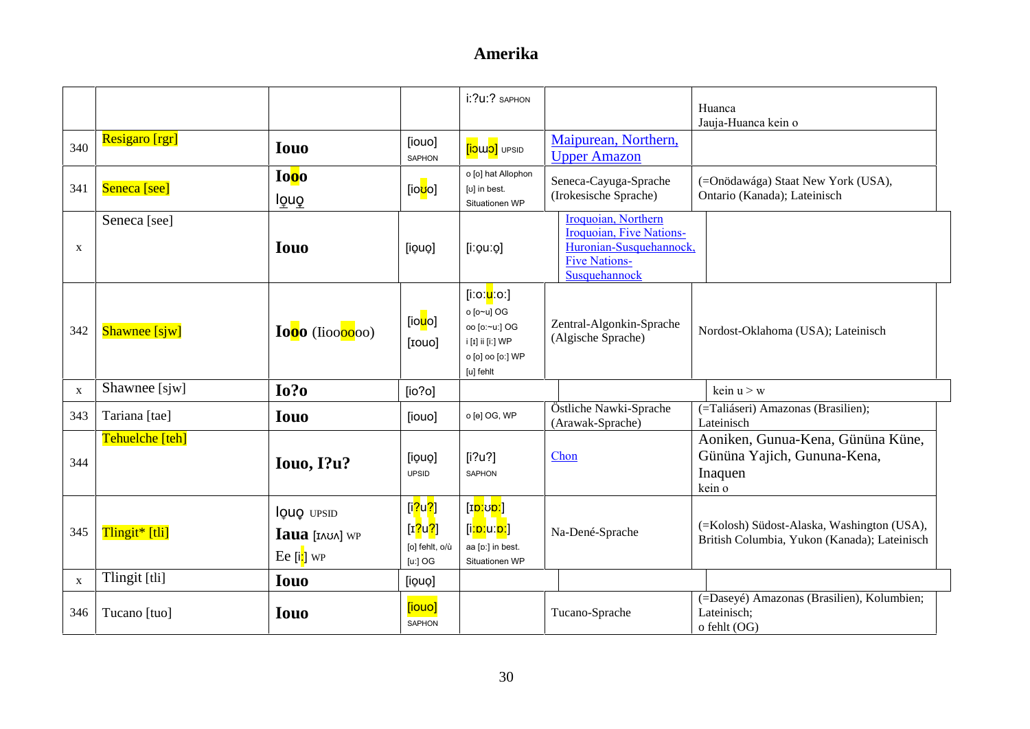# Amerika

| | | | | | | |
|---|---|---|---|---|---|---|
| | | | | iː?uː? SAPHON | | Huanca<br>Jauja-Huanca kein o |
| 340 | Resigaro [rgr] | **Iouo** | [iouo]<br>SAPHON | [iɔɯɔ] UPSID | Maipurean, Northern, Upper Amazon | |
| 341 | Seneca [see] | **Iooo**<br>I̹ọuọ̹ | [ioʊo] | o [o] hat Allophon [ʊ] in best. Situationen WP | Seneca-Cayuga-Sprache (Irokesische Sprache) | (=Onödawága) Staat New York (USA), Ontario (Kanada); Lateinisch |
| x | Seneca [see] | **Iouo** | [iọuọ] | [iːọuːọ] | Iroquoian, Northern Iroquoian, Five Nations-Huronian-Susquehannock, Five Nations-Susquehannock | |
| 342 | Shawnee [sjw] | **Iooo** (Iiooooooo) | [iouo]<br>[ɪouo] | [iːoːuːoː]<br>o [o~u] OG<br>oo [oː~uː] OG<br>i [ɪ] ii [iː] WP<br>o [o] oo [oː] WP<br>[u] fehlt | Zentral-Algonkin-Sprache (Algische Sprache) | Nordost-Oklahoma (USA); Lateinisch |
| x | Shawnee [sjw] | **Io?o** | [io?o] | | | kein u > w |
| 343 | Tariana [tae] | **Iouo** | [iouo] | o [ɵ] OG, WP | Östliche Nawki-Sprache (Arawak-Sprache) | (=Taliáseri) Amazonas (Brasilien); Lateinisch |
| 344 | Tehuelche [teh] | **Iouo, I?u?** | [iọuọ]<br>UPSID | [i?u?]<br>SAPHON | Chon | Aoniken, Gunua-Kena, Gününa Küne, Gününa Yajich, Gununa-Kena, Inaquen<br>kein o |
| 345 | Tlingit* [tli] | I̹ọuọ̹ UPSID<br>**Iaua** [ɪʌʊʌ] WP<br>Ee [iː] WP | [i?u?]<br>[ɪ?u?]<br>[o] fehlt, o/ù [uː] OG | [ɪɒːʊɒː]<br>[iːɒːuːɒː]<br>aa [ɒː] in best. Situationen WP | Na-Dené-Sprache | (=Kolosh) Südost-Alaska, Washington (USA), British Columbia, Yukon (Kanada); Lateinisch |
| x | Tlingit [tli] | **Iouo** | [iọuọ] | | | |
| 346 | Tucano [tuo] | **Iouo** | [iouo]<br>SAPHON | | Tucano-Sprache | (=Daseyé) Amazonas (Brasilien), Kolumbien; Lateinisch;<br>o fehlt (OG) |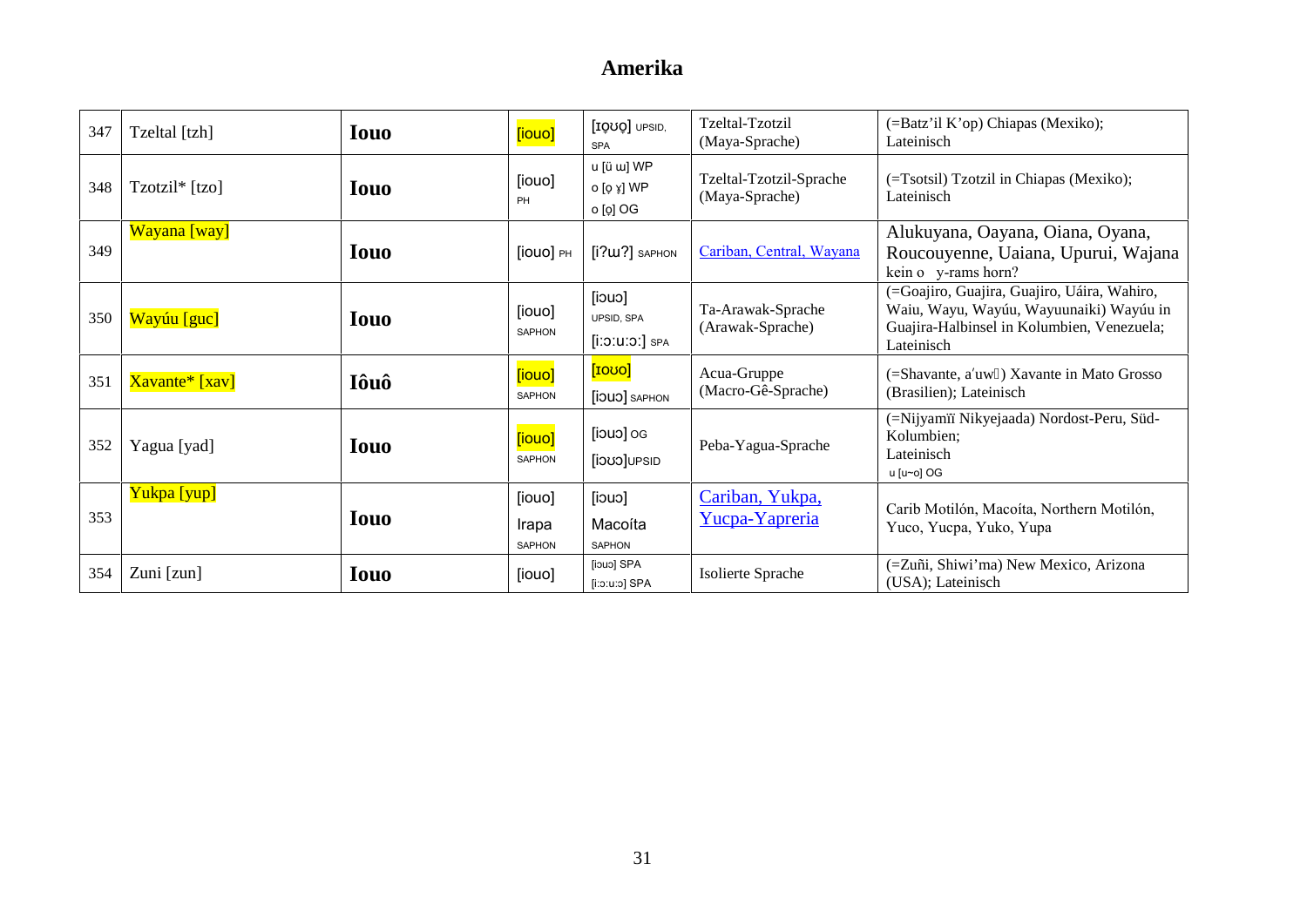# Amerika

| | | | | | | |
|---|---|---|---|---|---|---|
| 347 | Tzeltal [tzh] | **Iouo** | [iouo] | [ɪo̞ʊo̞] UPSID, SPA | Tzeltal-Tzotzil (Maya-Sprache) | (=Batz'il K'op) Chiapas (Mexiko); Lateinisch |
| 348 | Tzotzil* [tzo] | **Iouo** | [iouo] PH | u [ü ɯ] WP o [o̞ ɤ] WP o [o̞] OG | Tzeltal-Tzotzil-Sprache (Maya-Sprache) | (=Tsotsil) Tzotzil in Chiapas (Mexiko); Lateinisch |
| 349 | Wayana [way] | **Iouo** | [iouo] PH | [iʔɯʔ] SAPHON | Cariban, Central, Wayana | Alukuyana, Oayana, Oiana, Oyana, Roucouyenne, Uaiana, Upurui, Wajana kein o y-rams horn? |
| 350 | Wayúu [guc] | **Iouo** | [iouo] SAPHON | [iɔuɔ] UPSID, SPA [iːɔːuːɔː] SPA | Ta-Arawak-Sprache (Arawak-Sprache) | (=Goajiro, Guajira, Guajiro, Uáira, Wahiro, Waiu, Wayu, Wayúu, Wayuunaiki) Wayúu in Guajira-Halbinsel in Kolumbien, Venezuela; Lateinisch |
| 351 | Xavante* [xav] | **Iôuô** | [iouo] SAPHON | [ɪoʊo] [iɔuɔ] SAPHON | Acua-Gruppe (Macro-Gê-Sprache) | (=Shavante, aʹuw) Xavante in Mato Grosso (Brasilien); Lateinisch |
| 352 | Yagua [yad] | **Iouo** | [iouo] SAPHON | [iɔuɔ] OG [iɔʊɔ]UPSID | Peba-Yagua-Sprache | (=Nijyamïï Nikyejaada) Nordost-Peru, Süd-Kolumbien; Lateinisch u [u~o] OG |
| 353 | Yukpa [yup] | **Iouo** | [iouo] Irapa SAPHON | [iɔuɔ] Macoíta SAPHON | Cariban, Yukpa, Yucpa-Yapreria | Carib Motilón, Macoíta, Northern Motilón, Yuco, Yucpa, Yuko, Yupa |
| 354 | Zuni [zun] | **Iouo** | [iouo] | [iɔuɔ] SPA [iːɔːuːɔ] SPA | Isolierte Sprache | (=Zuñi, Shiwi'ma) New Mexico, Arizona (USA); Lateinisch |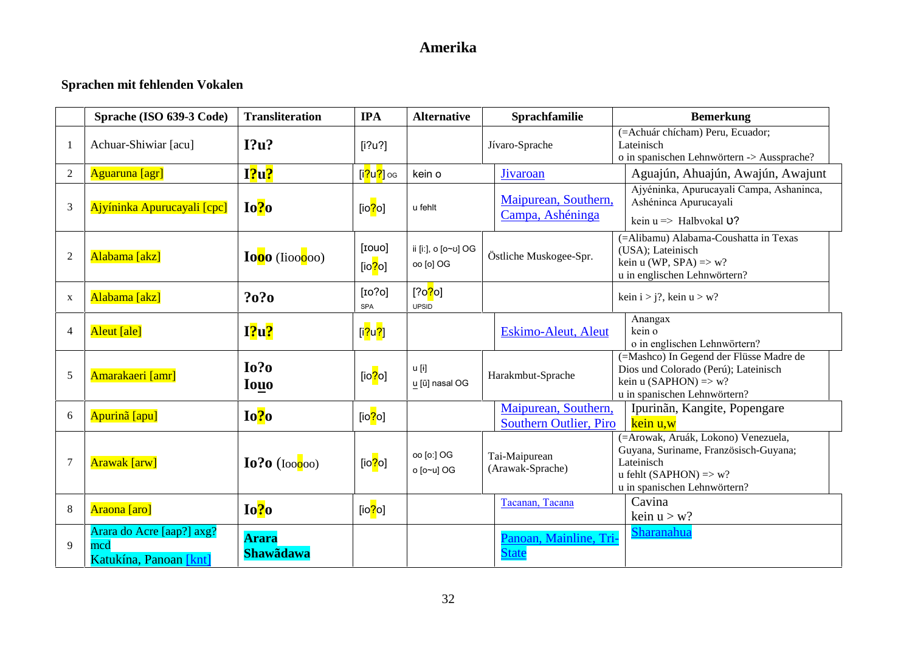# Amerika

### Sprachen mit fehlenden Vokalen

| | Sprache (ISO 639-3 Code) | Transliteration | IPA | Alternative | Sprachfamilie | Bemerkung |
|---|---|---|---|---|---|---|
| 1 | Achuar-Shiwiar [acu] | **I?u?** | [i?u?] | | Jívaro-Sprache | (=Achuár chícham) Peru, Ecuador; Lateinisch<br>o in spanischen Lehnwörtern -> Aussprache? |
| 2 | Aguaruna [agr] | **I?u?** | [i?u?] OG | kein o | Jivaroan | Aguajún, Ahuajún, Awajún, Awajunt |
| 3 | Ajyíninka Apurucayali [cpc] | **Io?o** | [io?o] | u fehlt | Maipurean, Southern, Campa, Asheninga | Ajyéninka, Apurucayali Campa, Ashaninca, Asheninca Apurucayali<br>kein u => Halbvokal ʊ? |
| 2 | Alabama [akz] | **Iooo** (Iioooooo) | [ɪouo]<br>[io?o] | ii [iː], o [o~ʊ] OG<br>oo [o] OG | Östliche Muskogee-Spr. | (=Alibamu) Alabama-Coushatta in Texas (USA); Lateinisch<br>kein u (WP, SPA) => w?<br>u in englischen Lehnwörtern? |
| x | Alabama [akz] | **?o?o** | [ɪo?o] SPA | [?o?o] UPSID | | kein i > j?, kein u > w? |
| 4 | Aleut [ale] | **I?u?** | [i?u?] | | Eskimo-Aleut, Aleut | Anangax<br>kein o<br>o in englischen Lehnwörtern? |
| 5 | Amarakaeri [amr] | **Io?o**<br>**Iouo** | [io?o] | u [i]<br>u [ũ] nasal OG | Harakmbut-Sprache | (=Mashco) In Gegend der Flüsse Madre de Dios und Colorado (Perú); Lateinisch<br>kein u (SAPHON) => w?<br>u in spanischen Lehnwörtern? |
| 6 | Apurinã [apu] | **Io?o** | [io?o] | | Maipurean, Southern, Southern Outlier, Piro | Ipurinãn, Kangite, Popengare<br>kein u,w |
| 7 | Arawak [arw] | **Io?o** (Ioooo) | [io?o] | oo [oː] OG<br>o [o~u] OG | Tai-Maipurean (Arawak-Sprache) | (=Arowak, Aruák, Lokono) Venezuela, Guyana, Suriname, Französisch-Guyana; Lateinisch<br>u fehlt (SAPHON) => w?<br>u in spanischen Lehnwörtern? |
| 8 | Araona [aro] | **Io?o** | [io?o] | | Tacanan, Tacana | Cavina<br>kein u > w? |
| 9 | Arara do Acre [aap?] axg? mcd<br>Katukína, Panoan [knt] | **Arara Shawãdawa** | | | Panoan, Mainline, Tri-State | Sharanahua |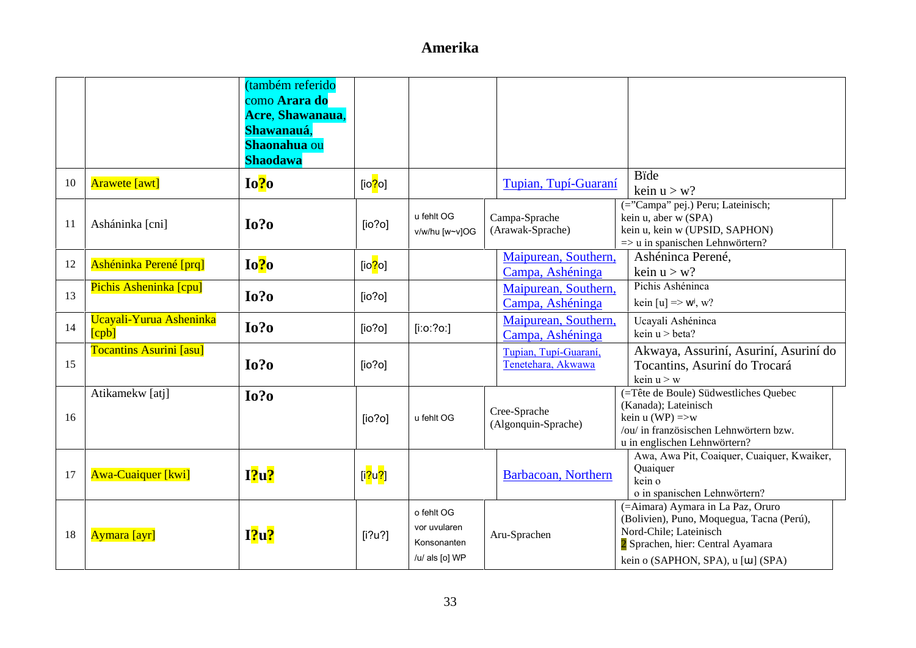## Amerika

| | | | | | | |
|---|---|---|---|---|---|---|
| | | (também referido como **Arara do Acre**, **Shawanaua**, **Shawanauá**, **Shaonahua** ou **Shaodawa** | | | | |
| 10 | Arawete [awt] | **Io?o** | [io?o] | | Tupian, Tupí-Guaraní | Bïde<br>kein u > w? |
| 11 | Asháninka [cni] | **Io?o** | [io?o] | u fehlt OG<br>v/w/hu [w~v]OG | Campa-Sprache (Arawak-Sprache) | (=”Campa” pej.) Peru; Lateinisch;<br>kein u, aber w (SPA)<br>kein u, kein w (UPSID, SAPHON)<br>=> u in spanischen Lehnwörtern? |
| 12 | Ashéninka Perené [prq] | **Io?o** | [io?o] | | Maipurean, Southern, Campa, Ashéninga | Ashéninca Perené,<br>kein u > w? |
| 13 | Pichis Asheninka [cpu] | **Io?o** | [io?o] | | Maipurean, Southern, Campa, Ashéninga | Pichis Ashéninca<br>kein [u] => wʲ, w? |
| 14 | Ucayali-Yurua Asheninka [cpb] | **Io?o** | [io?o] | [i:o:?o:] | Maipurean, Southern, Campa, Ashéninga | Ucayali Ashéninca<br>kein u > beta? |
| 15 | Tocantins Asurini [asu] | **Io?o** | [io?o] | | Tupian, Tupí-Guaraní, Tenetehara, Akwawa | Akwaya, Assuriní, Asuriní, Asuriní do Tocantins, Asuriní do Trocará<br>kein u > w |
| 16 | Atikamekw [atj] | **Io?o** | [io?o] | u fehlt OG | Cree-Sprache (Algonquin-Sprache) | (=Tête de Boule) Südwestliches Quebec (Kanada); Lateinisch<br>kein u (WP) =>w<br>/ou/ in französischen Lehnwörtern bzw. u in englischen Lehnwörtern? |
| 17 | Awa-Cuaiquer [kwi] | **I?u?** | [i?u?] | | Barbacoan, Northern | Awa, Awa Pit, Coaiquer, Cuaiquer, Kwaiker, Quaiquer<br>kein o<br>o in spanischen Lehnwörtern? |
| 18 | Aymara [ayr] | **I?u?** | [i?u?] | o fehlt OG<br>vor uvularen Konsonanten<br>/u/ als [o] WP | Aru-Sprachen | (=Aimara) Aymara in La Paz, Oruro (Bolivien), Puno, Moquegua, Tacna (Perú), Nord-Chile; Lateinisch<br>2 Sprachen, hier: Central Ayamara<br>kein o (SAPHON, SPA), u [ɯ] (SPA) |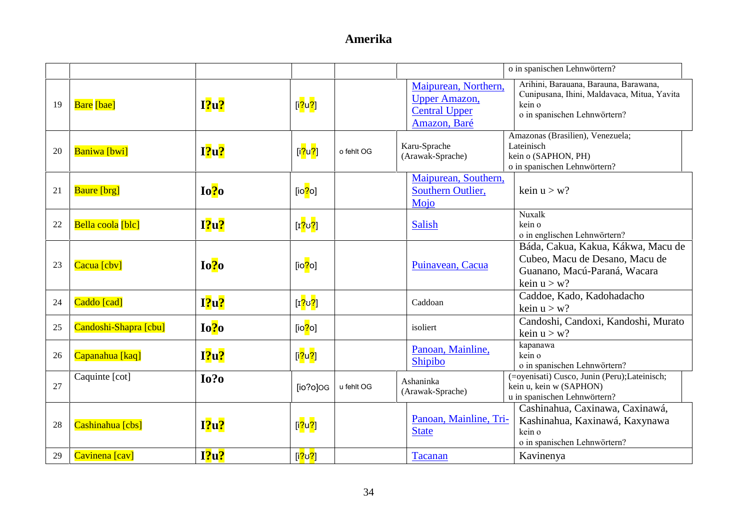# Amerika

| | | | | | | |
|---|---|---|---|---|---|---|
| | | | | | | o in spanischen Lehnwörtern? |
| 19 | Bare [bae] | **I?u?** | [i?u?] | | Maipurean, Northern, Upper Amazon, Central Upper Amazon, Baré | Arihini, Barauana, Barauna, Barawana, Cunipusana, Ihini, Maldavaca, Mitua, Yavita<br>kein o<br>o in spanischen Lehnwörtern? |
| 20 | Baniwa [bwi] | **I?u?** | [i?u?] | o fehlt OG | Karu-Sprache (Arawak-Sprache) | Amazonas (Brasilien), Venezuela; Lateinisch<br>kein o (SAPHON, PH)<br>o in spanischen Lehnwörtern? |
| 21 | Baure [brg] | **Io?o** | [io?o] | | Maipurean, Southern, Southern Outlier, Mojo | kein u > w? |
| 22 | Bella coola [blc] | **I?u?** | [ɪ?ʊ?] | | Salish | Nuxalk<br>kein o<br>o in englischen Lehnwörtern? |
| 23 | Cacua [cbv] | **Io?o** | [io?o] | | Puinavean, Cacua | Báda, Cakua, Kakua, Kákwa, Macu de Cubeo, Macu de Desano, Macu de Guanano, Macú-Paraná, Wacara<br>kein u > w? |
| 24 | Caddo [cad] | **I?u?** | [ɪ?ʊ?] | | Caddoan | Caddoe, Kado, Kadohadacho<br>kein u > w? |
| 25 | Candoshi-Shapra [cbu] | **Io?o** | [io?o] | | isoliert | Candoshi, Candoxi, Kandoshi, Murato<br>kein u > w? |
| 26 | Capanahua [kaq] | **I?u?** | [i?u?] | | Panoan, Mainline, Shipibo | kapanawa<br>kein o<br>o in spanischen Lehnwörtern? |
| 27 | Caquinte [cot] | **Io?o** | [io?o]OG | u fehlt OG | Ashaninka (Arawak-Sprache) | (=oyenisati) Cusco, Junin (Peru);Lateinisch;<br>kein u, kein w (SAPHON)<br>u in spanischen Lehnwörtern? |
| 28 | Cashinahua [cbs] | **I?u?** | [i?u?] | | Panoan, Mainline, Tri-State | Cashinahua, Caxinawa, Caxinawá, Kashinahua, Kaxinawá, Kaxynawa<br>kein o<br>o in spanischen Lehnwörtern? |
| 29 | Cavinena [cav] | **I?u?** | [i?ʊ?] | | Tacanan | Kavinenya |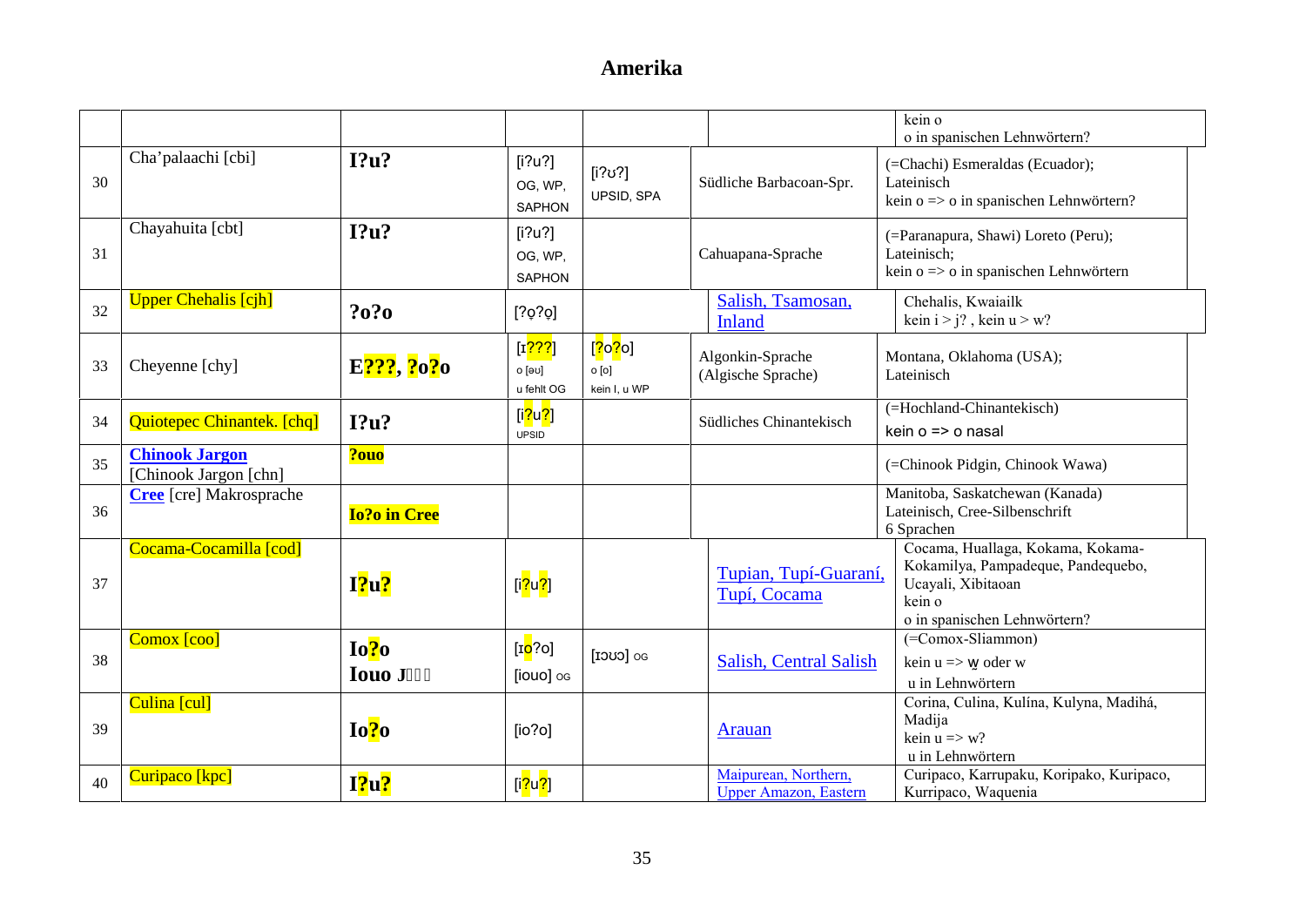# Amerika

| | | | | | | |
|---|---|---|---|---|---|---|
| | | | | | | kein o<br>o in spanischen Lehnwörtern? |
| 30 | Cha'palaachi [cbi] | **I?u?** | [i?u?]<br>OG, WP, SAPHON | [i?ʊ?]<br>UPSID, SPA | Südliche Barbacoan-Spr. | (=Chachi) Esmeraldas (Ecuador);<br>Lateinisch<br>kein o => o in spanischen Lehnwörtern? |
| 31 | Chayahuita [cbt] | **I?u?** | [i?u?]<br>OG, WP, SAPHON | | Cahuapana-Sprache | (=Paranapura, Shawi) Loreto (Peru);<br>Lateinisch;<br>kein o => o in spanischen Lehnwörtern |
| 32 | Upper Chehalis [cjh] | **?o?o** | [?o̜?o̜] | | Salish, Tsamosan, Inland | Chehalis, Kwaiailk<br>kein i > j? , kein u > w? |
| 33 | Cheyenne [chy] | **E???, ?o?o** | [ɪ???]<br>o [əʊ]<br>u fehlt OG | [?o?o]<br>o [o]<br>kein I, u WP | Algonkin-Sprache (Algische Sprache) | Montana, Oklahoma (USA);<br>Lateinisch |
| 34 | Quiotepec Chinantek. [chq] | **I?u?** | [i?u?]<br>UPSID | | Südliches Chinantekisch | (=Hochland-Chinantekisch)<br>kein o => o nasal |
| 35 | **Chinook Jargon**<br>[Chinook Jargon [chn] | **?ouo** | | | | (=Chinook Pidgin, Chinook Wawa) |
| 36 | **Cree** [cre] Makrosprache | **Io?o in Cree** | | | | Manitoba, Saskatchewan (Kanada)<br>Lateinisch, Cree-Silbenschrift<br>6 Sprachen |
| 37 | Cocama-Cocamilla [cod] | **I?u?** | [i?u?] | | Tupian, Tupí-Guaraní, Tupí, Cocama | Cocama, Huallaga, Kokama, Kokama-Kokamilya, Pampadeque, Pandequebo, Ucayali, Xibitaoan<br>kein o<br>o in spanischen Lehnwörtern? |
| 38 | Comox [coo] | **Io?o**<br>**Iouo** | [ɪo?o]<br>[iouo] OG | [ɪɔʊɔ] OG | Salish, Central Salish | (=Comox-Sliammon)<br>kein u => w̱ oder w<br>u in Lehnwörtern |
| 39 | Culina [cul] | **Io?o** | [io?o] | | Arauan | Corina, Culina, Kulína, Kulyna, Madihá, Madija<br>kein u => w?<br>u in Lehnwörtern |
| 40 | Curipaco [kpc] | **I?u?** | [i?u?] | | Maipurean, Northern, Upper Amazon, Eastern | Curipaco, Karrupaku, Koripako, Kuripaco, Kurripaco, Waquenia |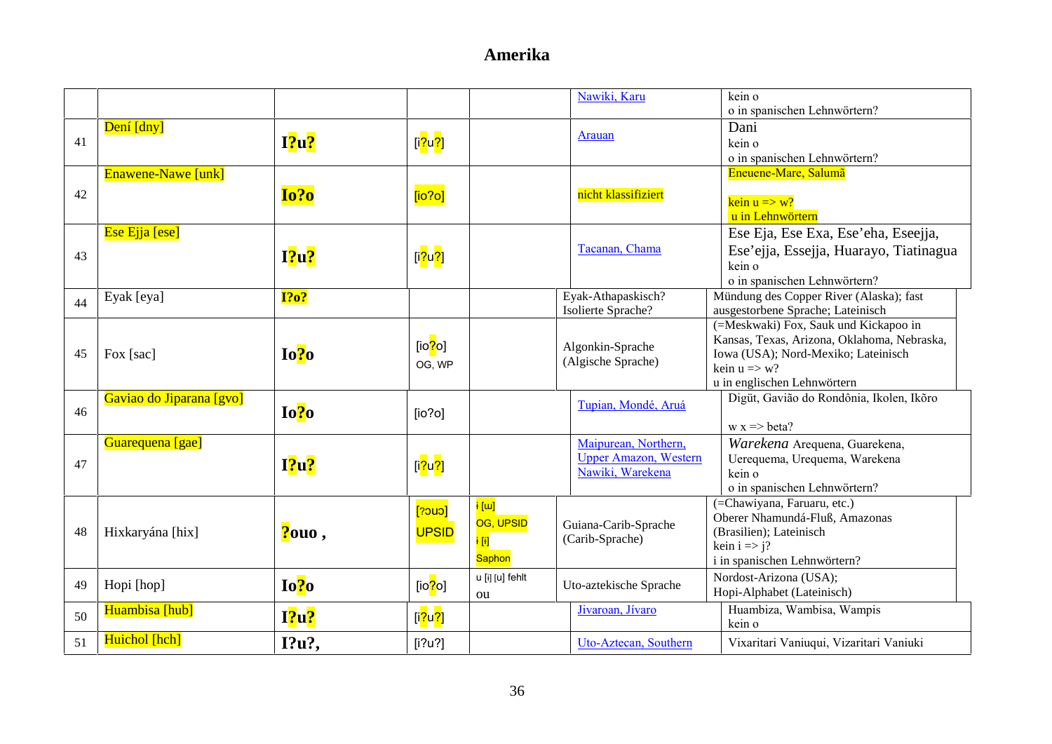# Amerika

| | | | | | | |
|---|---|---|---|---|---|---|
| | | | | | Nawiki, Karu | kein o<br>o in spanischen Lehnwörtern? |
| 41 | Dení [dny] | **I?u?** | [i?u?] | | Arauan | Dani<br>kein o<br>o in spanischen Lehnwörtern? |
| 42 | Enawene-Nawe [unk] | **Io?o** | [io?o] | | nicht klassifiziert | Eneuene-Mare, Salumã<br><br>kein u => w?<br>u in Lehnwörtern |
| 43 | Ese Ejja [ese] | **I?u?** | [i?u?] | | Tacanan, Chama | Ese Eja, Ese Exa, Ese'eha, Eseejja, Ese'ejja, Essejja, Huarayo, Tiatinagua<br>kein o<br>o in spanischen Lehnwörtern? |
| 44 | Eyak [eya] | **I?o?** | | | Eyak-Athapaskisch? Isolierte Sprache? | Mündung des Copper River (Alaska); fast ausgestorbene Sprache; Lateinisch |
| 45 | Fox [sac] | **Io?o** | [io?o]<br>OG, WP | | Algonkin-Sprache (Algische Sprache) | (=Meskwaki) Fox, Sauk und Kickapoo in Kansas, Texas, Arizona, Oklahoma, Nebraska, Iowa (USA); Nord-Mexiko; Lateinisch<br>kein u => w?<br>u in englischen Lehnwörtern |
| 46 | Gaviao do Jiparana [gvo] | **Io?o** | [io?o] | | Tupian, Mondé, Aruá | Digüt, Gavião do Rondônia, Ikolen, Ikõro<br><br>w x => beta? |
| 47 | Guarequena [gae] | **I?u?** | [i?u?] | | Maipurean, Northern, Upper Amazon, Western Nawiki, Warekena | *Warekena* Arequena, Guarekena, Uerequema, Urequema, Warekena<br>kein o<br>o in spanischen Lehnwörtern? |
| 48 | Hixkaryána [hix] | **?ouo ,** | [ʔɔuɔ]<br>UPSID | ɨ [ɯ]<br>OG, UPSID<br>ɨ [ɨ]<br>Saphon | Guiana-Carib-Sprache (Carib-Sprache) | (=Chawiyana, Faruaru, etc.)<br>Oberer Nhamundá-Fluß, Amazonas (Brasilien); Lateinisch<br>kein i => j?<br>i in spanischen Lehnwörtern? |
| 49 | Hopi [hop] | **Io?o** | [io?o] | u [ɨ] [u] fehlt<br>ou | Uto-aztekische Sprache | Nordost-Arizona (USA);<br>Hopi-Alphabet (Lateinisch) |
| 50 | Huambisa [hub] | **I?u?** | [i?u?] | | Jivaroan, Jivaro | Huambiza, Wambisa, Wampis<br>kein o |
| 51 | Huichol [hch] | **I?u?,** | [i?u?] | | Uto-Aztecan, Southern | Vixaritari Vaniuqui, Vizaritari Vaniuki |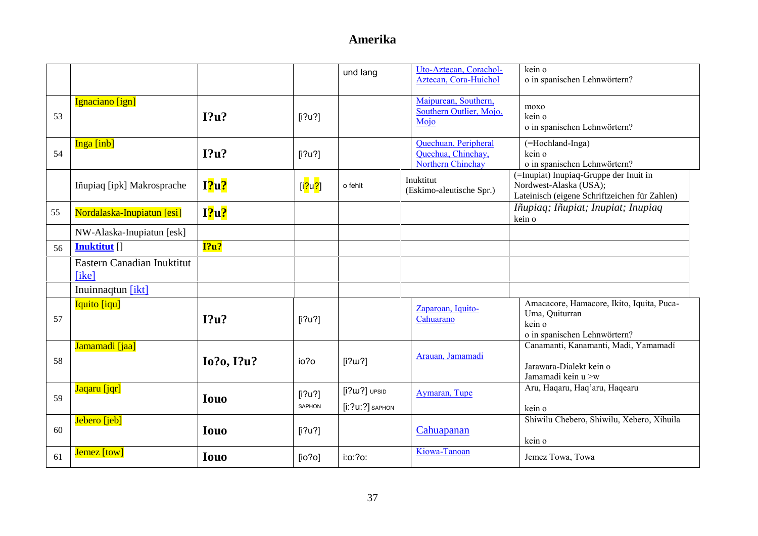# Amerika

| | | | | | | |
|---|---|---|---|---|---|---|
| | | | | und lang | Uto-Aztecan, Corachol-Aztecan, Cora-Huichol | kein o<br>o in spanischen Lehnwörtern? |
| 53 | Ignaciano [ign] | **I?u?** | [i?u?] | | Maipurean, Southern, Southern Outlier, Mojo, Mojo | moxo<br>kein o<br>o in spanischen Lehnwörtern? |
| 54 | Inga [inb] | **I?u?** | [i?u?] | | Quechuan, Peripheral Quechua, Chinchay, Northern Chinchay | (=Hochland-Inga)<br>kein o<br>o in spanischen Lehnwörtern? |
| | Iñupiaq [ipk] Makrosprache | **I?u?** | [i?u?] | o fehlt | Inuktitut (Eskimo-aleutische Spr.) | (=Inupiat) Inupiaq-Gruppe der Inuit in Nordwest-Alaska (USA);<br>Lateinisch (eigene Schriftzeichen für Zahlen) |
| 55 | Nordalaska-Inupiatun [esi] | **I?u?** | | | | *Iñupiaq; Iñupiat; Inupiat; Inupiaq*<br>kein o |
| | NW-Alaska-Inupiatun [esk] | | | | | |
| 56 | **Inuktitut** [] | **I?u?** | | | | |
| | Eastern Canadian Inuktitut [ike] | | | | | |
| | Inuinnaqtun [ikt] | | | | | |
| 57 | Iquito [iqu] | **I?u?** | [i?u?] | | Zaparoan, Iquito-Cahuarano | Amacacore, Hamacore, Ikito, Iquita, Puca-Uma, Quiturran<br>kein o<br>o in spanischen Lehnwörtern? |
| 58 | Jamamadi [jaa] | **Io?o, I?u?** | io?o | [i?ɯ?] | Arauan, Jamamadi | Canamanti, Kanamanti, Madi, Yamamadí<br><br>Jarawara-Dialekt kein o<br>Jamamadi kein u >w |
| 59 | Jaqaru [jqr] | **Iouo** | [i?u?] SAPHON | [i?ɯ?] UPSID<br>[i:?u:?] SAPHON | Aymaran, Tupe | Aru, Haqaru, Haq'aru, Haqearu<br><br>kein o |
| 60 | Jebero [jeb] | **Iouo** | [i?u?] | | Cahuapanan | Shiwilu Chebero, Shiwilu, Xebero, Xihuila<br><br>kein o |
| 61 | Jemez [tow] | **Iouo** | [io?o] | i:o:?o: | Kiowa-Tanoan | Jemez Towa, Towa |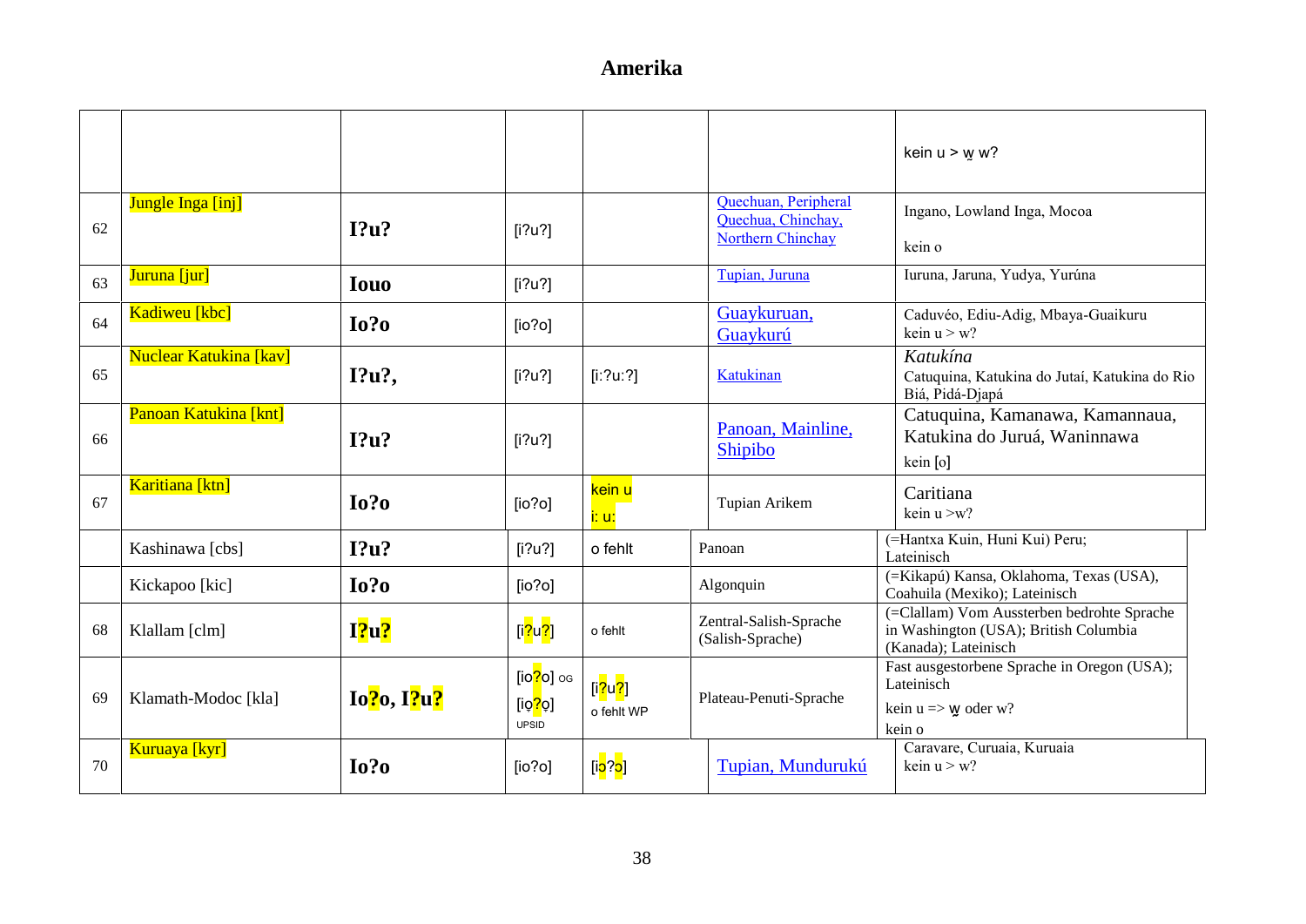# Amerika

| | | | | | | |
|---|---|---|---|---|---|---|
| | | | | | | kein u > w̰ w? |
| 62 | Jungle Inga [inj] | **I?u?** | [i?u?] | | Quechuan, Peripheral Quechua, Chinchay, Northern Chinchay | Ingano, Lowland Inga, Mocoa<br>kein o |
| 63 | Juruna [jur] | **Iouo** | [i?u?] | | Tupian, Juruna | Iuruna, Jaruna, Yudya, Yurúna |
| 64 | Kadiweu [kbc] | **Io?o** | [io?o] | | Guaykuruan, Guaykurú | Caduvéo, Ediu-Adig, Mbaya-Guaikuru<br>kein u > w? |
| 65 | Nuclear Katukina [kav] | **I?u?,** | [i?u?] | [i:?u:?] | Katukinan | *Katukína*<br>Catuquina, Katukina do Jutaí, Katukina do Rio Biá, Pidá-Djapá |
| 66 | Panoan Katukina [knt] | **I?u?** | [i?u?] | | Panoan, Mainline, Shipibo | Catuquina, Kamanawa, Kamannaua, Katukina do Juruá, Waninnawa<br>kein [o] |
| 67 | Karitiana [ktn] | **Io?o** | [io?o] | kein u<br>i: u: | Tupian Arikem | Caritiana<br>kein u >w? |
| | Kashinawa [cbs] | **I?u?** | [i?u?] | o fehlt | Panoan | (=Hantxa Kuin, Huni Kui) Peru; Lateinisch |
| | Kickapoo [kic] | **Io?o** | [io?o] | | Algonquin | (=Kikapú) Kansa, Oklahoma, Texas (USA), Coahuila (Mexiko); Lateinisch |
| 68 | Klallam [clm] | **I?u?** | [i?u?] | o fehlt | Zentral-Salish-Sprache (Salish-Sprache) | (=Clallam) Vom Aussterben bedrohte Sprache in Washington (USA); British Columbia (Kanada); Lateinisch |
| 69 | Klamath-Modoc [kla] | **Io?o, I?u?** | [io?o] OG<br>[io?o] UPSID | [i?u?]<br>o fehlt WP | Plateau-Penuti-Sprache | Fast ausgestorbene Sprache in Oregon (USA); Lateinisch<br>kein u => w̰ oder w?<br>kein o |
| 70 | Kuruaya [kyr] | **Io?o** | [io?o] | [iɔ?ɔ] | Tupian, Mundurukú | Caravare, Curuaia, Kuruaia<br>kein u > w? |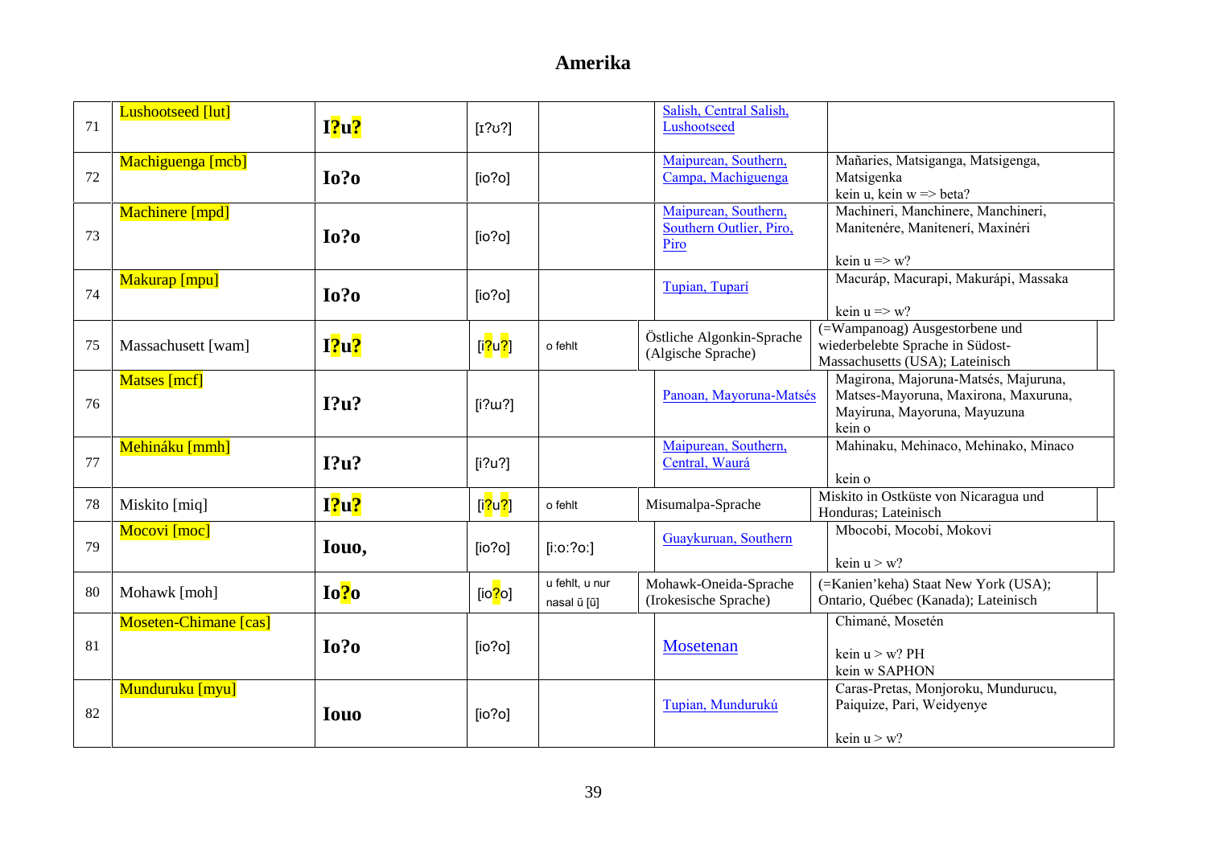# Amerika

| | | | | | | |
|---|---|---|---|---|---|---|
| 71 | Lushootseed [lut] | **I?u?** | [ɪ?ʊ?] | | Salish, Central Salish, Lushootseed | |
| 72 | Machiguenga [mcb] | **Io?o** | [io?o] | | Maipurean, Southern, Campa, Machiguenga | Mañaries, Matsiganga, Matsigenga, Matsigenka kein u, kein w => beta? |
| 73 | Machinere [mpd] | **Io?o** | [io?o] | | Maipurean, Southern, Southern Outlier, Piro, Piro | Machineri, Manchinere, Manchineri, Manitenére, Maniteneri, Maxinéri kein u => w? |
| 74 | Makurap [mpu] | **Io?o** | [io?o] | | Tupian, Tuparí | Macuráp, Macurapi, Makurápi, Massaka kein u => w? |
| 75 | Massachusett [wam] | **I?u?** | [i?u?] | o fehlt | Östliche Algonkin-Sprache (Algische Sprache) | (=Wampanoag) Ausgestorbene und wiederbelebte Sprache in Südost-Massachusetts (USA); Lateinisch |
| 76 | Matses [mcf] | **I?u?** | [i?ɯ?] | | Panoan, Mayoruna-Matsés | Magirona, Majoruna-Matsés, Majuruna, Matses-Mayoruna, Maxirona, Maxuruna, Mayiruna, Mayoruna, Mayuzuna kein o |
| 77 | Mehináku [mmh] | **I?u?** | [i?u?] | | Maipurean, Southern, Central, Waurá | Mahinaku, Mehinaco, Mehinako, Minaco kein o |
| 78 | Miskito [miq] | **I?u?** | [i?u?] | o fehlt | Misumalpa-Sprache | Miskito in Ostküste von Nicaragua und Honduras; Lateinisch |
| 79 | Mocovi [moc] | **Iouo,** | [io?o] | [iːoː?oː] | Guaykuruan, Southern | Mbocobí, Mocobí, Mokovi kein u > w? |
| 80 | Mohawk [moh] | **Io?o** | [io?o] | u fehlt, u nur nasal ũ [ũ] | Mohawk-Oneida-Sprache (Irokesische Sprache) | (=Kanien'keha) Staat New York (USA); Ontario, Québec (Kanada); Lateinisch |
| 81 | Moseten-Chimane [cas] | **Io?o** | [io?o] | | Mosetenan | Chimané, Mosetén kein u > w? PH kein w SAPHON |
| 82 | Munduruku [myu] | **Iouo** | [io?o] | | Tupian, Mundurukú | Caras-Pretas, Monjoroku, Mundurucu, Paiquize, Pari, Weidyenye kein u > w? |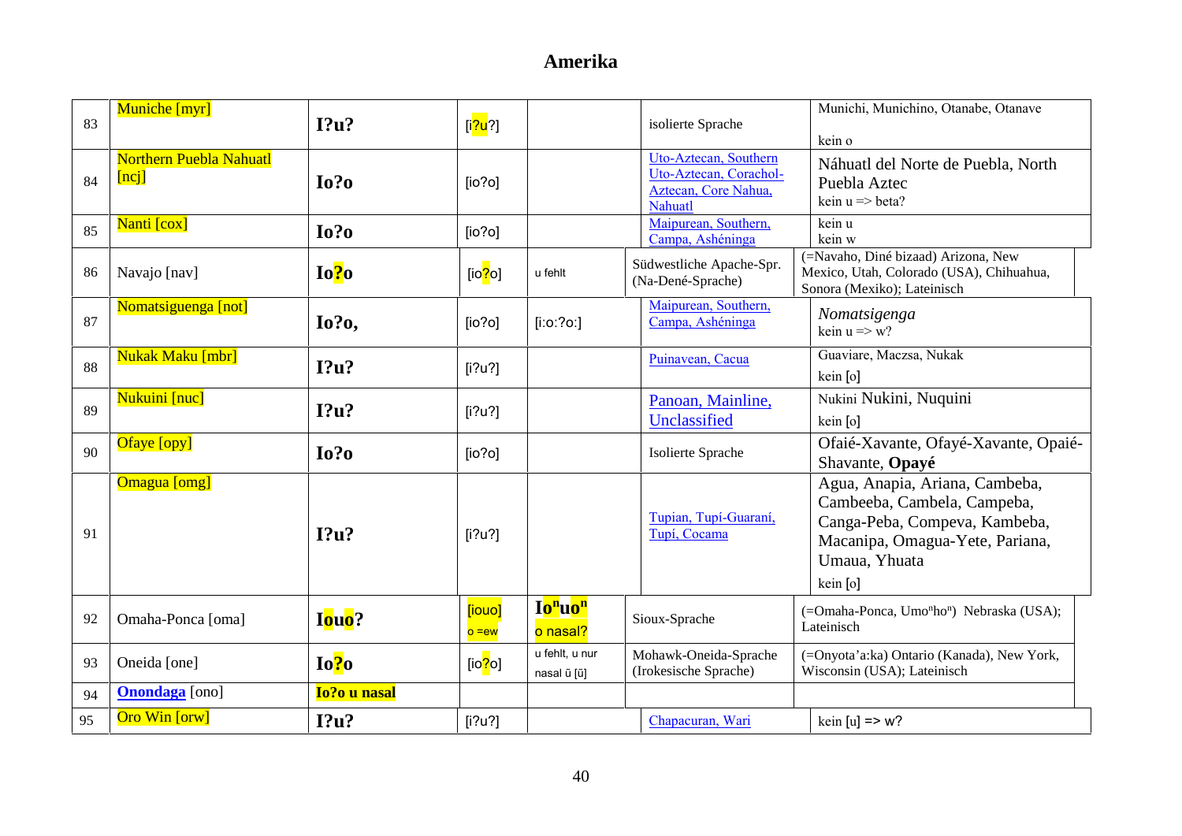# Amerika

| | | | | | | |
|---|---|---|---|---|---|---|
| 83 | Muniche [myr] | **I?u?** | [i?u?] | | isolierte Sprache | Munichi, Munichino, Otanabe, Otanave<br>kein o |
| 84 | Northern Puebla Nahuatl [ncj] | **Io?o** | [io?o] | | Uto-Aztecan, Southern Uto-Aztecan, Corachol-Aztecan, Core Nahua, Nahuatl | Náhuatl del Norte de Puebla, North Puebla Aztec<br>kein u => beta? |
| 85 | Nanti [cox] | **Io?o** | [io?o] | | Maipurean, Southern, Campa, Asháninga | kein u<br>kein w |
| 86 | Navajo [nav] | **Io?o** | [io?o] | u fehlt | Südwestliche Apache-Spr. (Na-Dené-Sprache) | (=Navaho, Diné bizaad) Arizona, New Mexico, Utah, Colorado (USA), Chihuahua, Sonora (Mexiko); Lateinisch |
| 87 | Nomatsiguenga [not] | **Io?o,** | [io?o] | [i:o:?o:] | Maipurean, Southern, Campa, Asháninga | *Nomatsigenga*<br>kein u => w? |
| 88 | Nukak Maku [mbr] | **I?u?** | [i?u?] | | Puinavean, Cacua | Guaviare, Maczsa, Nukak<br>kein [o] |
| 89 | Nukuini [nuc] | **I?u?** | [i?u?] | | Panoan, Mainline, Unclassified | Nukini Nukini, Nuquini<br>kein [o] |
| 90 | Ofaye [opy] | **Io?o** | [io?o] | | Isolierte Sprache | Ofaié-Xavante, Ofayé-Xavante, Opaié-Shavante, **Opayé** |
| 91 | Omagua [omg] | **I?u?** | [i?u?] | | Tupian, Tupí-Guaraní, Tupí, Cocama | Agua, Anapia, Ariana, Cambeba, Cambeeba, Cambela, Campeba, Canga-Peba, Compeva, Kambeba, Macanipa, Omagua-Yete, Pariana, Umaua, Yhuata<br>kein [o] |
| 92 | Omaha-Ponca [oma] | **Iouo?** | [iouo]<br>o =ew | **Io$^n$uo$^n$**<br>o nasal? | Sioux-Sprache | (=Omaha-Ponca, Umo$^n$ho$^n$) Nebraska (USA); Lateinisch |
| 93 | Oneida [one] | **Io?o** | [io?o] | u fehlt, u nur nasal ũ [ũ] | Mohawk-Oneida-Sprache (Irokesische Sprache) | (=Onyota'a:ka) Ontario (Kanada), New York, Wisconsin (USA); Lateinisch |
| 94 | **Onondaga** [ono] | **Io?o u nasal** | | | | |
| 95 | Oro Win [orw] | **I?u?** | [i?u?] | | Chapacuran, Wari | kein [u] => w? |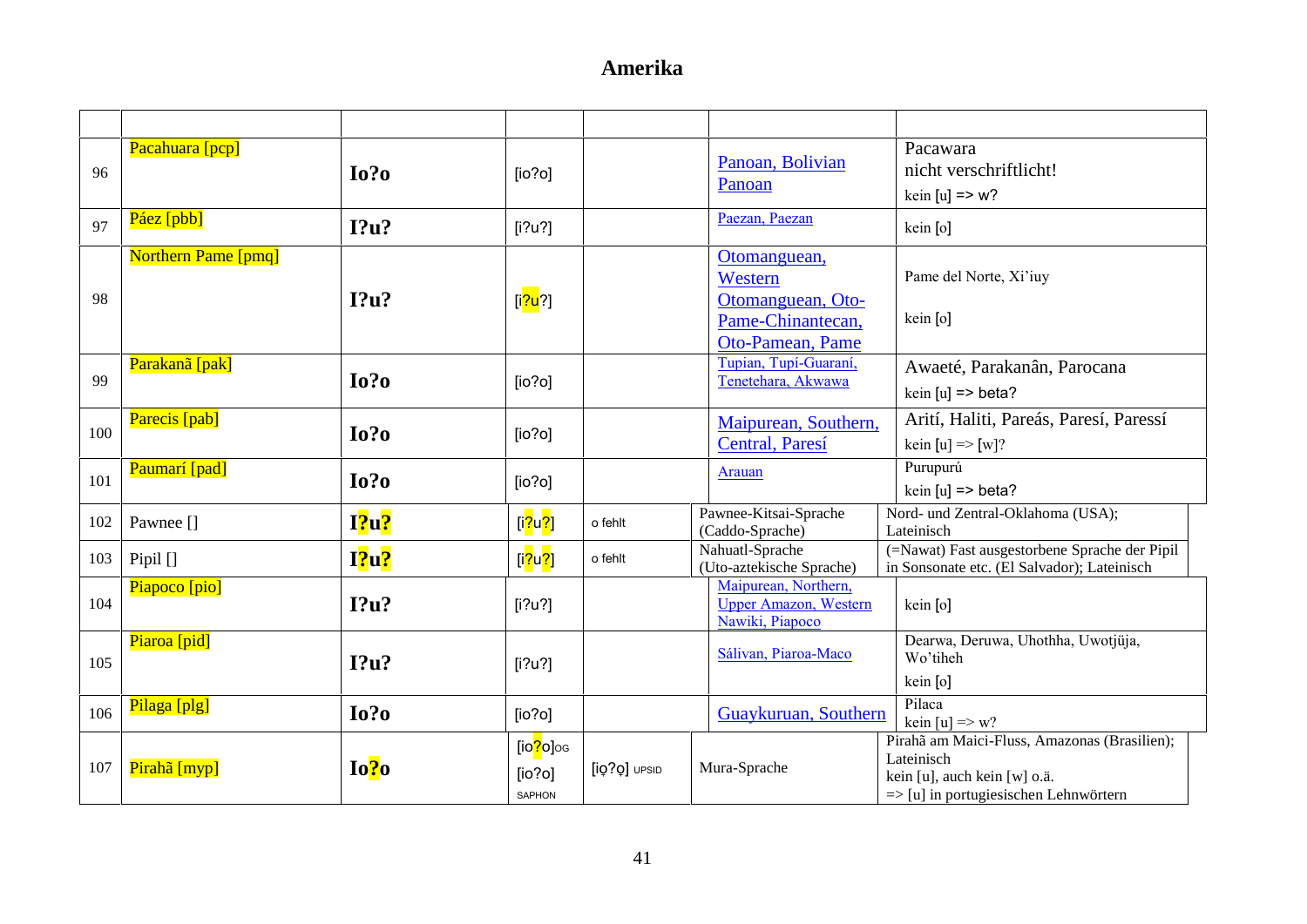# Amerika

| | | | | | | |
|---|---|---|---|---|---|---|
| 96 | Pacahuara [pcp] | **Io?o** | [io?o] | | Panoan, Bolivian Panoan | Pacawara<br>nicht verschriftlicht!<br>kein [u] => w? |
| 97 | Páez [pbb] | **I?u?** | [i?u?] | | Paezan, Paezan | kein [o] |
| 98 | Northern Pame [pmq] | **I?u?** | [i?u?] | | Otomanguean, Western Otomanguean, Oto-Pame-Chinantecan, Oto-Pamean, Pame | Pame del Norte, Xi'iuy<br>kein [o] |
| 99 | Parakanã [pak] | **Io?o** | [io?o] | | Tupian, Tupí-Guaraní, Tenetehara, Akwawa | Awaeté, Parakanân, Parocana<br>kein [u] => beta? |
| 100 | Parecis [pab] | **Io?o** | [io?o] | | Maipurean, Southern, Central, Paresí | Arití, Haliti, Pareás, Paresí, Paressí<br>kein [u] => [w]? |
| 101 | Paumarí [pad] | **Io?o** | [io?o] | | Arauan | Purupurú<br>kein [u] => beta? |
| 102 | Pawnee [] | **I?u?** | [i?u?] | o fehlt | Pawnee-Kitsai-Sprache (Caddo-Sprache) | Nord- und Zentral-Oklahoma (USA); Lateinisch |
| 103 | Pipil [] | **I?u?** | [i?u?] | o fehlt | Nahuatl-Sprache (Uto-aztekische Sprache) | (=Nawat) Fast ausgestorbene Sprache der Pipil in Sonsonate etc. (El Salvador); Lateinisch |
| 104 | Piapoco [pio] | **I?u?** | [i?u?] | | Maipurean, Northern, Upper Amazon, Western Nawiki, Piapoco | kein [o] |
| 105 | Piaroa [pid] | **I?u?** | [i?u?] | | Sálivan, Piaroa-Maco | Dearwa, Deruwa, Uhothha, Uwotjüja, Wo'tiheh<br>kein [o] |
| 106 | Pilaga [plg] | **Io?o** | [io?o] | | Guaykuruan, Southern | Pilaca<br>kein [u] => w? |
| 107 | Pirahã [myp] | **Io?o** | [io?o]OG<br>[io?o] SAPHON | [ịọ?ọ] UPSID | Mura-Sprache | Pirahã am Maici-Fluss, Amazonas (Brasilien); Lateinisch<br>kein [u], auch kein [w] o.ä.<br>=> [u] in portugiesischen Lehnwörtern |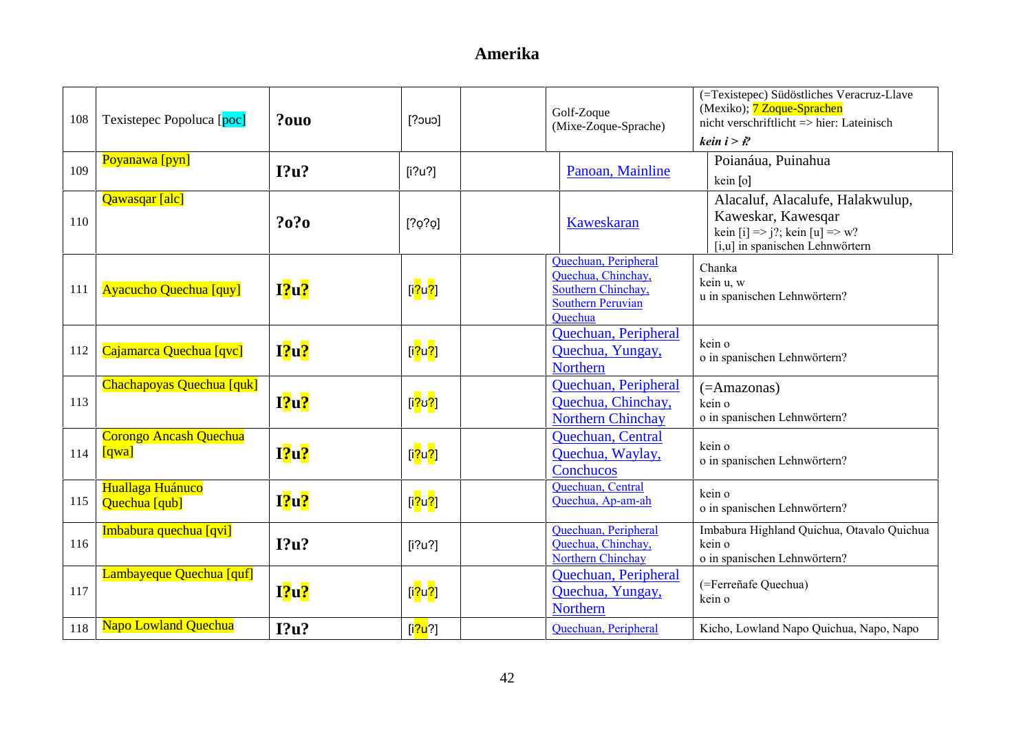# Amerika

| | | | | | | |
|---|---|---|---|---|---|---|
| 108 | Texistepec Popoluca [poc] | **?ouo** | [?ɔuɔ] | | Golf-Zoque (Mixe-Zoque-Sprache) | (=Texistepec) Südöstliches Veracruz-Llave (Mexiko); 7 Zoque-Sprachen nicht verschriftlicht => hier: Lateinisch ***kein i > i?*** |
| 109 | Poyanawa [pyn] | **I?u?** | [i?u?] | | Panoan, Mainline | Poianáua, Puinahua kein [o] |
| 110 | Qawasqar [alc] | **?o?o** | [?o̜?o̜] | | Kaweskaran | Alacaluf, Alacalufe, Halakwulup, Kaweskar, Kawesqar kein [i] => j?; kein [u] => w? [i,u] in spanischen Lehnwörtern |
| 111 | Ayacucho Quechua [quy] | **I?u?** | [i?u?] | | Quechuan, Peripheral Quechua, Chinchay, Southern Chinchay, Southern Peruvian Quechua | Chanka kein u, w u in spanischen Lehnwörtern? |
| 112 | Cajamarca Quechua [qvc] | **I?u?** | [i?u?] | | Quechuan, Peripheral Quechua, Yungay, Northern | kein o o in spanischen Lehnwörtern? |
| 113 | Chachapoyas Quechua [quk] | **I?u?** | [i?ʊ?] | | Quechuan, Peripheral Quechua, Chinchay, Northern Chinchay | (=Amazonas) kein o o in spanischen Lehnwörtern? |
| 114 | Corongo Ancash Quechua [qwa] | **I?u?** | [i?u?] | | Quechuan, Central Quechua, Waylay, Conchucos | kein o o in spanischen Lehnwörtern? |
| 115 | Huallaga Huánuco Quechua [qub] | **I?u?** | [i?u?] | | Quechuan, Central Quechua, Ap-am-ah | kein o o in spanischen Lehnwörtern? |
| 116 | Imbabura quechua [qvi] | **I?u?** | [i?u?] | | Quechuan, Peripheral Quechua, Chinchay, Northern Chinchay | Imbabura Highland Quichua, Otavalo Quichua kein o o in spanischen Lehnwörtern? |
| 117 | Lambayeque Quechua [quf] | **I?u?** | [i?u?] | | Quechuan, Peripheral Quechua, Yungay, Northern | (=Ferreñafe Quechua) kein o |
| 118 | Napo Lowland Quechua | **I?u?** | [i?u?] | | Quechuan, Peripheral | Kicho, Lowland Napo Quichua, Napo, Napo |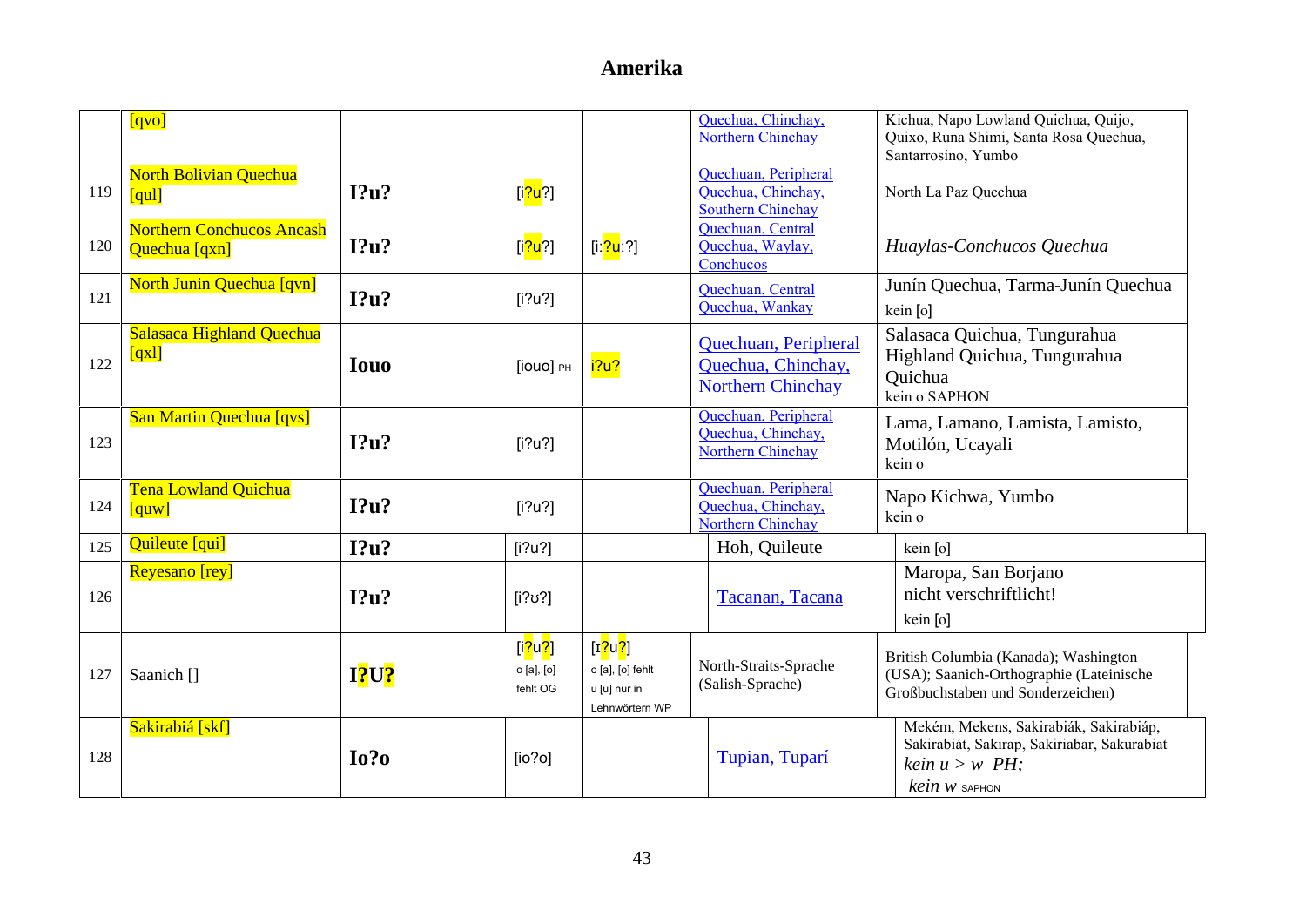# Amerika

| | | | | | | |
|---|---|---|---|---|---|---|
| | [qvo] | | | | Quechua, Chinchay, Northern Chinchay | Kichua, Napo Lowland Quichua, Quijo, Quixo, Runa Shimi, Santa Rosa Quechua, Santarrosino, Yumbo |
| 119 | North Bolivian Quechua [qul] | **I?u?** | [i?u?] | | Quechuan, Peripheral Quechua, Chinchay, Southern Chinchay | North La Paz Quechua |
| 120 | Northern Conchucos Ancash Quechua [qxn] | **I?u?** | [i?u?] | [i:?u:?] | Quechuan, Central Quechua, Waylay, Conchucos | *Huaylas-Conchucos Quechua* |
| 121 | North Junin Quechua [qvn] | **I?u?** | [i?u?] | | Quechuan, Central Quechua, Wankay | Junín Quechua, Tarma-Junín Quechua<br>kein [o] |
| 122 | Salasaca Highland Quechua [qxl] | **Iouo** | [iouo] PH | i?u? | Quechuan, Peripheral Quechua, Chinchay, Northern Chinchay | Salasaca Quichua, Tungurahua Highland Quichua, Tungurahua Quichua<br>kein o SAPHON |
| 123 | San Martin Quechua [qvs] | **I?u?** | [i?u?] | | Quechuan, Peripheral Quechua, Chinchay, Northern Chinchay | Lama, Lamano, Lamista, Lamisto, Motilón, Ucayali<br>kein o |
| 124 | Tena Lowland Quichua [quw] | **I?u?** | [i?u?] | | Quechuan, Peripheral Quechua, Chinchay, Northern Chinchay | Napo Kichwa, Yumbo<br>kein o |
| 125 | Quileute [qui] | **I?u?** | [i?u?] | | Hoh, Quileute | kein [o] |
| 126 | Reyesano [rey] | **I?u?** | [i?ʊ?] | | Tacanan, Tacana | Maropa, San Borjano<br>nicht verschriftlicht!<br>kein [o] |
| 127 | Saanich [] | **I?U?** | [i?u?]<br>o [a], [o] fehlt OG | [ɪ?u?]<br>o [a], [o] fehlt<br>u [u] nur in Lehnwörtern WP | North-Straits-Sprache (Salish-Sprache) | British Columbia (Kanada); Washington (USA); Saanich-Orthographie (Lateinische Großbuchstaben und Sonderzeichen) |
| 128 | Sakirabiá [skf] | **Io?o** | [io?o] | | Tupian, Tuparí | Mekém, Mekens, Sakirabiák, Sakirabiáp, Sakirabiát, Sakirap, Sakiriabar, Sakurabiat<br>*kein u > w PH;*<br>*kein w* SAPHON |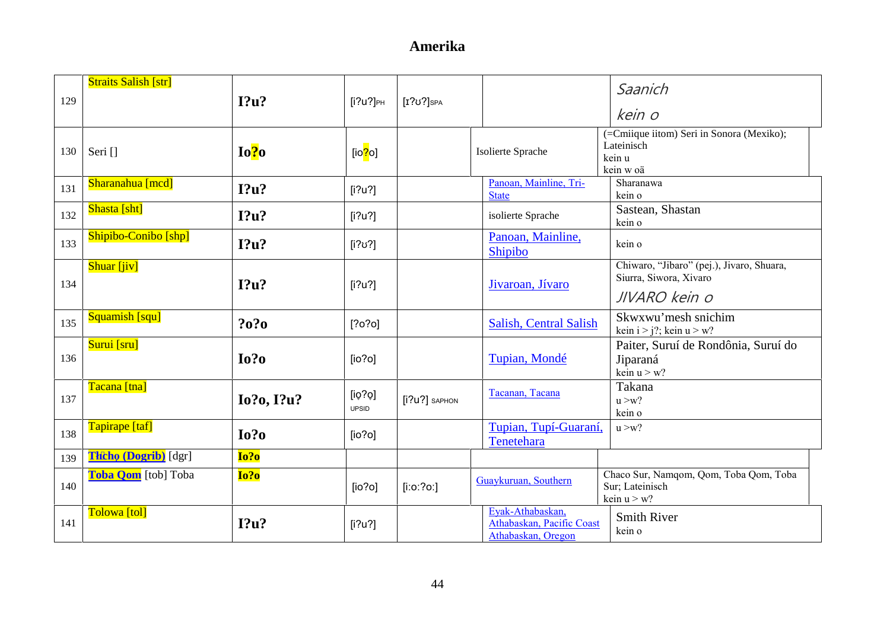# Amerika

| | | | | | | |
|---|---|---|---|---|---|---|
| 129 | Straits Salish [str] | **I?u?** | [i?u?]PH | [ɪ?ʊ?]SPA | | *Saanich*<br>*kein o* |
| 130 | Seri [] | **Io?o** | [io?o] | | Isolierte Sprache | (=Cmiique iitom) Seri in Sonora (Mexiko); Lateinisch<br>kein u<br>kein w oä |
| 131 | Sharanahua [mcd] | **I?u?** | [i?u?] | | Panoan, Mainline, Tri-State | Sharanawa<br>kein o |
| 132 | Shasta [sht] | **I?u?** | [i?u?] | | isolierte Sprache | Sastean, Shastan<br>kein o |
| 133 | Shipibo-Conibo [shp] | **I?u?** | [i?ʊ?] | | Panoan, Mainline, Shipibo | kein o |
| 134 | Shuar [jiv] | **I?u?** | [i?u?] | | Jivaroan, Jívaro | Chiwaro, "Jibaro" (pej.), Jivaro, Shuara, Siurra, Siwora, Xivaro<br>*JIVARO kein o* |
| 135 | Squamish [squ] | **?o?o** | [?o?o] | | Salish, Central Salish | Skwxwu'mesh snichim<br>kein i > j?; kein u > w? |
| 136 | Surui [sru] | **Io?o** | [io?o] | | Tupian, Mondé | Paiter, Suruí de Rondônia, Suruí do Jiparaná<br>kein u > w? |
| 137 | Tacana [tna] | **Io?o, I?u?** | [ịo?ọ] UPSID | [i?u?] SAPHON | Tacanan, Tacana | Takana<br>u >w?<br>kein o |
| 138 | Tapirape [taf] | **Io?o** | [io?o] | | Tupian, Tupí-Guaraní, Tenetehara | u >w? |
| 139 | **Tłı̨chǫ (Dogrib)** [dgr] | **Io?o** | | | | |
| 140 | **Toba Qom** [tob] Toba | **Io?o** | [io?o] | [i:o:?o:] | Guaykuruan, Southern | Chaco Sur, Namqom, Qom, Toba Qom, Toba Sur; Lateinisch<br>kein u > w? |
| 141 | Tolowa [tol] | **I?u?** | [i?u?] | | Eyak-Athabaskan, Athabaskan, Pacific Coast Athabaskan, Oregon | Smith River<br>kein o |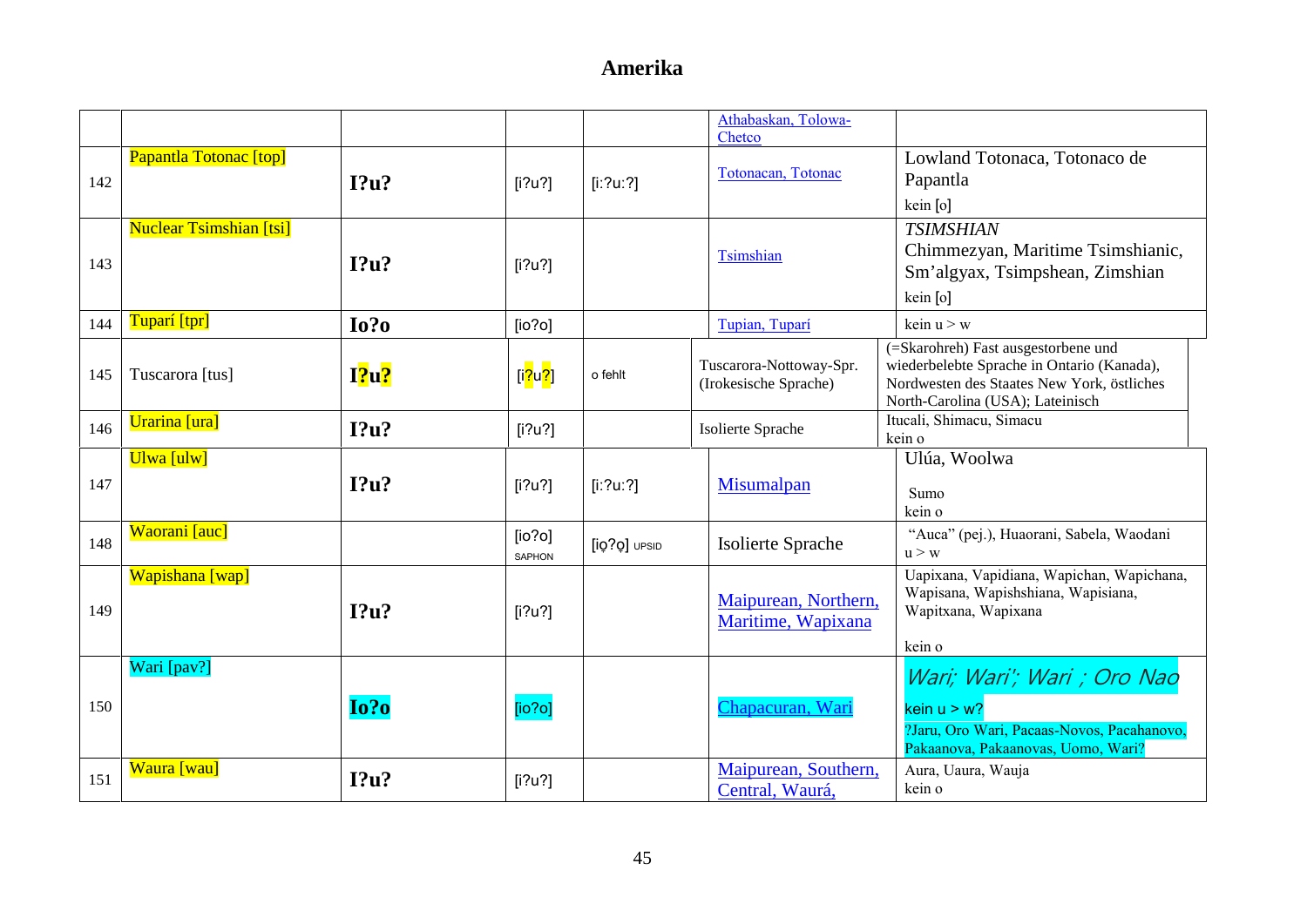# Amerika

| | | | | | | |
|---|---|---|---|---|---|---|
| | | | | | Athabaskan, Tolowa-Chetco | |
| 142 | Papantla Totonac [top] | **I?u?** | [i?u?] | [i:?u:?] | Totonacan, Totonac | Lowland Totonaca, Totonaco de Papantla<br>kein [o] |
| 143 | Nuclear Tsimshian [tsi] | **I?u?** | [i?u?] | | Tsimshian | *TSIMSHIAN*<br>Chimmezyan, Maritime Tsimshianic, Sm'algyax, Tsimpshean, Zimshian<br>kein [o] |
| 144 | Tuparí [tpr] | **Io?o** | [io?o] | | Tupian, Tuparí | kein u > w |
| 145 | Tuscarora [tus] | **I?u?** | [i?u?] | o fehlt | Tuscarora-Nottoway-Spr. (Irokesische Sprache) | (=Skarohreh) Fast ausgestorbene und wiederbelebte Sprache in Ontario (Kanada), Nordwesten des Staates New York, östliches North-Carolina (USA); Lateinisch |
| 146 | Urarina [ura] | **I?u?** | [i?u?] | | Isolierte Sprache | Itucali, Shimacu, Simacu<br>kein o |
| 147 | Ulwa [ulw] | **I?u?** | [i?u?] | [i:?u:?] | Misumalpan | Ulúa, Woolwa<br>Sumo<br>kein o |
| 148 | Waorani [auc] | | [io?o] SAPHON | [iọ?ọ] UPSID | Isolierte Sprache | "Auca" (pej.), Huaorani, Sabela, Waodani<br>u > w |
| 149 | Wapishana [wap] | **I?u?** | [i?u?] | | Maipurean, Northern, Maritime, Wapixana | Uapixana, Vapidiana, Wapichan, Wapichana, Wapisana, Wapishshiana, Wapisiana, Wapitxana, Wapixana<br>kein o |
| 150 | Wari [pav?] | **Io?o** | [io?o] | | Chapacuran, Wari | *Wari; Wari'; Wari ; Oro Nao*<br>kein u > w?<br>?Jaru, Oro Wari, Pacaas-Novos, Pacahanovo, Pakaanova, Pakaanovas, Uomo, Wari? |
| 151 | Waura [wau] | **I?u?** | [i?u?] | | Maipurean, Southern, Central, Waurá, | Aura, Uaura, Wauja<br>kein o |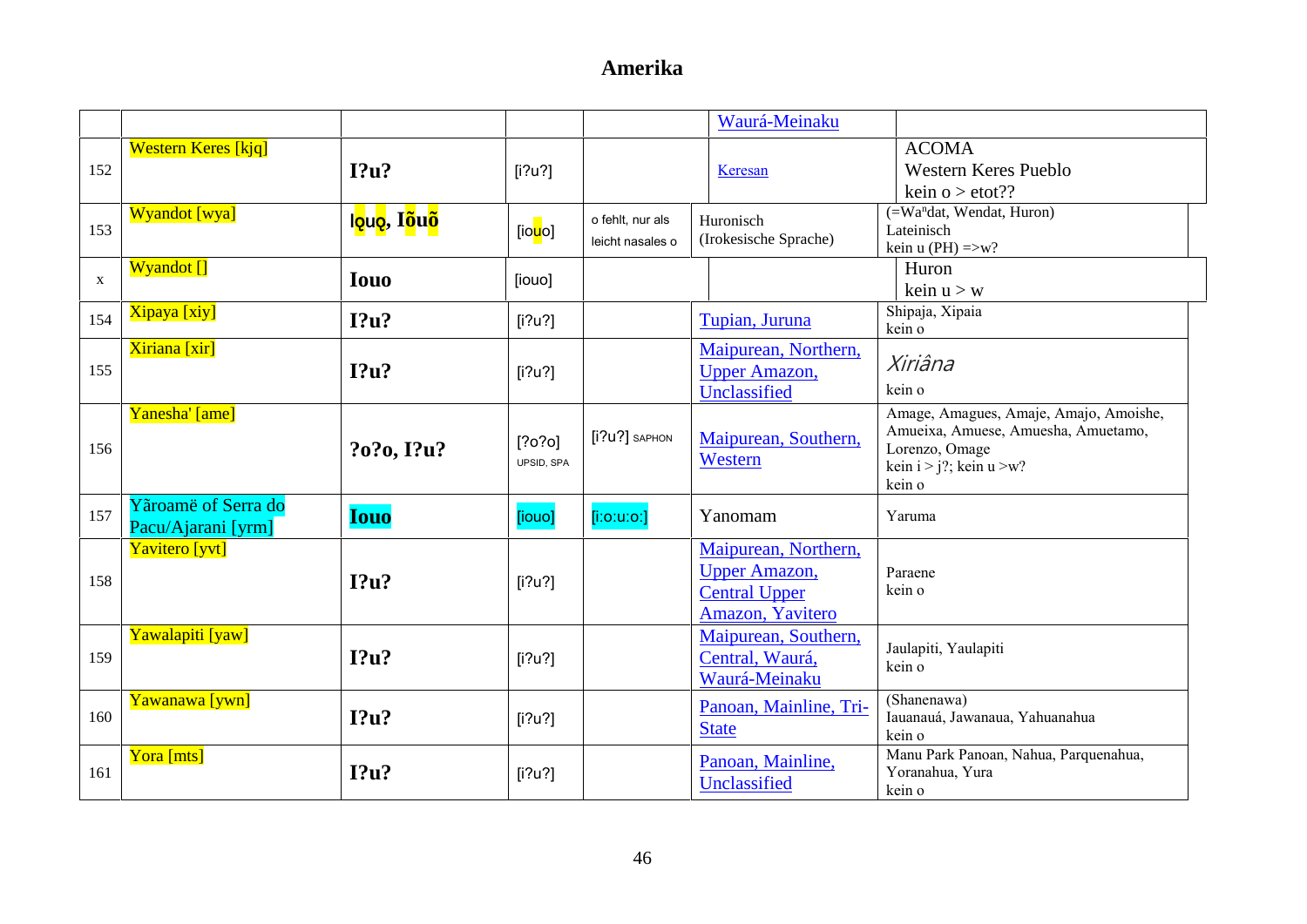# Amerika

| | | | | | | |
|---|---|---|---|---|---|---|
| | | | | | Waurá-Meinaku | |
| 152 | Western Keres [kjq] | **I?u?** | [i?u?] | | Keresan | ACOMA<br>Western Keres Pueblo<br>kein o > etot?? |
| 153 | Wyandot [wya] | **Iǫuǫ, Iõuõ** | [iouo] | o fehlt, nur als leicht nasales o | Huronisch (Irokesische Sprache) | (=Waⁿdat, Wendat, Huron)<br>Lateinisch<br>kein u (PH) =>w? |
| x | Wyandot [] | **Iouo** | [iouo] | | | Huron<br>kein u > w |
| 154 | Xipaya [xiy] | **I?u?** | [i?u?] | | Tupian, Juruna | Shipaja, Xipaia<br>kein o |
| 155 | Xiriana [xir] | **I?u?** | [i?u?] | | Maipurean, Northern, Upper Amazon, Unclassified | *Xiriâna*<br>kein o |
| 156 | Yanesha' [ame] | **?o?o, I?u?** | [?o?o] UPSID, SPA | [i?u?] SAPHON | Maipurean, Southern, Western | Amage, Amagues, Amaje, Amajo, Amoishe, Amueixa, Amuese, Amuesha, Amuetamo, Lorenzo, Omage<br>kein i > j?; kein u >w?<br>kein o |
| 157 | Yãroamë of Serra do Pacu/Ajarani [yrm] | **Iouo** | [iouo] | [i:o:u:o:] | Yanomam | Yaruma |
| 158 | Yavitero [yvt] | **I?u?** | [i?u?] | | Maipurean, Northern, Upper Amazon, Central Upper Amazon, Yavitero | Paraene<br>kein o |
| 159 | Yawalapiti [yaw] | **I?u?** | [i?u?] | | Maipurean, Southern, Central, Waurá, Waurá-Meinaku | Jaulapiti, Yaulapiti<br>kein o |
| 160 | Yawanawa [ywn] | **I?u?** | [i?u?] | | Panoan, Mainline, Tri-State | (Shanenawa)<br>Iauanauá, Jawanaua, Yahuanahua<br>kein o |
| 161 | Yora [mts] | **I?u?** | [i?u?] | | Panoan, Mainline, Unclassified | Manu Park Panoan, Nahua, Parquenahua, Yoranahua, Yura<br>kein o |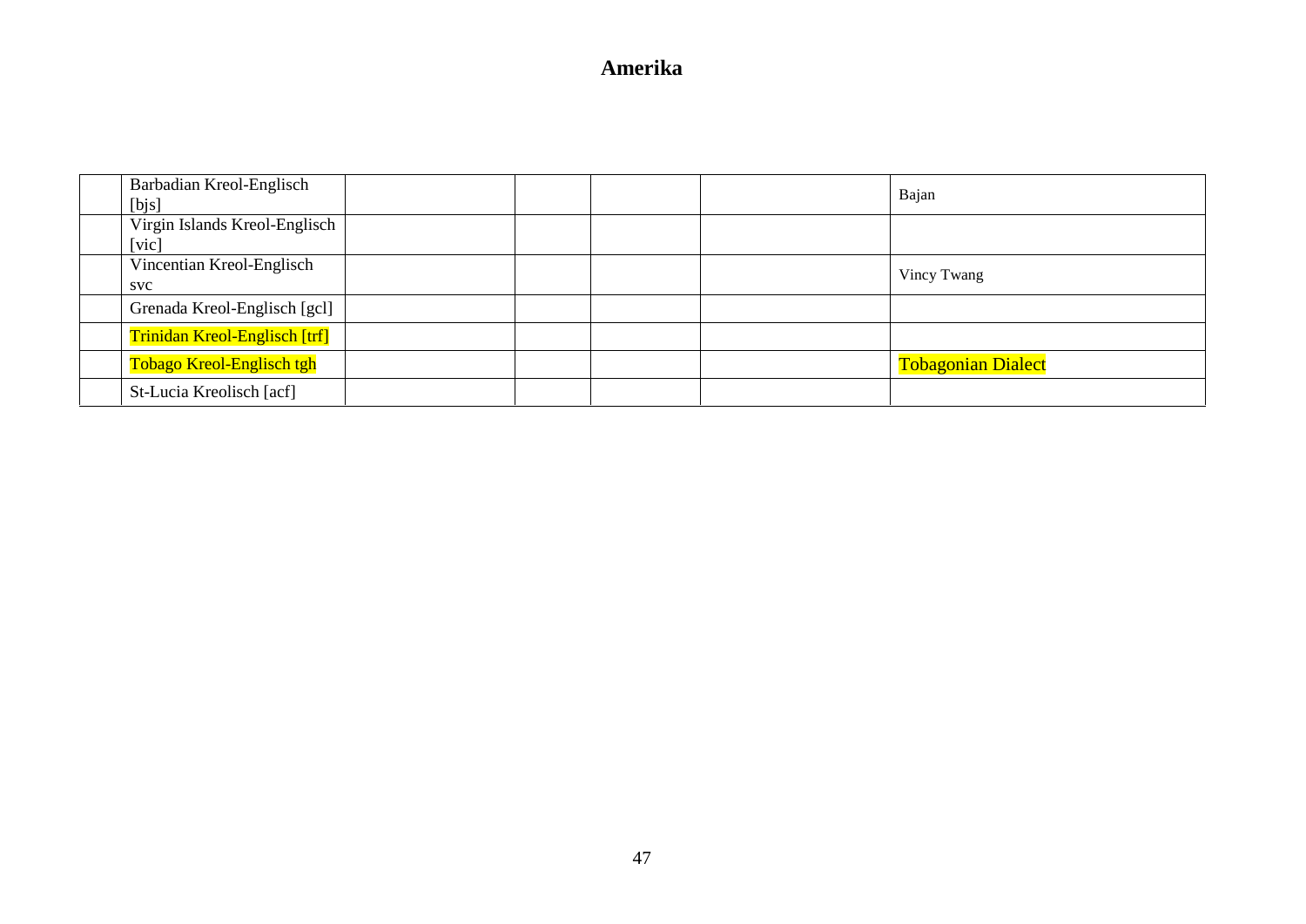# Amerika

| | | | | | | |
|---|---|---|---|---|---|---|
| | Barbadian Kreol-Englisch [bjs] | | | | | Bajan |
| | Virgin Islands Kreol-Englisch [vic] | | | | | |
| | Vincentian Kreol-Englisch svc | | | | | Vincy Twang |
| | Grenada Kreol-Englisch [gcl] | | | | | |
| | Trinidan Kreol-Englisch [trf] | | | | | |
| | Tobago Kreol-Englisch tgh | | | | | Tobagonian Dialect |
| | St-Lucia Kreolisch [acf] | | | | | |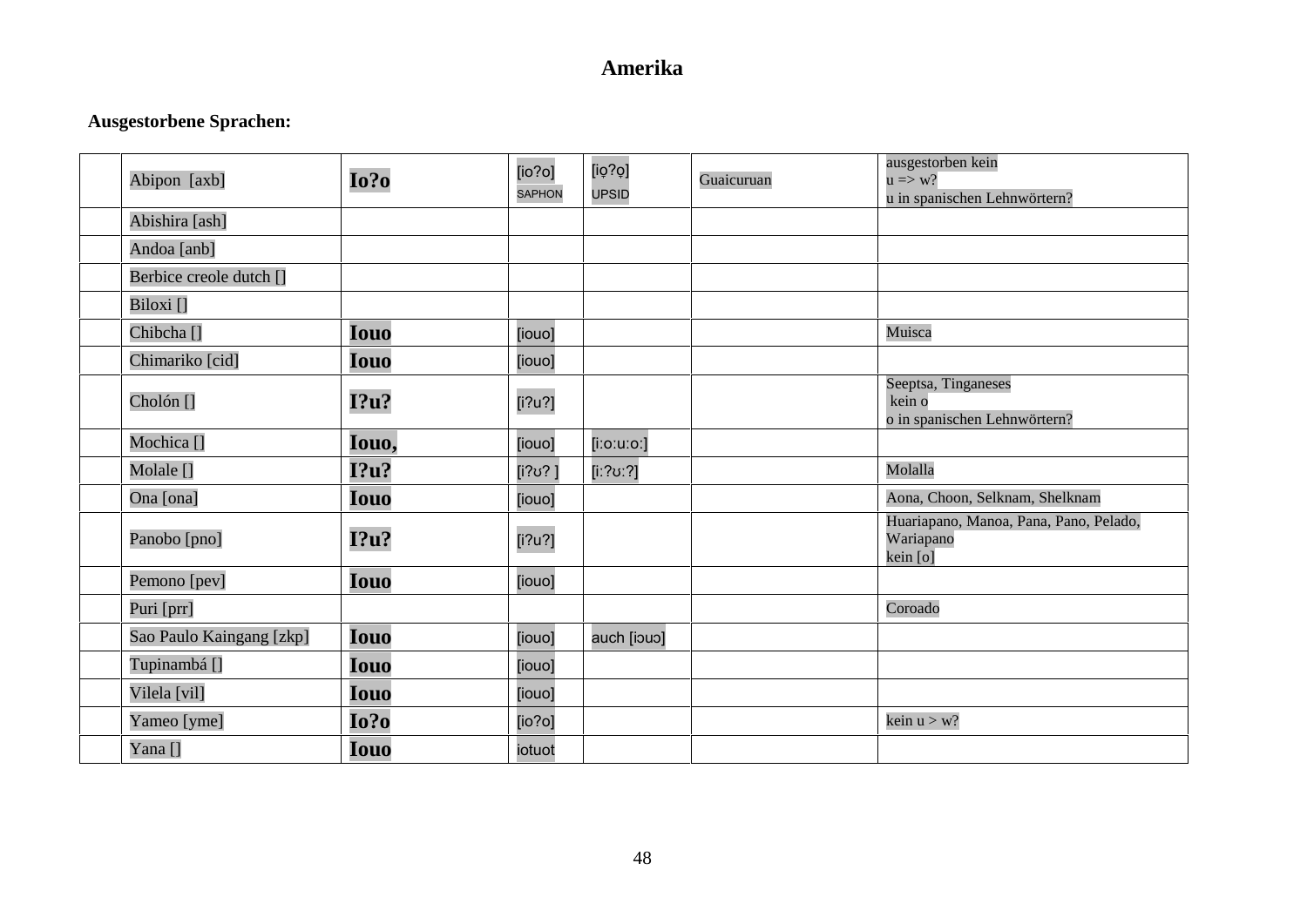# Amerika

**Ausgestorbene Sprachen:**

| | | | | | | |
|---|---|---|---|---|---|---|
| | Abipon [axb] | **Io?o** | [ioʔo] SAPHON | [ịoʔọ] UPSID | Guaicuruan | ausgestorben kein u => w? u in spanischen Lehnwörtern? |
| | Abishira [ash] | | | | | |
| | Andoa [anb] | | | | | |
| | Berbice creole dutch [] | | | | | |
| | Biloxi [] | | | | | |
| | Chibcha [] | **Iouo** | [iouo] | | | Muisca |
| | Chimariko [cid] | **Iouo** | [iouo] | | | |
| | Cholón [] | **I?u?** | [iʔuʔ] | | | Seeptsa, Tinganeses kein o o in spanischen Lehnwörtern? |
| | Mochica [] | **Iouo,** | [iouo] | [iːoːuːoː] | | |
| | Molale [] | **I?u?** | [iʔʊʔ ] | [iːʔʊːʔ] | | Molalla |
| | Ona [ona] | **Iouo** | [iouo] | | | Aona, Choon, Selknam, Shelknam |
| | Panobo [pno] | **I?u?** | [iʔuʔ] | | | Huariapano, Manoa, Pana, Pano, Pelado, Wariapano kein [o] |
| | Pemono [pev] | **Iouo** | [iouo] | | | |
| | Puri [prr] | | | | | Coroado |
| | Sao Paulo Kaingang [zkp] | **Iouo** | [iouo] | auch [iɔuɔ] | | |
| | Tupinambá [] | **Iouo** | [iouo] | | | |
| | Vilela [vil] | **Iouo** | [iouo] | | | |
| | Yameo [yme] | **Io?o** | [ioʔo] | | | kein u > w? |
| | Yana [] | **Iouo** | iotuot | | | |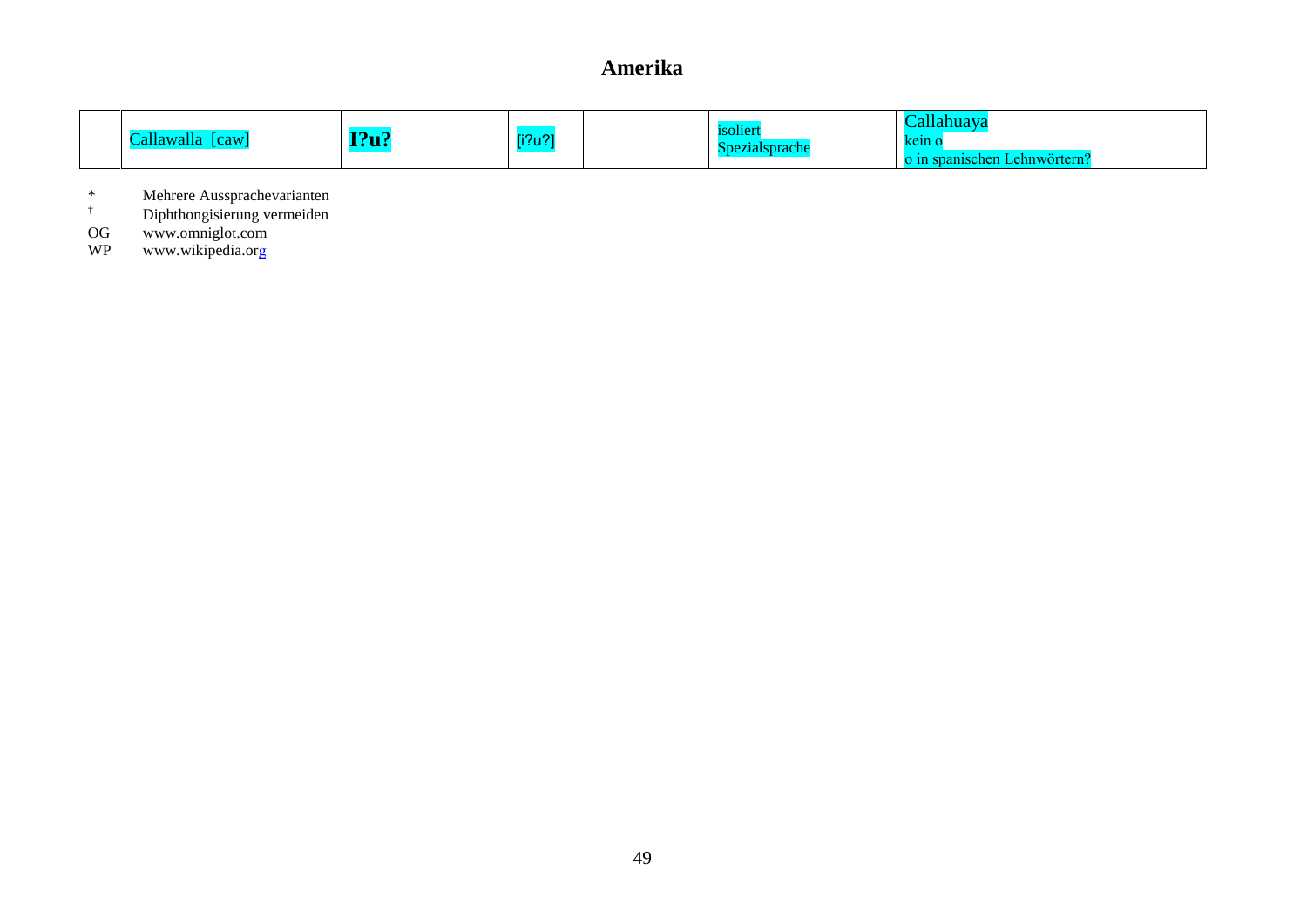# Amerika

| | | | | | | |
|---|---|---|---|---|---|---|
| | Callawalla [caw] | **I?u?** | [i?u?] | | isoliert<br>Spezialsprache | Callahuaya<br>kein o<br>o in spanischen Lehnwörtern? |

| | |
|---|---|
| * | Mehrere Aussprachevarianten |
| † | Diphthongisierung vermeiden |
| OG | www.omniglot.com |
| WP | www.wikipedia.org |